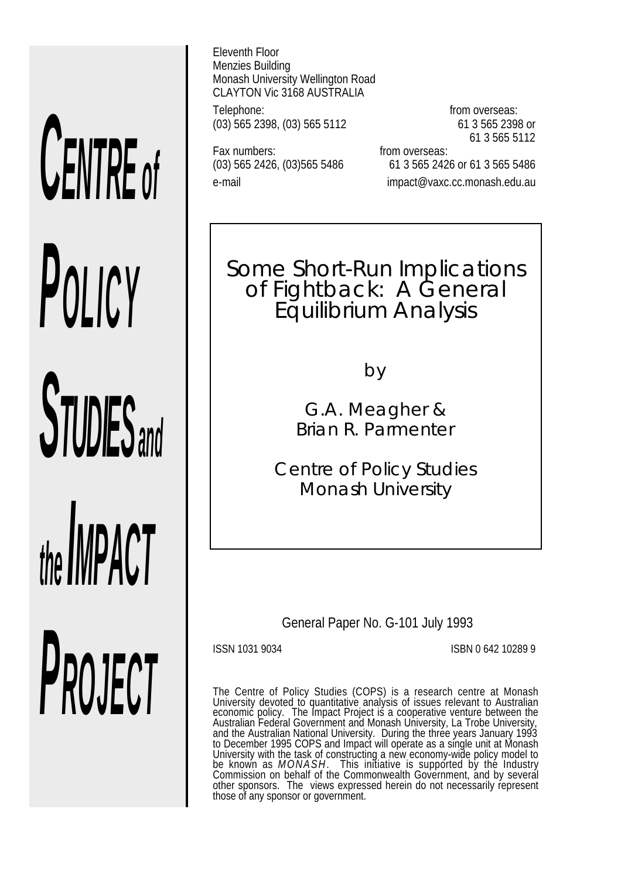**CENTRE of POLICY STUDIES and the IMPACT PROJECT**

Eleventh Floor
Menzies Building
Monash University Wellington Road
CLAYTON Vic 3168 AUSTRALIA

Telephone: (03) 565 2398, (03) 565 5112
from overseas: 61 3 565 2398 or 61 3 565 5112

Fax numbers: (03) 565 2426, (03)565 5486
from overseas: 61 3 565 2426 or 61 3 565 5486

e-mail impact@vaxc.cc.monash.edu.au

# Some Short-Run Implications of Fightback: A General Equilibrium Analysis

by

G.A. Meagher &
Brian R. Parmenter

Centre of Policy Studies
Monash University

General Paper No. G-101 July 1993

ISSN 1031 9034 ISBN 0 642 10289 9

The Centre of Policy Studies (COPS) is a research centre at Monash University devoted to quantitative analysis of issues relevant to Australian economic policy. The Impact Project is a cooperative venture between the Australian Federal Government and Monash University, La Trobe University, and the Australian National University. During the three years January 1993 to December 1995 COPS and Impact will operate as a single unit at Monash University with the task of constructing a new economy-wide policy model to be known as *MONASH*. This initiative is supported by the Industry Commission on behalf of the Commonwealth Government, and by several other sponsors. The views expressed herein do not necessarily represent those of any sponsor or government.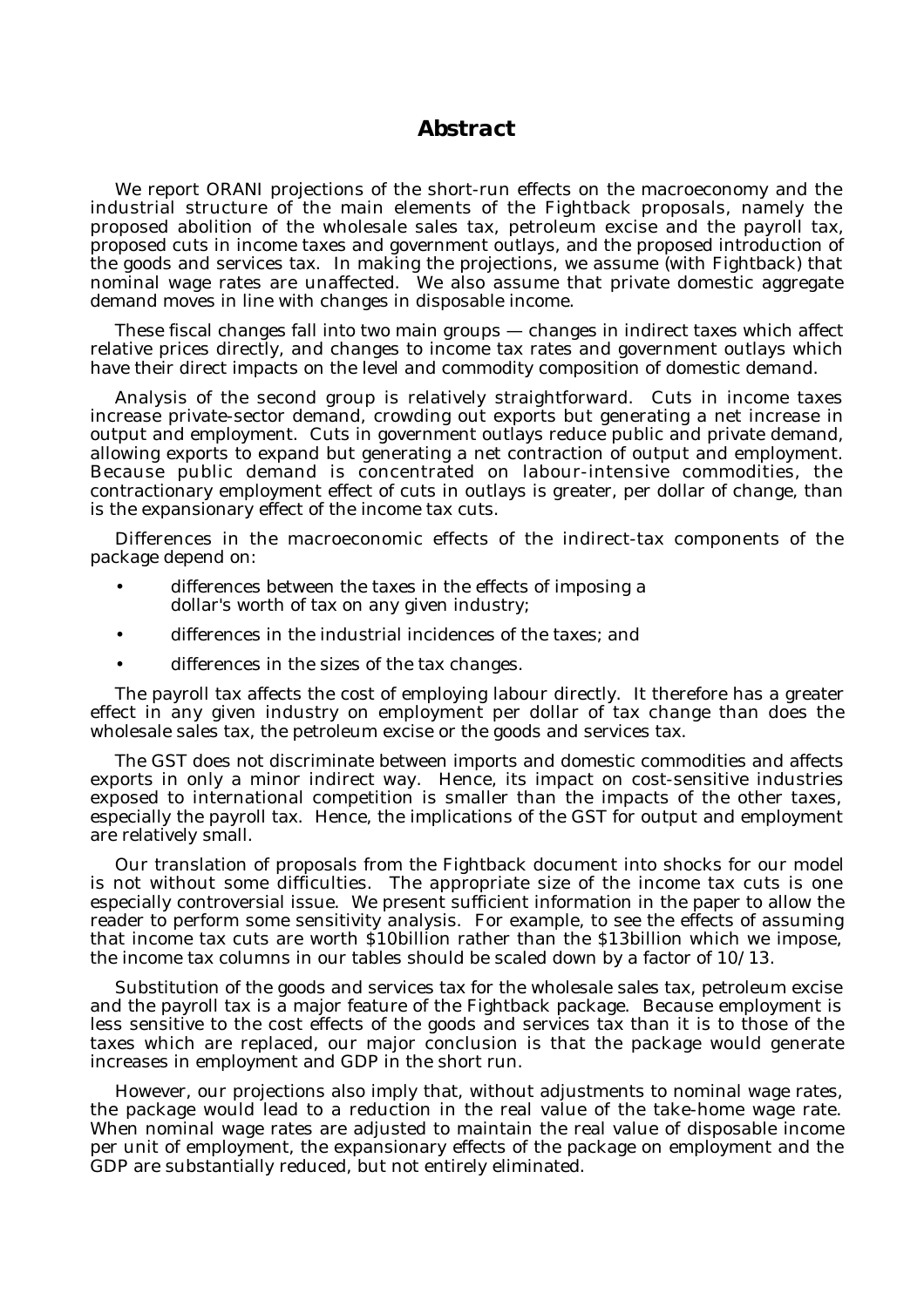# Abstract

We report ORANI projections of the short-run effects on the macroeconomy and the industrial structure of the main elements of the Fightback proposals, namely the proposed abolition of the wholesale sales tax, petroleum excise and the payroll tax, proposed cuts in income taxes and government outlays, and the proposed introduction of the goods and services tax. In making the projections, we assume (with Fightback) that nominal wage rates are unaffected. We also assume that private domestic aggregate demand moves in line with changes in disposable income.

These fiscal changes fall into two main groups — changes in indirect taxes which affect relative prices directly, and changes to income tax rates and government outlays which have their direct impacts on the level and commodity composition of domestic demand.

Analysis of the second group is relatively straightforward. Cuts in income taxes increase private-sector demand, crowding out exports but generating a net increase in output and employment. Cuts in government outlays reduce public and private demand, allowing exports to expand but generating a net contraction of output and employment. Because public demand is concentrated on labour-intensive commodities, the contractionary employment effect of cuts in outlays is greater, per dollar of change, than is the expansionary effect of the income tax cuts.

Differences in the macroeconomic effects of the indirect-tax components of the package depend on:

- differences between the taxes in the effects of imposing a dollar's worth of tax on any given industry;
- differences in the industrial incidences of the taxes; and
- differences in the sizes of the tax changes.

The payroll tax affects the cost of employing labour directly. It therefore has a greater effect in any given industry on employment per dollar of tax change than does the wholesale sales tax, the petroleum excise or the goods and services tax.

The GST does not discriminate between imports and domestic commodities and affects exports in only a minor indirect way. Hence, its impact on cost-sensitive industries exposed to international competition is smaller than the impacts of the other taxes, especially the payroll tax. Hence, the implications of the GST for output and employment are relatively small.

Our translation of proposals from the Fightback document into shocks for our model is not without some difficulties. The appropriate size of the income tax cuts is one especially controversial issue. We present sufficient information in the paper to allow the reader to perform some sensitivity analysis. For example, to see the effects of assuming that income tax cuts are worth $10billion rather than the $13billion which we impose, the income tax columns in our tables should be scaled down by a factor of 10/13.

Substitution of the goods and services tax for the wholesale sales tax, petroleum excise and the payroll tax is a major feature of the Fightback package. Because employment is less sensitive to the cost effects of the goods and services tax than it is to those of the taxes which are replaced, our major conclusion is that the package would generate increases in employment and GDP in the short run.

However, our projections also imply that, without adjustments to nominal wage rates, the package would lead to a reduction in the real value of the take-home wage rate. When nominal wage rates are adjusted to maintain the real value of disposable income per unit of employment, the expansionary effects of the package on employment and the GDP are substantially reduced, but not entirely eliminated.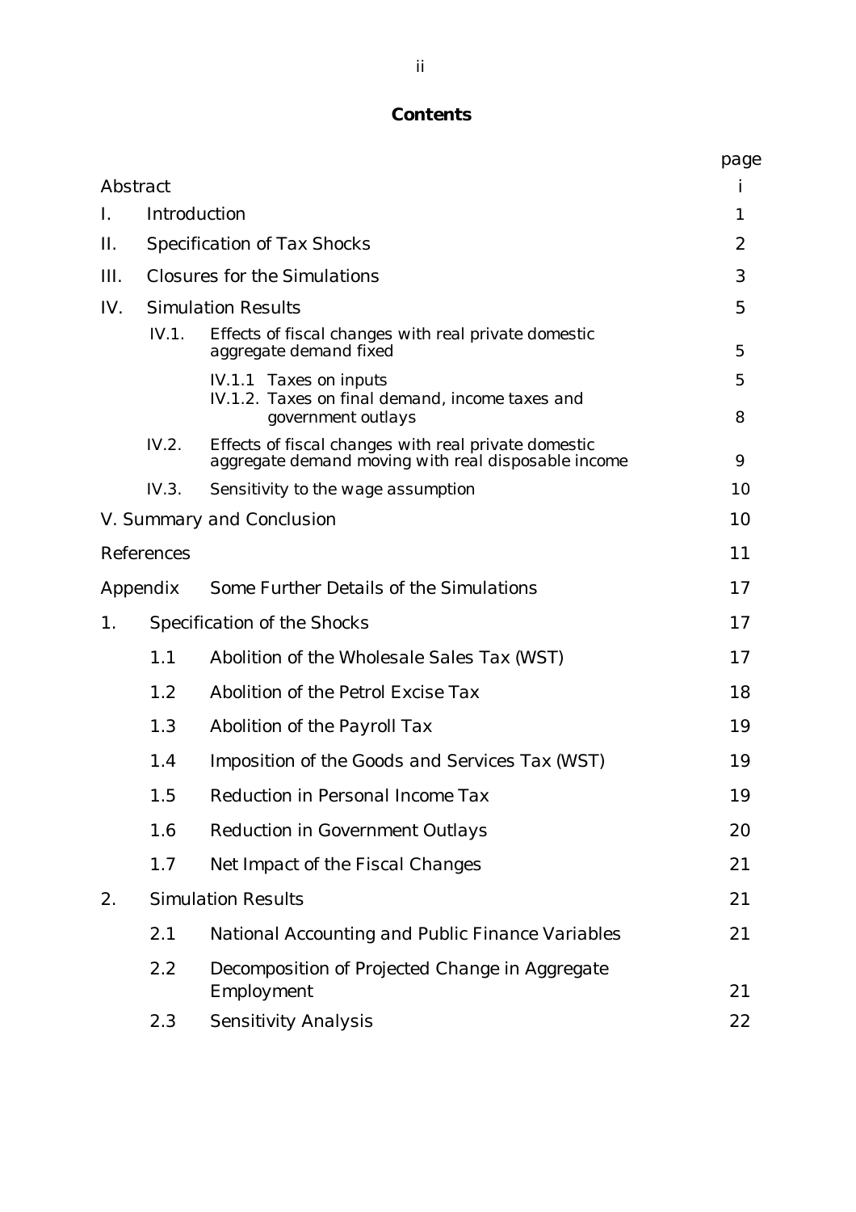# Contents

| | | | page |
|---|---|---|---|
| Abstract | | | i |
| I. | Introduction | | 1 |
| II. | Specification of Tax Shocks | | 2 |
| III. | Closures for the Simulations | | 3 |
| IV. | Simulation Results | | 5 |
| | IV.1. | Effects of fiscal changes with real private domestic aggregate demand fixed | 5 |
| | | IV.1.1 Taxes on inputs | 5 |
| | | IV.1.2. Taxes on final demand, income taxes and government outlays | 8 |
| | IV.2. | Effects of fiscal changes with real private domestic aggregate demand moving with real disposable income | 9 |
| | IV.3. | Sensitivity to the wage assumption | 10 |
| V. Summary and Conclusion | | | 10 |
| References | | | 11 |
| Appendix | | Some Further Details of the Simulations | 17 |
| 1. | Specification of the Shocks | | 17 |
| | 1.1 | Abolition of the Wholesale Sales Tax (WST) | 17 |
| | 1.2 | Abolition of the Petrol Excise Tax | 18 |
| | 1.3 | Abolition of the Payroll Tax | 19 |
| | 1.4 | Imposition of the Goods and Services Tax (WST) | 19 |
| | 1.5 | Reduction in Personal Income Tax | 19 |
| | 1.6 | Reduction in Government Outlays | 20 |
| | 1.7 | Net Impact of the Fiscal Changes | 21 |
| 2. | Simulation Results | | 21 |
| | 2.1 | National Accounting and Public Finance Variables | 21 |
| | 2.2 | Decomposition of Projected Change in Aggregate Employment | 21 |
| | 2.3 | Sensitivity Analysis | 22 |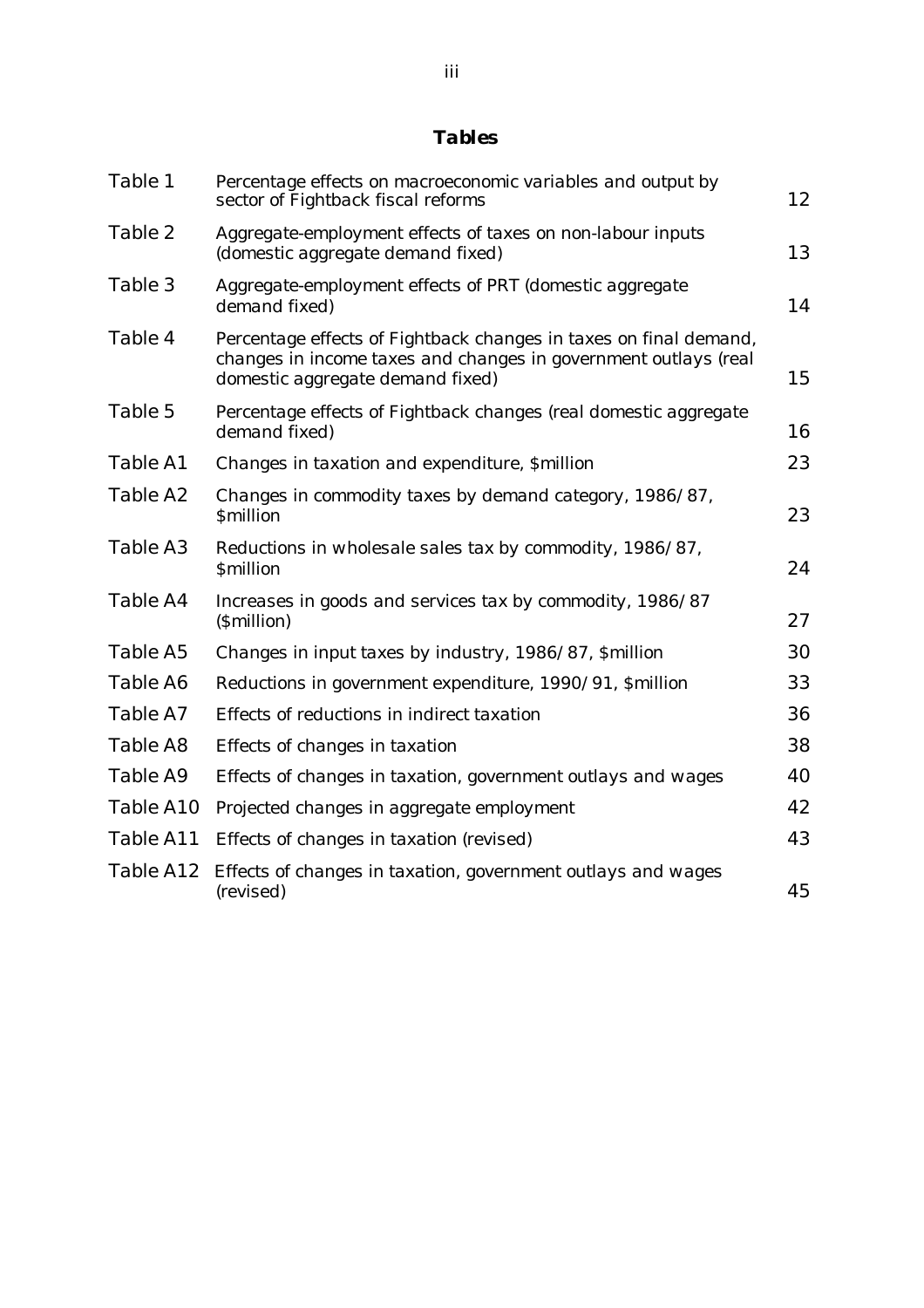## Tables

| | | |
|---|---|---|
| Table 1 | Percentage effects on macroeconomic variables and output by sector of Fightback fiscal reforms | 12 |
| Table 2 | Aggregate-employment effects of taxes on non-labour inputs (domestic aggregate demand fixed) | 13 |
| Table 3 | Aggregate-employment effects of PRT (domestic aggregate demand fixed) | 14 |
| Table 4 | Percentage effects of Fightback changes in taxes on final demand, changes in income taxes and changes in government outlays (real domestic aggregate demand fixed) | 15 |
| Table 5 | Percentage effects of Fightback changes (real domestic aggregate demand fixed) | 16 |
| Table A1 | Changes in taxation and expenditure, $million | 23 |
| Table A2 | Changes in commodity taxes by demand category, 1986/87, $million | 23 |
| Table A3 | Reductions in wholesale sales tax by commodity, 1986/87, $million | 24 |
| Table A4 | Increases in goods and services tax by commodity, 1986/87 ($million) | 27 |
| Table A5 | Changes in input taxes by industry, 1986/87, $million | 30 |
| Table A6 | Reductions in government expenditure, 1990/91, $million | 33 |
| Table A7 | Effects of reductions in indirect taxation | 36 |
| Table A8 | Effects of changes in taxation | 38 |
| Table A9 | Effects of changes in taxation, government outlays and wages | 40 |
| Table A10 | Projected changes in aggregate employment | 42 |
| Table A11 | Effects of changes in taxation (revised) | 43 |
| Table A12 | Effects of changes in taxation, government outlays and wages (revised) | 45 |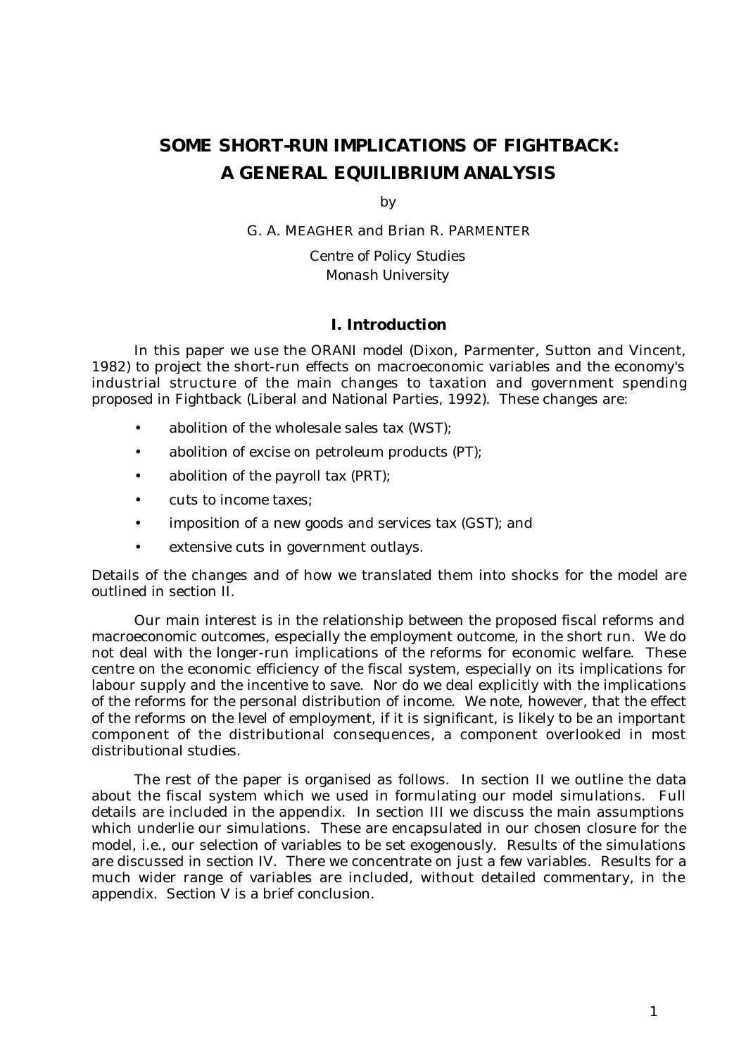# SOME SHORT-RUN IMPLICATIONS OF FIGHTBACK: A GENERAL EQUILIBRIUM ANALYSIS

by

G. A. MEAGHER and Brian R. PARMENTER

Centre of Policy Studies
Monash University

## I. Introduction

In this paper we use the ORANI model (Dixon, Parmenter, Sutton and Vincent, 1982) to project the short-run effects on macroeconomic variables and the economy's industrial structure of the main changes to taxation and government spending proposed in Fightback (Liberal and National Parties, 1992). These changes are:

- abolition of the wholesale sales tax (WST);
- abolition of excise on petroleum products (PT);
- abolition of the payroll tax (PRT);
- cuts to income taxes;
- imposition of a new goods and services tax (GST); and
- extensive cuts in government outlays.

Details of the changes and of how we translated them into shocks for the model are outlined in section II.

Our main interest is in the relationship between the proposed fiscal reforms and macroeconomic outcomes, especially the employment outcome, in the short run. We do not deal with the longer-run implications of the reforms for economic welfare. These centre on the economic efficiency of the fiscal system, especially on its implications for labour supply and the incentive to save. Nor do we deal explicitly with the implications of the reforms for the personal distribution of income. We note, however, that the effect of the reforms on the level of employment, if it is significant, is likely to be an important component of the distributional consequences, a component overlooked in most distributional studies.

The rest of the paper is organised as follows. In section II we outline the data about the fiscal system which we used in formulating our model simulations. Full details are included in the appendix. In section III we discuss the main assumptions which underlie our simulations. These are encapsulated in our chosen closure for the model, i.e., our selection of variables to be set exogenously. Results of the simulations are discussed in section IV. There we concentrate on just a few variables. Results for a much wider range of variables are included, without detailed commentary, in the appendix. Section V is a brief conclusion.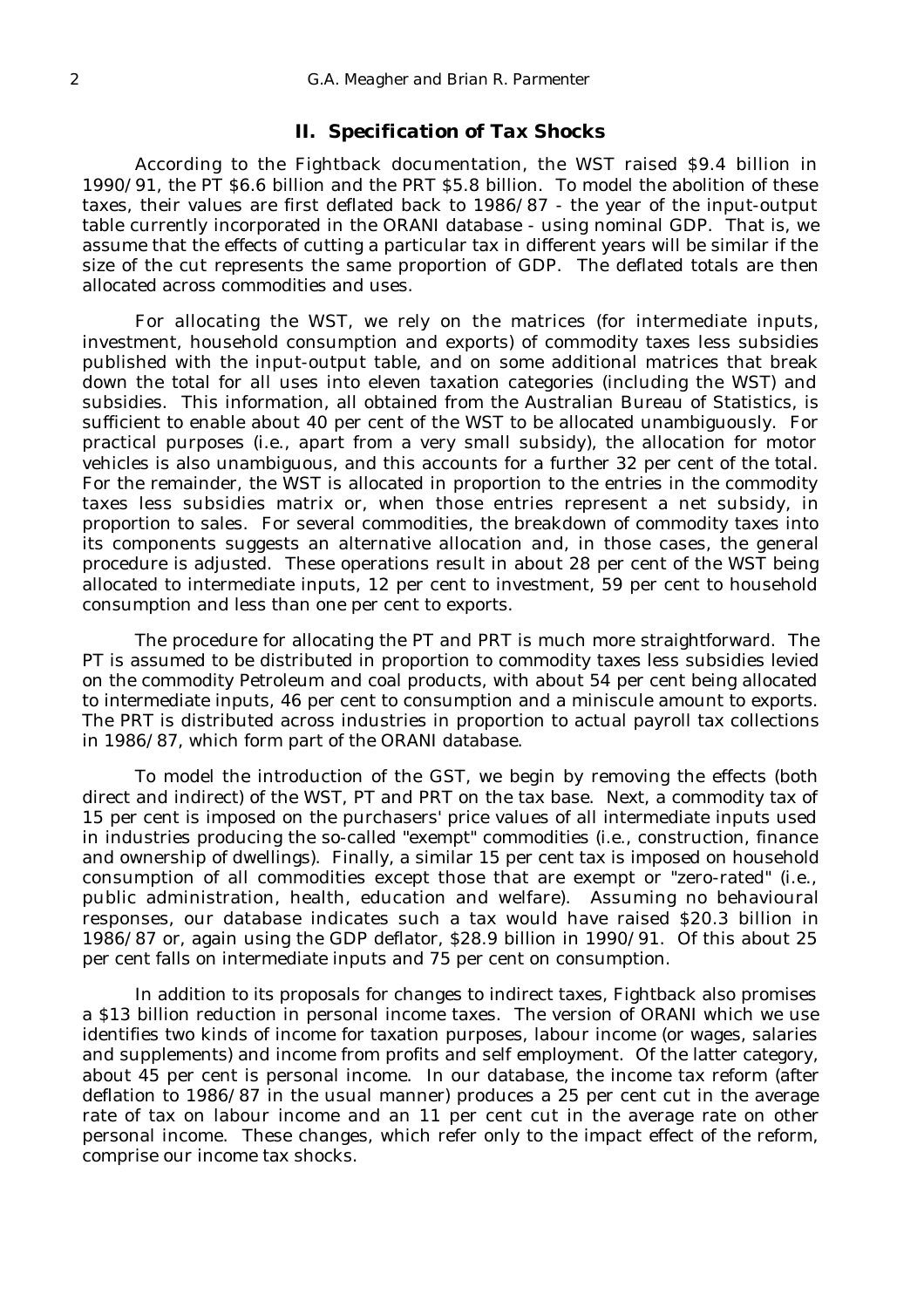## II. Specification of Tax Shocks

According to the Fightback documentation, the WST raised $9.4 billion in 1990/91, the PT $6.6 billion and the PRT $5.8 billion. To model the abolition of these taxes, their values are first deflated back to 1986/87 - the year of the input-output table currently incorporated in the ORANI database - using nominal GDP. That is, we assume that the effects of cutting a particular tax in different years will be similar if the size of the cut represents the same proportion of GDP. The deflated totals are then allocated across commodities and uses.

For allocating the WST, we rely on the matrices (for intermediate inputs, investment, household consumption and exports) of commodity taxes less subsidies published with the input-output table, and on some additional matrices that break down the total for all uses into eleven taxation categories (including the WST) and subsidies. This information, all obtained from the Australian Bureau of Statistics, is sufficient to enable about 40 per cent of the WST to be allocated unambiguously. For practical purposes (i.e., apart from a very small subsidy), the allocation for motor vehicles is also unambiguous, and this accounts for a further 32 per cent of the total. For the remainder, the WST is allocated in proportion to the entries in the commodity taxes less subsidies matrix or, when those entries represent a net subsidy, in proportion to sales. For several commodities, the breakdown of commodity taxes into its components suggests an alternative allocation and, in those cases, the general procedure is adjusted. These operations result in about 28 per cent of the WST being allocated to intermediate inputs, 12 per cent to investment, 59 per cent to household consumption and less than one per cent to exports.

The procedure for allocating the PT and PRT is much more straightforward. The PT is assumed to be distributed in proportion to commodity taxes less subsidies levied on the commodity Petroleum and coal products, with about 54 per cent being allocated to intermediate inputs, 46 per cent to consumption and a miniscule amount to exports. The PRT is distributed across industries in proportion to actual payroll tax collections in 1986/87, which form part of the ORANI database.

To model the introduction of the GST, we begin by removing the effects (both direct and indirect) of the WST, PT and PRT on the tax base. Next, a commodity tax of 15 per cent is imposed on the purchasers' price values of all intermediate inputs used in industries producing the so-called "exempt" commodities (i.e., construction, finance and ownership of dwellings). Finally, a similar 15 per cent tax is imposed on household consumption of all commodities except those that are exempt or "zero-rated" (i.e., public administration, health, education and welfare). Assuming no behavioural responses, our database indicates such a tax would have raised $20.3 billion in 1986/87 or, again using the GDP deflator, $28.9 billion in 1990/91. Of this about 25 per cent falls on intermediate inputs and 75 per cent on consumption.

In addition to its proposals for changes to indirect taxes, Fightback also promises a $13 billion reduction in personal income taxes. The version of ORANI which we use identifies two kinds of income for taxation purposes, labour income (or wages, salaries and supplements) and income from profits and self employment. Of the latter category, about 45 per cent is personal income. In our database, the income tax reform (after deflation to 1986/87 in the usual manner) produces a 25 per cent cut in the average rate of tax on labour income and an 11 per cent cut in the average rate on other personal income. These changes, which refer only to the impact effect of the reform, comprise our income tax shocks.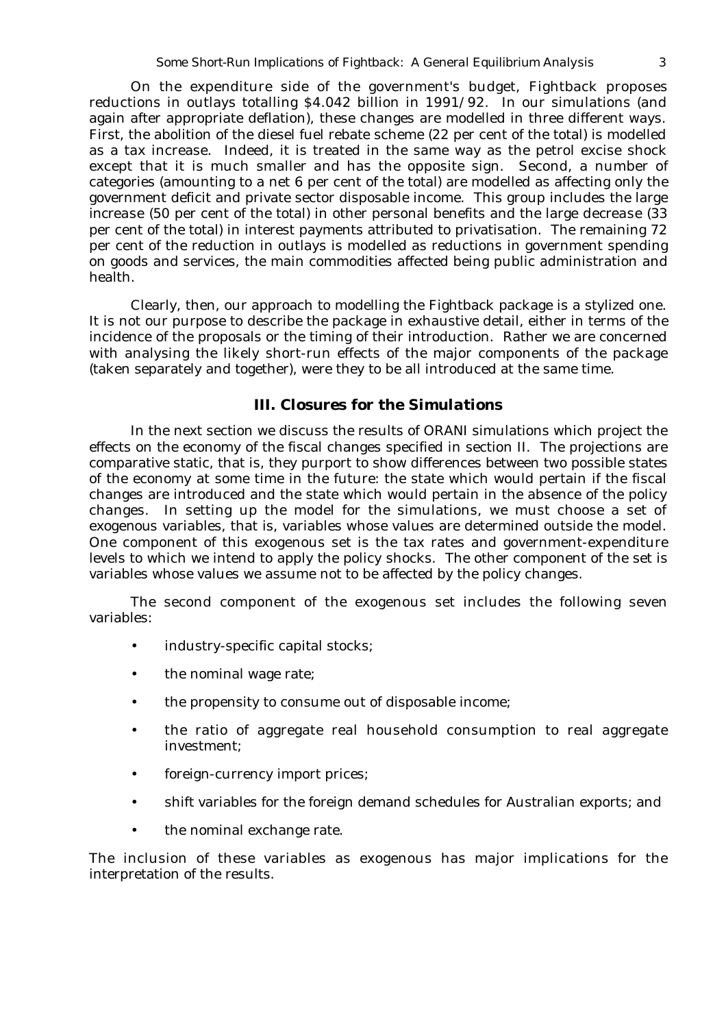On the expenditure side of the government's budget, Fightback proposes reductions in outlays totalling $4.042 billion in 1991/92. In our simulations (and again after appropriate deflation), these changes are modelled in three different ways. First, the abolition of the diesel fuel rebate scheme (22 per cent of the total) is modelled as a tax increase. Indeed, it is treated in the same way as the petrol excise shock except that it is much smaller and has the opposite sign. Second, a number of categories (amounting to a net 6 per cent of the total) are modelled as affecting only the government deficit and private sector disposable income. This group includes the large increase (50 per cent of the total) in other personal benefits and the large decrease (33 per cent of the total) in interest payments attributed to privatisation. The remaining 72 per cent of the reduction in outlays is modelled as reductions in government spending on goods and services, the main commodities affected being public administration and health.

Clearly, then, our approach to modelling the Fightback package is a stylized one. It is not our purpose to describe the package in exhaustive detail, either in terms of the incidence of the proposals or the timing of their introduction. Rather we are concerned with analysing the likely short-run effects of the major components of the package (taken separately and together), were they to be all introduced at the same time.

## III. Closures for the Simulations

In the next section we discuss the results of ORANI simulations which project the effects on the economy of the fiscal changes specified in section II. The projections are comparative static, that is, they purport to show differences between two possible states of the economy at some time in the future: the state which would pertain if the fiscal changes are introduced and the state which would pertain in the absence of the policy changes. In setting up the model for the simulations, we must choose a set of exogenous variables, that is, variables whose values are determined outside the model. One component of this exogenous set is the tax rates and government-expenditure levels to which we intend to apply the policy shocks. The other component of the set is variables whose values we assume not to be affected by the policy changes.

The second component of the exogenous set includes the following seven variables:

- industry-specific capital stocks;
- the nominal wage rate;
- the propensity to consume out of disposable income;
- the ratio of aggregate real household consumption to real aggregate investment;
- foreign-currency import prices;
- shift variables for the foreign demand schedules for Australian exports; and
- the nominal exchange rate.

The inclusion of these variables as exogenous has major implications for the interpretation of the results.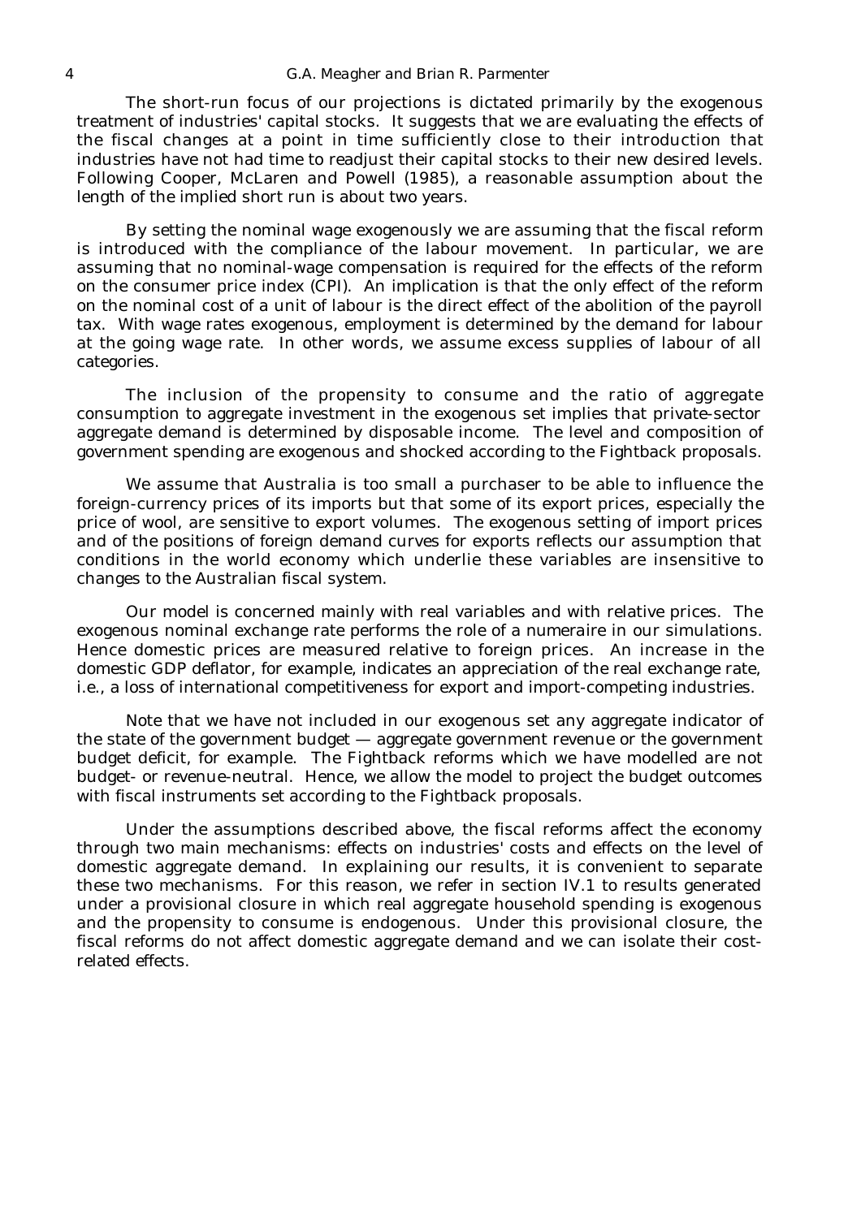The short-run focus of our projections is dictated primarily by the exogenous treatment of industries' capital stocks. It suggests that we are evaluating the effects of the fiscal changes at a point in time sufficiently close to their introduction that industries have not had time to readjust their capital stocks to their new desired levels. Following Cooper, McLaren and Powell (1985), a reasonable assumption about the length of the implied short run is about two years.

By setting the nominal wage exogenously we are assuming that the fiscal reform is introduced with the compliance of the labour movement. In particular, we are assuming that no nominal-wage compensation is required for the effects of the reform on the consumer price index (CPI). An implication is that the only effect of the reform on the nominal cost of a unit of labour is the direct effect of the abolition of the payroll tax. With wage rates exogenous, employment is determined by the demand for labour at the going wage rate. In other words, we assume excess supplies of labour of all categories.

The inclusion of the propensity to consume and the ratio of aggregate consumption to aggregate investment in the exogenous set implies that private-sector aggregate demand is determined by disposable income. The level and composition of government spending are exogenous and shocked according to the Fightback proposals.

We assume that Australia is too small a purchaser to be able to influence the foreign-currency prices of its imports but that some of its export prices, especially the price of wool, are sensitive to export volumes. The exogenous setting of import prices and of the positions of foreign demand curves for exports reflects our assumption that conditions in the world economy which underlie these variables are insensitive to changes to the Australian fiscal system.

Our model is concerned mainly with real variables and with relative prices. The exogenous nominal exchange rate performs the role of a numeraire in our simulations. Hence domestic prices are measured relative to foreign prices. An increase in the domestic GDP deflator, for example, indicates an appreciation of the real exchange rate, i.e., a loss of international competitiveness for export and import-competing industries.

Note that we have not included in our exogenous set any aggregate indicator of the state of the government budget — aggregate government revenue or the government budget deficit, for example. The Fightback reforms which we have modelled are not budget- or revenue-neutral. Hence, we allow the model to project the budget outcomes with fiscal instruments set according to the Fightback proposals.

Under the assumptions described above, the fiscal reforms affect the economy through two main mechanisms: effects on industries' costs and effects on the level of domestic aggregate demand. In explaining our results, it is convenient to separate these two mechanisms. For this reason, we refer in section IV.1 to results generated under a provisional closure in which real aggregate household spending is exogenous and the propensity to consume is endogenous. Under this provisional closure, the fiscal reforms do not affect domestic aggregate demand and we can isolate their cost-related effects.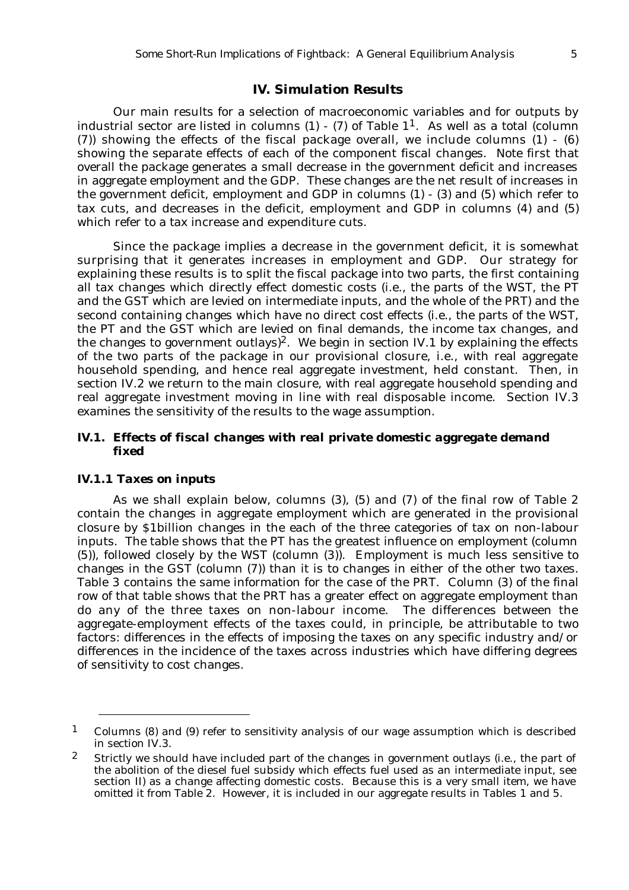## IV. Simulation Results

Our main results for a selection of macroeconomic variables and for outputs by industrial sector are listed in columns (1) - (7) of Table 1[1]. As well as a total (column (7)) showing the effects of the fiscal package overall, we include columns (1) - (6) showing the separate effects of each of the component fiscal changes. Note first that overall the package generates a small decrease in the government deficit and increases in aggregate employment and the GDP. These changes are the net result of increases in the government deficit, employment and GDP in columns (1) - (3) and (5) which refer to tax cuts, and decreases in the deficit, employment and GDP in columns (4) and (5) which refer to a tax increase and expenditure cuts.

Since the package implies a decrease in the government deficit, it is somewhat surprising that it generates increases in employment and GDP. Our strategy for explaining these results is to split the fiscal package into two parts, the first containing all tax changes which directly effect domestic costs (i.e., the parts of the WST, the PT and the GST which are levied on intermediate inputs, and the whole of the PRT) and the second containing changes which have no direct cost effects (i.e., the parts of the WST, the PT and the GST which are levied on final demands, the income tax changes, and the changes to government outlays)[2]. We begin in section IV.1 by explaining the effects of the two parts of the package in our provisional closure, i.e., with real aggregate household spending, and hence real aggregate investment, held constant. Then, in section IV.2 we return to the main closure, with real aggregate household spending and real aggregate investment moving in line with real disposable income. Section IV.3 examines the sensitivity of the results to the wage assumption.

### IV.1. *Effects of fiscal changes with real private domestic aggregate demand fixed*

#### IV.1.1 *Taxes on inputs*

As we shall explain below, columns (3), (5) and (7) of the final row of Table 2 contain the changes in aggregate employment which are generated in the provisional closure by \$1billion changes in the each of the three categories of tax on non-labour inputs. The table shows that the PT has the greatest influence on employment (column (5)), followed closely by the WST (column (3)). Employment is much less sensitive to changes in the GST (column (7)) than it is to changes in either of the other two taxes. Table 3 contains the same information for the case of the PRT. Column (3) of the final row of that table shows that the PRT has a greater effect on aggregate employment than do any of the three taxes on non-labour income. The differences between the aggregate-employment effects of the taxes could, in principle, be attributable to two factors: differences in the effects of imposing the taxes on any specific industry and/or differences in the incidence of the taxes across industries which have differing degrees of sensitivity to cost changes.

---

[1] Columns (8) and (9) refer to sensitivity analysis of our wage assumption which is described in section IV.3.

[2] Strictly we should have included part of the changes in government outlays (i.e., the part of the abolition of the diesel fuel subsidy which effects fuel used as an intermediate input, see section II) as a change affecting domestic costs. Because this is a very small item, we have omitted it from Table 2. However, it is included in our aggregate results in Tables 1 and 5.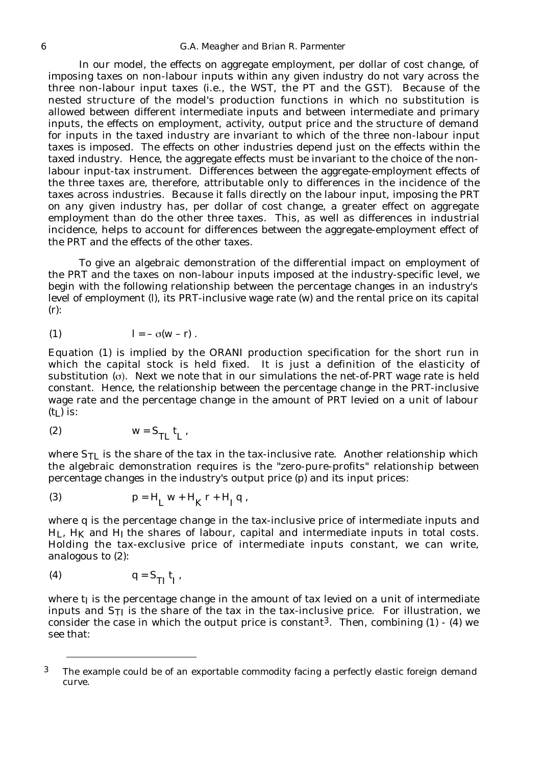In our model, the effects on aggregate employment, per dollar of cost change, of imposing taxes on non-labour inputs within any given industry do not vary across the three non-labour input taxes (i.e., the WST, the PT and the GST). Because of the nested structure of the model's production functions in which no substitution is allowed between different intermediate inputs and between intermediate and primary inputs, the effects on employment, activity, output price and the structure of demand for inputs in the taxed industry are invariant to which of the three non-labour input taxes is imposed. The effects on other industries depend just on the effects within the taxed industry. Hence, the aggregate effects must be invariant to the choice of the non-labour input-tax instrument. Differences between the aggregate-employment effects of the three taxes are, therefore, attributable only to differences in the incidence of the taxes across industries. Because it falls directly on the labour input, imposing the PRT on any given industry has, per dollar of cost change, a greater effect on aggregate employment than do the other three taxes. This, as well as differences in industrial incidence, helps to account for differences between the aggregate-employment effect of the PRT and the effects of the other taxes.

To give an algebraic demonstration of the differential impact on employment of the PRT and the taxes on non-labour inputs imposed at the industry-specific level, we begin with the following relationship between the percentage changes in an industry's level of employment ($l$), its PRT-inclusive wage rate ($w$) and the rental price on its capital ($r$):

$$(1) \qquad l = -\sigma(w - r) .$$

Equation (1) is implied by the ORANI production specification for the short run in which the capital stock is held fixed. It is just a definition of the elasticity of substitution ($\sigma$). Next we note that in our simulations the net-of-PRT wage rate is held constant. Hence, the relationship between the percentage change in the PRT-inclusive wage rate and the percentage change in the amount of PRT levied on a unit of labour ($t_L$) is:

$$(2) \qquad w = S_{TL}\, t_L ,$$

where $S_{TL}$ is the share of the tax in the tax-inclusive rate. Another relationship which the algebraic demonstration requires is the "zero-pure-profits" relationship between percentage changes in the industry's output price ($p$) and its input prices:

$$(3) \qquad p = H_L\, w + H_K\, r + H_I\, q ,$$

where $q$ is the percentage change in the tax-inclusive price of intermediate inputs and $H_L$, $H_K$ and $H_I$ the shares of labour, capital and intermediate inputs in total costs. Holding the tax-exclusive price of intermediate inputs constant, we can write, analogous to (2):

$$(4) \qquad q = S_{TI}\, t_I ,$$

where $t_I$ is the percentage change in the amount of tax levied on a unit of intermediate inputs and $S_{TI}$ is the share of the tax in the tax-inclusive price. For illustration, we consider the case in which the output price is constant[3]. Then, combining (1) - (4) we see that:

---

[3] The example could be of an exportable commodity facing a perfectly elastic foreign demand curve.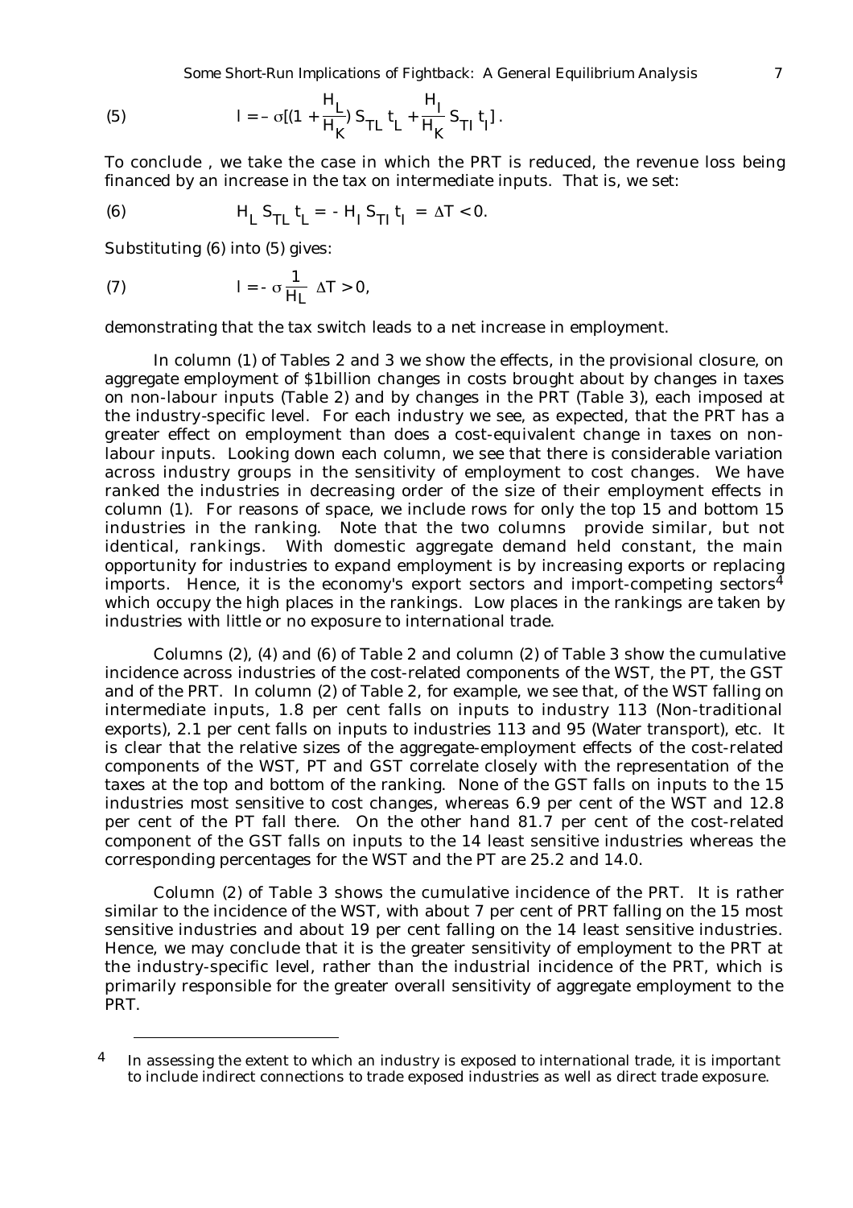$$(5) \qquad l = -\sigma[(1 + \frac{H_L}{H_K}) S_{TL} t_L + \frac{H_I}{H_K} S_{TI} t_I].$$

To conclude , we take the case in which the PRT is reduced, the revenue loss being financed by an increase in the tax on intermediate inputs. That is, we set:

$$(6) \qquad H_L S_{TL} t_L = - H_I S_{TI} t_I = \Delta T < 0.$$

Substituting (6) into (5) gives:

$$(7) \qquad l = - \sigma \frac{1}{H_L} \Delta T > 0,$$

demonstrating that the tax switch leads to a net increase in employment.

In column (1) of Tables 2 and 3 we show the effects, in the provisional closure, on aggregate employment of $1billion changes in costs brought about by changes in taxes on non-labour inputs (Table 2) and by changes in the PRT (Table 3), each imposed at the industry-specific level. For each industry we see, as expected, that the PRT has a greater effect on employment than does a cost-equivalent change in taxes on non-labour inputs. Looking down each column, we see that there is considerable variation across industry groups in the sensitivity of employment to cost changes. We have ranked the industries in decreasing order of the size of their employment effects in column (1). For reasons of space, we include rows for only the top 15 and bottom 15 industries in the ranking. Note that the two columns provide similar, but not identical, rankings. With domestic aggregate demand held constant, the main opportunity for industries to expand employment is by increasing exports or replacing imports. Hence, it is the economy's export sectors and import-competing sectors[4] which occupy the high places in the rankings. Low places in the rankings are taken by industries with little or no exposure to international trade.

Columns (2), (4) and (6) of Table 2 and column (2) of Table 3 show the cumulative incidence across industries of the cost-related components of the WST, the PT, the GST and of the PRT. In column (2) of Table 2, for example, we see that, of the WST falling on intermediate inputs, 1.8 per cent falls on inputs to industry 113 (Non-traditional exports), 2.1 per cent falls on inputs to industries 113 and 95 (Water transport), etc. It is clear that the relative sizes of the aggregate-employment effects of the cost-related components of the WST, PT and GST correlate closely with the representation of the taxes at the top and bottom of the ranking. None of the GST falls on inputs to the 15 industries most sensitive to cost changes, whereas 6.9 per cent of the WST and 12.8 per cent of the PT fall there. On the other hand 81.7 per cent of the cost-related component of the GST falls on inputs to the 14 least sensitive industries whereas the corresponding percentages for the WST and the PT are 25.2 and 14.0.

Column (2) of Table 3 shows the cumulative incidence of the PRT. It is rather similar to the incidence of the WST, with about 7 per cent of PRT falling on the 15 most sensitive industries and about 19 per cent falling on the 14 least sensitive industries. Hence, we may conclude that it is the greater sensitivity of employment to the PRT at the industry-specific level, rather than the industrial incidence of the PRT, which is primarily responsible for the greater overall sensitivity of aggregate employment to the PRT.

---

[4] In assessing the extent to which an industry is exposed to international trade, it is important to include indirect connections to trade exposed industries as well as direct trade exposure.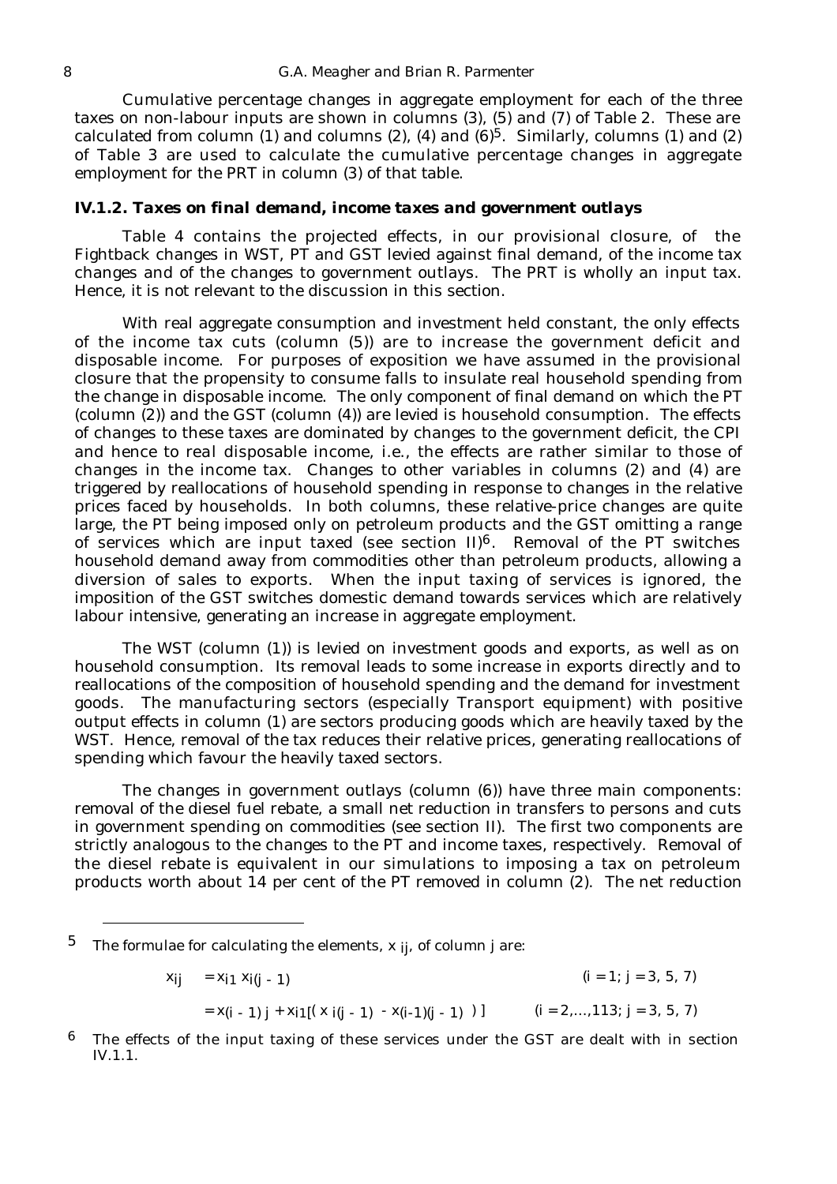Cumulative percentage changes in aggregate employment for each of the three taxes on non-labour inputs are shown in columns (3), (5) and (7) of Table 2. These are calculated from column (1) and columns (2), (4) and (6)[5]. Similarly, columns (1) and (2) of Table 3 are used to calculate the cumulative percentage changes in aggregate employment for the PRT in column (3) of that table.

### IV.1.2. *Taxes on final demand, income taxes and government outlays*

Table 4 contains the projected effects, in our provisional closure, of the Fightback changes in WST, PT and GST levied against final demand, of the income tax changes and of the changes to government outlays. The PRT is wholly an input tax. Hence, it is not relevant to the discussion in this section.

With real aggregate consumption and investment held constant, the only effects of the income tax cuts (column (5)) are to increase the government deficit and disposable income. For purposes of exposition we have assumed in the provisional closure that the propensity to consume falls to insulate real household spending from the change in disposable income. The only component of final demand on which the PT (column (2)) and the GST (column (4)) are levied is household consumption. The effects of changes to these taxes are dominated by changes to the government deficit, the CPI and hence to real disposable income, i.e., the effects are rather similar to those of changes in the income tax. Changes to other variables in columns (2) and (4) are triggered by reallocations of household spending in response to changes in the relative prices faced by households. In both columns, these relative-price changes are quite large, the PT being imposed only on petroleum products and the GST omitting a range of services which are input taxed (see section II)[6]. Removal of the PT switches household demand away from commodities other than petroleum products, allowing a diversion of sales to exports. When the input taxing of services is ignored, the imposition of the GST switches domestic demand towards services which are relatively labour intensive, generating an increase in aggregate employment.

The WST (column (1)) is levied on investment goods and exports, as well as on household consumption. Its removal leads to some increase in exports directly and to reallocations of the composition of household spending and the demand for investment goods. The manufacturing sectors (especially Transport equipment) with positive output effects in column (1) are sectors producing goods which are heavily taxed by the WST. Hence, removal of the tax reduces their relative prices, generating reallocations of spending which favour the heavily taxed sectors.

The changes in government outlays (column (6)) have three main components: removal of the diesel fuel rebate, a small net reduction in transfers to persons and cuts in government spending on commodities (see section II). The first two components are strictly analogous to the changes to the PT and income taxes, respectively. Removal of the diesel rebate is equivalent in our simulations to imposing a tax on petroleum products worth about 14 per cent of the PT removed in column (2). The net reduction

---

[5] The formulae for calculating the elements, $x_{ij}$, of column j are:

$$x_{ij} = x_{i1}\, x_{i(j-1)} \qquad (i = 1;\ j = 3, 5, 7)$$

$$= x_{(i-1)j} + x_{i1}[(x_{i(j-1)} - x_{(i-1)(j-1)})] \qquad (i = 2, \ldots, 113;\ j = 3, 5, 7)$$

[6] The effects of the input taxing of these services under the GST are dealt with in section IV.1.1.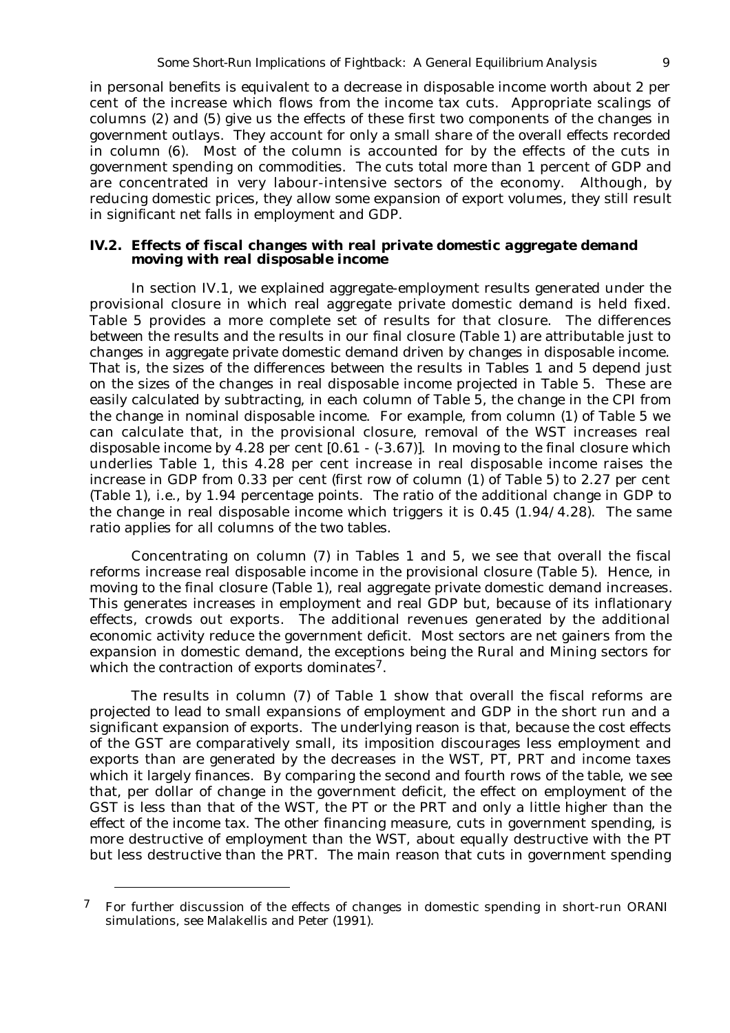in personal benefits is equivalent to a decrease in disposable income worth about 2 per cent of the increase which flows from the income tax cuts. Appropriate scalings of columns (2) and (5) give us the effects of these first two components of the changes in government outlays. They account for only a small share of the overall effects recorded in column (6). Most of the column is accounted for by the effects of the cuts in government spending on commodities. The cuts total more than 1 percent of GDP and are concentrated in very labour-intensive sectors of the economy. Although, by reducing domestic prices, they allow some expansion of export volumes, they still result in significant net falls in employment and GDP.

### IV.2. *Effects of fiscal changes with real private domestic aggregate demand moving with real disposable income*

In section IV.1, we explained aggregate-employment results generated under the provisional closure in which real aggregate private domestic demand is held fixed. Table 5 provides a more complete set of results for that closure. The differences between the results and the results in our final closure (Table 1) are attributable just to changes in aggregate private domestic demand driven by changes in disposable income. That is, the sizes of the differences between the results in Tables 1 and 5 depend just on the sizes of the changes in real disposable income projected in Table 5. These are easily calculated by subtracting, in each column of Table 5, the change in the CPI from the change in nominal disposable income. For example, from column (1) of Table 5 we can calculate that, in the provisional closure, removal of the WST increases real disposable income by 4.28 per cent [0.61 - (-3.67)]. In moving to the final closure which underlies Table 1, this 4.28 per cent increase in real disposable income raises the increase in GDP from 0.33 per cent (first row of column (1) of Table 5) to 2.27 per cent (Table 1), i.e., by 1.94 percentage points. The ratio of the additional change in GDP to the change in real disposable income which triggers it is 0.45 (1.94/4.28). The same ratio applies for all columns of the two tables.

Concentrating on column (7) in Tables 1 and 5, we see that overall the fiscal reforms increase real disposable income in the provisional closure (Table 5). Hence, in moving to the final closure (Table 1), real aggregate private domestic demand increases. This generates increases in employment and real GDP but, because of its inflationary effects, crowds out exports. The additional revenues generated by the additional economic activity reduce the government deficit. Most sectors are net gainers from the expansion in domestic demand, the exceptions being the Rural and Mining sectors for which the contraction of exports dominates[7].

The results in column (7) of Table 1 show that overall the fiscal reforms are projected to lead to small expansions of employment and GDP in the short run and a significant expansion of exports. The underlying reason is that, because the cost effects of the GST are comparatively small, its imposition discourages less employment and exports than are generated by the decreases in the WST, PT, PRT and income taxes which it largely finances. By comparing the second and fourth rows of the table, we see that, per dollar of change in the government deficit, the effect on employment of the GST is less than that of the WST, the PT or the PRT and only a little higher than the effect of the income tax. The other financing measure, cuts in government spending, is more destructive of employment than the WST, about equally destructive with the PT but less destructive than the PRT. The main reason that cuts in government spending

---

[7] For further discussion of the effects of changes in domestic spending in short-run ORANI simulations, see Malakellis and Peter (1991).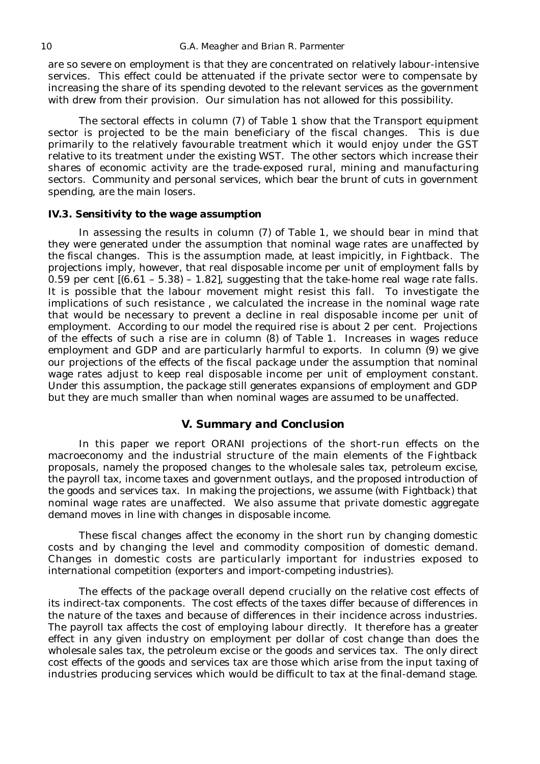are so severe on employment is that they are concentrated on relatively labour-intensive services. This effect could be attenuated if the private sector were to compensate by increasing the share of its spending devoted to the relevant services as the government with drew from their provision. Our simulation has not allowed for this possibility.

The sectoral effects in column (7) of Table 1 show that the Transport equipment sector is projected to be the main beneficiary of the fiscal changes. This is due primarily to the relatively favourable treatment which it would enjoy under the GST relative to its treatment under the existing WST. The other sectors which increase their shares of economic activity are the trade-exposed rural, mining and manufacturing sectors. Community and personal services, which bear the brunt of cuts in government spending, are the main losers.

### IV.3. *Sensitivity to the wage assumption*

In assessing the results in column (7) of Table 1, we should bear in mind that they were generated under the assumption that nominal wage rates are unaffected by the fiscal changes. This is the assumption made, at least impicitly, in Fightback. The projections imply, however, that real disposable income per unit of employment falls by 0.59 per cent [(6.61 – 5.38) – 1.82], suggesting that the take-home real wage rate falls. It is possible that the labour movement might resist this fall. To investigate the implications of such resistance , we calculated the increase in the nominal wage rate that would be necessary to prevent a decline in real disposable income per unit of employment. According to our model the required rise is about 2 per cent. Projections of the effects of such a rise are in column (8) of Table 1. Increases in wages reduce employment and GDP and are particularly harmful to exports. In column (9) we give our projections of the effects of the fiscal package under the assumption that nominal wage rates adjust to keep real disposable income per unit of employment constant. Under this assumption, the package still generates expansions of employment and GDP but they are much smaller than when nominal wages are assumed to be unaffected.

## V. Summary and Conclusion

In this paper we report ORANI projections of the short-run effects on the macroeconomy and the industrial structure of the main elements of the Fightback proposals, namely the proposed changes to the wholesale sales tax, petroleum excise, the payroll tax, income taxes and government outlays, and the proposed introduction of the goods and services tax. In making the projections, we assume (with Fightback) that nominal wage rates are unaffected. We also assume that private domestic aggregate demand moves in line with changes in disposable income.

These fiscal changes affect the economy in the short run by changing domestic costs and by changing the level and commodity composition of domestic demand. Changes in domestic costs are particularly important for industries exposed to international competition (exporters and import-competing industries).

The effects of the package overall depend crucially on the relative cost effects of its indirect-tax components. The cost effects of the taxes differ because of differences in the nature of the taxes and because of differences in their incidence across industries. The payroll tax affects the cost of employing labour directly. It therefore has a greater effect in any given industry on employment per dollar of cost change than does the wholesale sales tax, the petroleum excise or the goods and services tax. The only direct cost effects of the goods and services tax are those which arise from the input taxing of industries producing services which would be difficult to tax at the final-demand stage.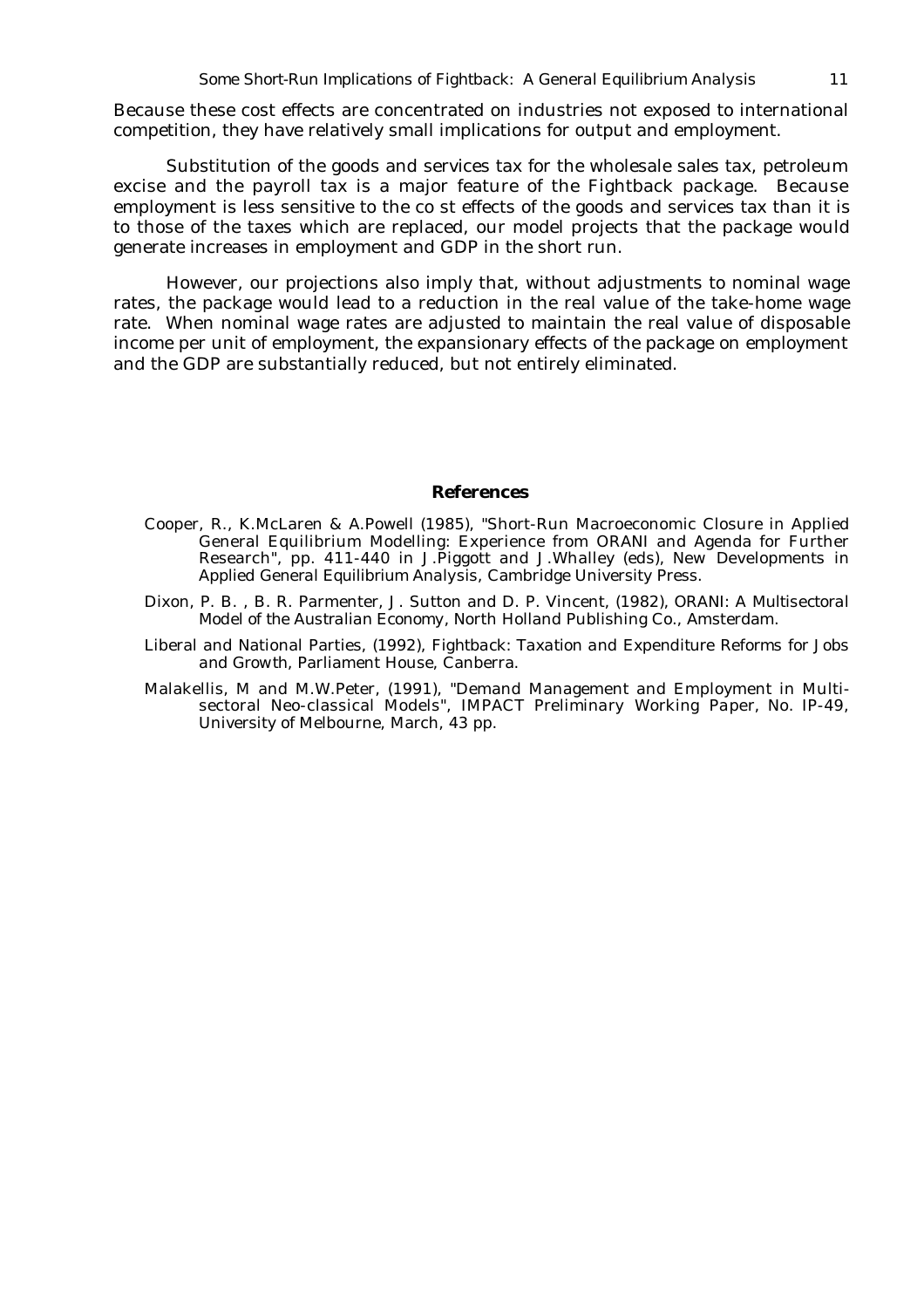Because these cost effects are concentrated on industries not exposed to international competition, they have relatively small implications for output and employment.

Substitution of the goods and services tax for the wholesale sales tax, petroleum excise and the payroll tax is a major feature of the Fightback package. Because employment is less sensitive to the co st effects of the goods and services tax than it is to those of the taxes which are replaced, our model projects that the package would generate increases in employment and GDP in the short run.

However, our projections also imply that, without adjustments to nominal wage rates, the package would lead to a reduction in the real value of the take-home wage rate. When nominal wage rates are adjusted to maintain the real value of disposable income per unit of employment, the expansionary effects of the package on employment and the GDP are substantially reduced, but not entirely eliminated.

## References

Cooper, R., K.McLaren & A.Powell (1985), "Short-Run Macroeconomic Closure in Applied General Equilibrium Modelling: Experience from ORANI and Agenda for Further Research", pp. 411-440 in J.Piggott and J.Whalley (eds), *New Developments in Applied General Equilibrium Analysis*, Cambridge University Press.

Dixon, P. B. , B. R. Parmenter, J. Sutton and D. P. Vincent, (1982), *ORANI: A Multisectoral Model of the Australian Economy*, North Holland Publishing Co., Amsterdam.

Liberal and National Parties, (1992), *Fightback: Taxation and Expenditure Reforms for Jobs and Growth*, Parliament House, Canberra.

Malakellis, M and M.W.Peter, (1991), "Demand Management and Employment in Multi-sectoral Neo-classical Models", IMPACT Preliminary Working Paper, No. IP-49, University of Melbourne, March, 43 pp.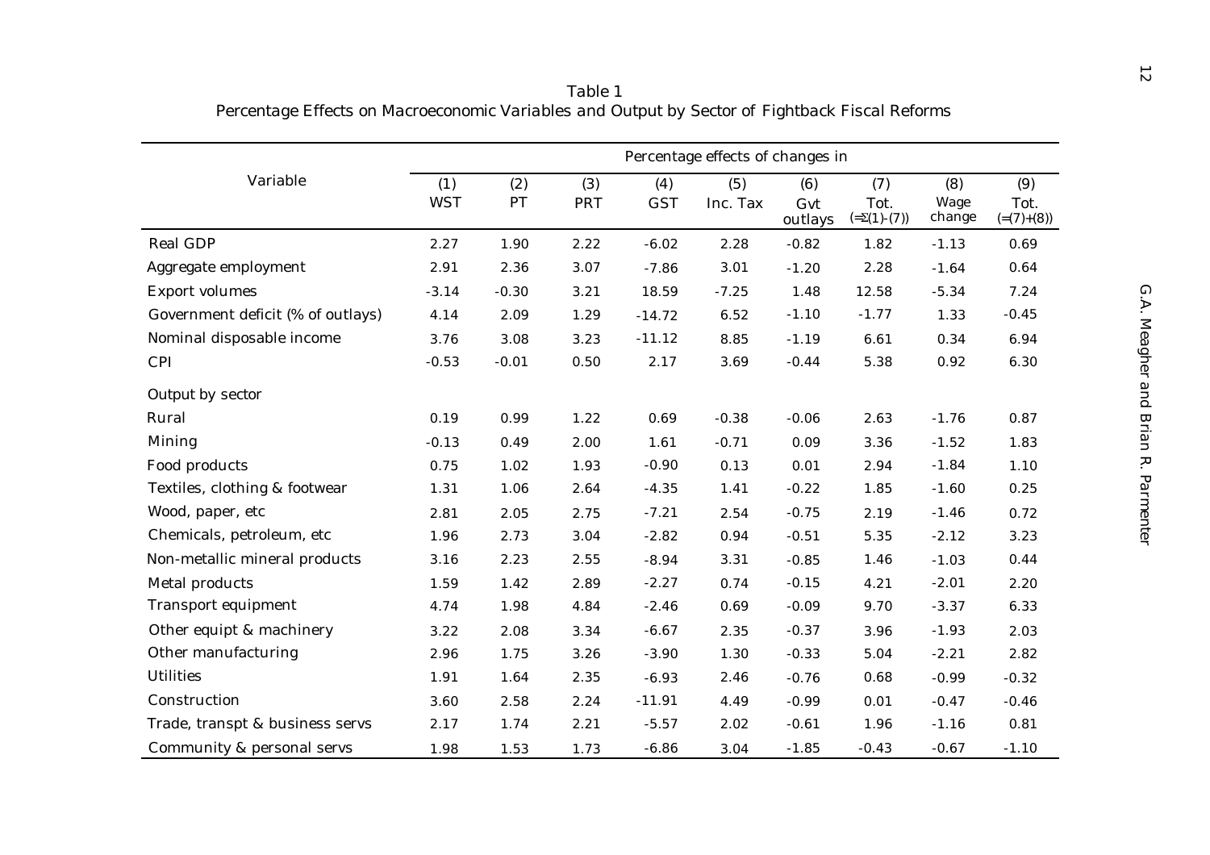Table 1
Percentage Effects on Macroeconomic Variables and Output by Sector of Fightback Fiscal Reforms

| Variable | Percentage effects of changes in | | | | | | | | |
|---|---|---|---|---|---|---|---|---|---|
| | (1) WST | (2) PT | (3) PRT | (4) GST | (5) Inc. Tax | (6) Gvt outlays | (7) Tot. (=Σ(1)-(7)) | (8) Wage change | (9) Tot. (=(7)+(8)) |
| Real GDP | 2.27 | 1.90 | 2.22 | -6.02 | 2.28 | -0.82 | 1.82 | -1.13 | 0.69 |
| Aggregate employment | 2.91 | 2.36 | 3.07 | -7.86 | 3.01 | -1.20 | 2.28 | -1.64 | 0.64 |
| Export volumes | -3.14 | -0.30 | 3.21 | 18.59 | -7.25 | 1.48 | 12.58 | -5.34 | 7.24 |
| Government deficit (% of outlays) | 4.14 | 2.09 | 1.29 | -14.72 | 6.52 | -1.10 | -1.77 | 1.33 | -0.45 |
| Nominal disposable income | 3.76 | 3.08 | 3.23 | -11.12 | 8.85 | -1.19 | 6.61 | 0.34 | 6.94 |
| CPI | -0.53 | -0.01 | 0.50 | 2.17 | 3.69 | -0.44 | 5.38 | 0.92 | 6.30 |
| Output by sector | | | | | | | | | |
| Rural | 0.19 | 0.99 | 1.22 | 0.69 | -0.38 | -0.06 | 2.63 | -1.76 | 0.87 |
| Mining | -0.13 | 0.49 | 2.00 | 1.61 | -0.71 | 0.09 | 3.36 | -1.52 | 1.83 |
| Food products | 0.75 | 1.02 | 1.93 | -0.90 | 0.13 | 0.01 | 2.94 | -1.84 | 1.10 |
| Textiles, clothing & footwear | 1.31 | 1.06 | 2.64 | -4.35 | 1.41 | -0.22 | 1.85 | -1.60 | 0.25 |
| Wood, paper, etc | 2.81 | 2.05 | 2.75 | -7.21 | 2.54 | -0.75 | 2.19 | -1.46 | 0.72 |
| Chemicals, petroleum, etc | 1.96 | 2.73 | 3.04 | -2.82 | 0.94 | -0.51 | 5.35 | -2.12 | 3.23 |
| Non-metallic mineral products | 3.16 | 2.23 | 2.55 | -8.94 | 3.31 | -0.85 | 1.46 | -1.03 | 0.44 |
| Metal products | 1.59 | 1.42 | 2.89 | -2.27 | 0.74 | -0.15 | 4.21 | -2.01 | 2.20 |
| Transport equipment | 4.74 | 1.98 | 4.84 | -2.46 | 0.69 | -0.09 | 9.70 | -3.37 | 6.33 |
| Other equipt & machinery | 3.22 | 2.08 | 3.34 | -6.67 | 2.35 | -0.37 | 3.96 | -1.93 | 2.03 |
| Other manufacturing | 2.96 | 1.75 | 3.26 | -3.90 | 1.30 | -0.33 | 5.04 | -2.21 | 2.82 |
| Utilities | 1.91 | 1.64 | 2.35 | -6.93 | 2.46 | -0.76 | 0.68 | -0.99 | -0.32 |
| Construction | 3.60 | 2.58 | 2.24 | -11.91 | 4.49 | -0.99 | 0.01 | -0.47 | -0.46 |
| Trade, transpt & business servs | 2.17 | 1.74 | 2.21 | -5.57 | 2.02 | -0.61 | 1.96 | -1.16 | 0.81 |
| Community & personal servs | 1.98 | 1.53 | 1.73 | -6.86 | 3.04 | -1.85 | -0.43 | -0.67 | -1.10 |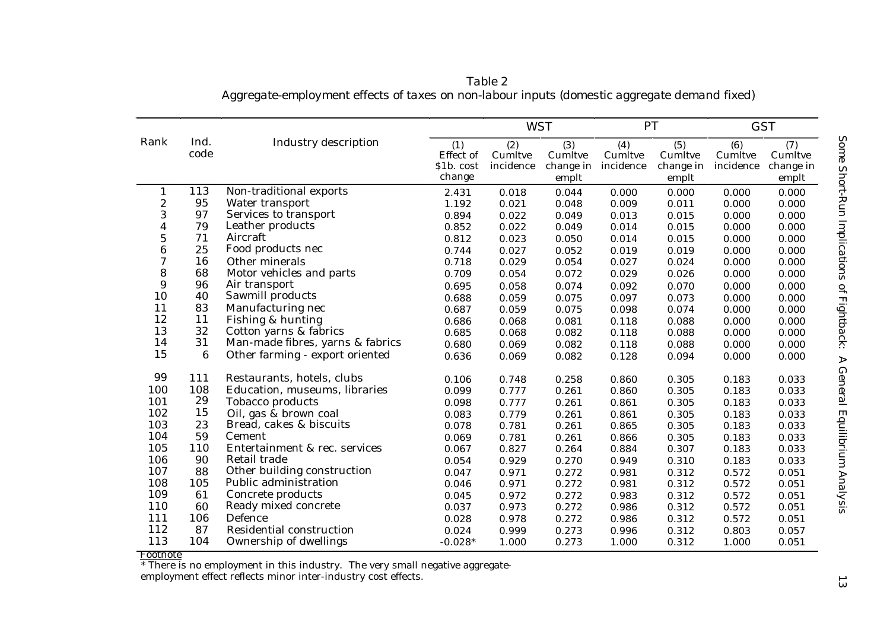Table 2
Aggregate-employment effects of taxes on non-labour inputs (domestic aggregate demand fixed)

| Rank | Ind. code | Industry description | (1) Effect of $1b. cost change | WST (2) Cumltve incidence | WST (3) Cumltve change in emplt | PT (4) Cumltve incidence | PT (5) Cumltve change in emplt | GST (6) Cumltve incidence | GST (7) Cumltve change in emplt |
|---|---|---|---|---|---|---|---|---|---|
| 1 | 113 | Non-traditional exports | 2.431 | 0.018 | 0.044 | 0.000 | 0.000 | 0.000 | 0.000 |
| 2 | 95 | Water transport | 1.192 | 0.021 | 0.048 | 0.009 | 0.011 | 0.000 | 0.000 |
| 3 | 97 | Services to transport | 0.894 | 0.022 | 0.049 | 0.013 | 0.015 | 0.000 | 0.000 |
| 4 | 79 | Leather products | 0.852 | 0.022 | 0.049 | 0.014 | 0.015 | 0.000 | 0.000 |
| 5 | 71 | Aircraft | 0.812 | 0.023 | 0.050 | 0.014 | 0.015 | 0.000 | 0.000 |
| 6 | 25 | Food products nec | 0.744 | 0.027 | 0.052 | 0.019 | 0.019 | 0.000 | 0.000 |
| 7 | 16 | Other minerals | 0.718 | 0.029 | 0.054 | 0.027 | 0.024 | 0.000 | 0.000 |
| 8 | 68 | Motor vehicles and parts | 0.709 | 0.054 | 0.072 | 0.029 | 0.026 | 0.000 | 0.000 |
| 9 | 96 | Air transport | 0.695 | 0.058 | 0.074 | 0.092 | 0.070 | 0.000 | 0.000 |
| 10 | 40 | Sawmill products | 0.688 | 0.059 | 0.075 | 0.097 | 0.073 | 0.000 | 0.000 |
| 11 | 83 | Manufacturing nec | 0.687 | 0.059 | 0.075 | 0.098 | 0.074 | 0.000 | 0.000 |
| 12 | 11 | Fishing & hunting | 0.686 | 0.068 | 0.081 | 0.118 | 0.088 | 0.000 | 0.000 |
| 13 | 32 | Cotton yarns & fabrics | 0.685 | 0.068 | 0.082 | 0.118 | 0.088 | 0.000 | 0.000 |
| 14 | 31 | Man-made fibres, yarns & fabrics | 0.680 | 0.069 | 0.082 | 0.118 | 0.088 | 0.000 | 0.000 |
| 15 | 6 | Other farming - export oriented | 0.636 | 0.069 | 0.082 | 0.128 | 0.094 | 0.000 | 0.000 |
| 99 | 111 | Restaurants, hotels, clubs | 0.106 | 0.748 | 0.258 | 0.860 | 0.305 | 0.183 | 0.033 |
| 100 | 108 | Education, museums, libraries | 0.099 | 0.777 | 0.261 | 0.860 | 0.305 | 0.183 | 0.033 |
| 101 | 29 | Tobacco products | 0.098 | 0.777 | 0.261 | 0.861 | 0.305 | 0.183 | 0.033 |
| 102 | 15 | Oil, gas & brown coal | 0.083 | 0.779 | 0.261 | 0.861 | 0.305 | 0.183 | 0.033 |
| 103 | 23 | Bread, cakes & biscuits | 0.078 | 0.781 | 0.261 | 0.865 | 0.305 | 0.183 | 0.033 |
| 104 | 59 | Cement | 0.069 | 0.781 | 0.261 | 0.866 | 0.305 | 0.183 | 0.033 |
| 105 | 110 | Entertainment & rec. services | 0.067 | 0.827 | 0.264 | 0.884 | 0.307 | 0.183 | 0.033 |
| 106 | 90 | Retail trade | 0.054 | 0.929 | 0.270 | 0.949 | 0.310 | 0.183 | 0.033 |
| 107 | 88 | Other building construction | 0.047 | 0.971 | 0.272 | 0.981 | 0.312 | 0.572 | 0.051 |
| 108 | 105 | Public administration | 0.046 | 0.971 | 0.272 | 0.981 | 0.312 | 0.572 | 0.051 |
| 109 | 61 | Concrete products | 0.045 | 0.972 | 0.272 | 0.983 | 0.312 | 0.572 | 0.051 |
| 110 | 60 | Ready mixed concrete | 0.037 | 0.973 | 0.272 | 0.986 | 0.312 | 0.572 | 0.051 |
| 111 | 106 | Defence | 0.028 | 0.978 | 0.272 | 0.986 | 0.312 | 0.572 | 0.051 |
| 112 | 87 | Residential construction | 0.024 | 0.999 | 0.273 | 0.996 | 0.312 | 0.803 | 0.057 |
| 113 | 104 | Ownership of dwellings | -0.028* | 1.000 | 0.273 | 1.000 | 0.312 | 1.000 | 0.051 |

Footnote

* There is no employment in this industry. The very small negative aggregate-employment effect reflects minor inter-industry cost effects.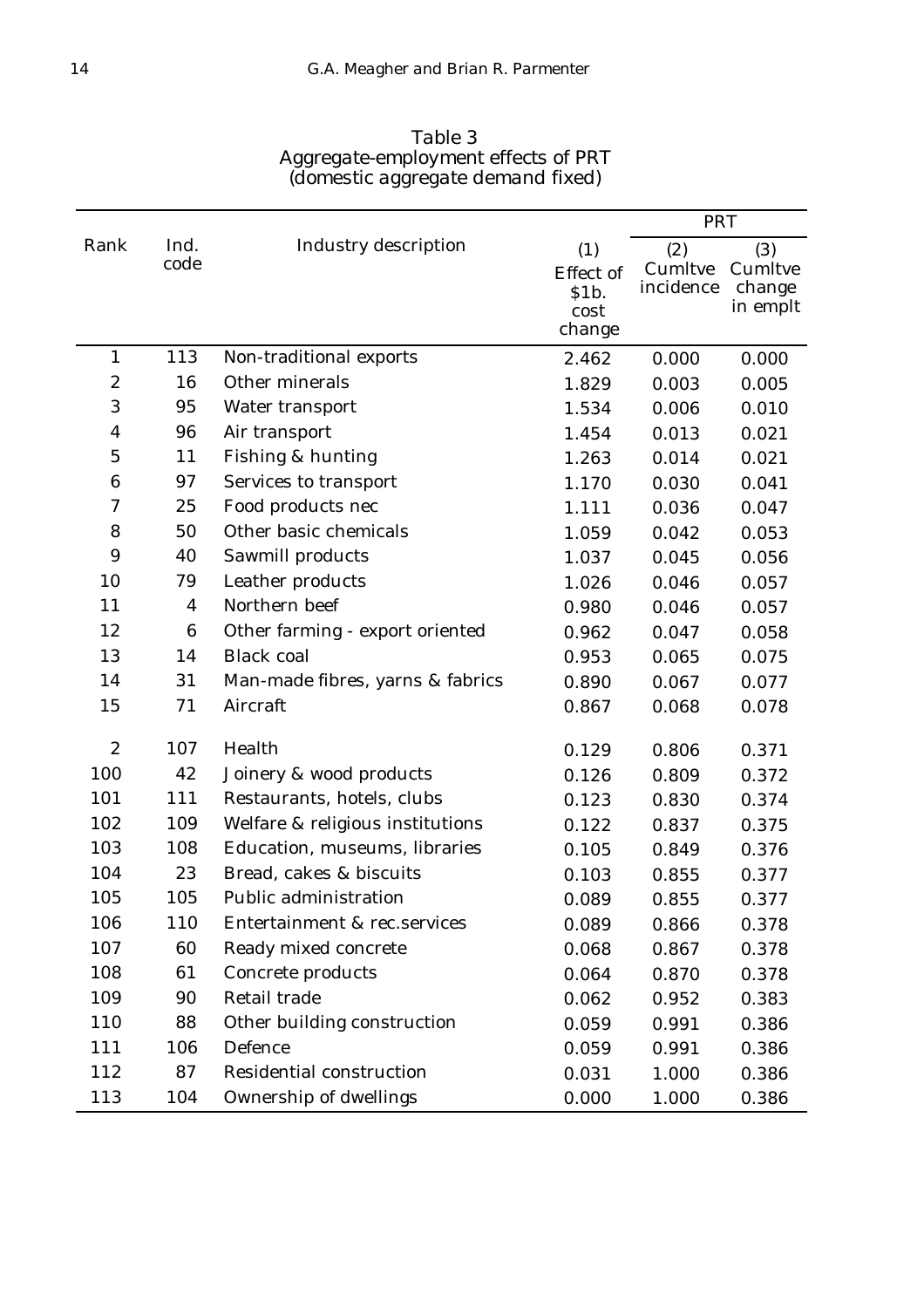Table 3
Aggregate-employment effects of PRT
(domestic aggregate demand fixed)

| Rank | Ind. code | Industry description | (1) Effect of $1b. cost change | PRT (2) Cumltve incidence | (3) Cumltve change in emplt |
|---|---|---|---|---|---|
| 1 | 113 | Non-traditional exports | 2.462 | 0.000 | 0.000 |
| 2 | 16 | Other minerals | 1.829 | 0.003 | 0.005 |
| 3 | 95 | Water transport | 1.534 | 0.006 | 0.010 |
| 4 | 96 | Air transport | 1.454 | 0.013 | 0.021 |
| 5 | 11 | Fishing & hunting | 1.263 | 0.014 | 0.021 |
| 6 | 97 | Services to transport | 1.170 | 0.030 | 0.041 |
| 7 | 25 | Food products nec | 1.111 | 0.036 | 0.047 |
| 8 | 50 | Other basic chemicals | 1.059 | 0.042 | 0.053 |
| 9 | 40 | Sawmill products | 1.037 | 0.045 | 0.056 |
| 10 | 79 | Leather products | 1.026 | 0.046 | 0.057 |
| 11 | 4 | Northern beef | 0.980 | 0.046 | 0.057 |
| 12 | 6 | Other farming - export oriented | 0.962 | 0.047 | 0.058 |
| 13 | 14 | Black coal | 0.953 | 0.065 | 0.075 |
| 14 | 31 | Man-made fibres, yarns & fabrics | 0.890 | 0.067 | 0.077 |
| 15 | 71 | Aircraft | 0.867 | 0.068 | 0.078 |
| 2 | 107 | Health | 0.129 | 0.806 | 0.371 |
| 100 | 42 | Joinery & wood products | 0.126 | 0.809 | 0.372 |
| 101 | 111 | Restaurants, hotels, clubs | 0.123 | 0.830 | 0.374 |
| 102 | 109 | Welfare & religious institutions | 0.122 | 0.837 | 0.375 |
| 103 | 108 | Education, museums, libraries | 0.105 | 0.849 | 0.376 |
| 104 | 23 | Bread, cakes & biscuits | 0.103 | 0.855 | 0.377 |
| 105 | 105 | Public administration | 0.089 | 0.855 | 0.377 |
| 106 | 110 | Entertainment & rec.services | 0.089 | 0.866 | 0.378 |
| 107 | 60 | Ready mixed concrete | 0.068 | 0.867 | 0.378 |
| 108 | 61 | Concrete products | 0.064 | 0.870 | 0.378 |
| 109 | 90 | Retail trade | 0.062 | 0.952 | 0.383 |
| 110 | 88 | Other building construction | 0.059 | 0.991 | 0.386 |
| 111 | 106 | Defence | 0.059 | 0.991 | 0.386 |
| 112 | 87 | Residential construction | 0.031 | 1.000 | 0.386 |
| 113 | 104 | Ownership of dwellings | 0.000 | 1.000 | 0.386 |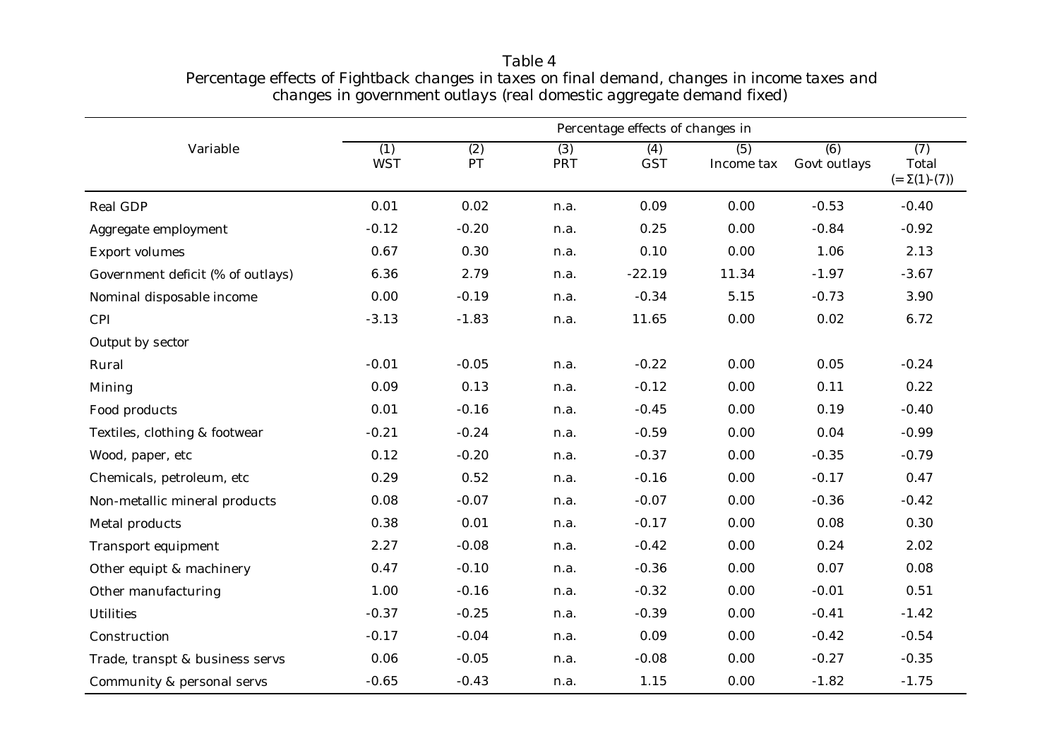Table 4

Percentage effects of Fightback changes in taxes on final demand, changes in income taxes and changes in government outlays (real domestic aggregate demand fixed)

| Variable | Percentage effects of changes in | | | | | | |
|---|---|---|---|---|---|---|---|
| | (1) WST | (2) PT | (3) PRT | (4) GST | (5) Income tax | (6) Govt outlays | (7) Total (=Σ(1)-(7)) |
| Real GDP | 0.01 | 0.02 | n.a. | 0.09 | 0.00 | -0.53 | -0.40 |
| Aggregate employment | -0.12 | -0.20 | n.a. | 0.25 | 0.00 | -0.84 | -0.92 |
| Export volumes | 0.67 | 0.30 | n.a. | 0.10 | 0.00 | 1.06 | 2.13 |
| Government deficit (% of outlays) | 6.36 | 2.79 | n.a. | -22.19 | 11.34 | -1.97 | -3.67 |
| Nominal disposable income | 0.00 | -0.19 | n.a. | -0.34 | 5.15 | -0.73 | 3.90 |
| CPI | -3.13 | -1.83 | n.a. | 11.65 | 0.00 | 0.02 | 6.72 |
| Output by sector | | | | | | | |
| Rural | -0.01 | -0.05 | n.a. | -0.22 | 0.00 | 0.05 | -0.24 |
| Mining | 0.09 | 0.13 | n.a. | -0.12 | 0.00 | 0.11 | 0.22 |
| Food products | 0.01 | -0.16 | n.a. | -0.45 | 0.00 | 0.19 | -0.40 |
| Textiles, clothing & footwear | -0.21 | -0.24 | n.a. | -0.59 | 0.00 | 0.04 | -0.99 |
| Wood, paper, etc | 0.12 | -0.20 | n.a. | -0.37 | 0.00 | -0.35 | -0.79 |
| Chemicals, petroleum, etc | 0.29 | 0.52 | n.a. | -0.16 | 0.00 | -0.17 | 0.47 |
| Non-metallic mineral products | 0.08 | -0.07 | n.a. | -0.07 | 0.00 | -0.36 | -0.42 |
| Metal products | 0.38 | 0.01 | n.a. | -0.17 | 0.00 | 0.08 | 0.30 |
| Transport equipment | 2.27 | -0.08 | n.a. | -0.42 | 0.00 | 0.24 | 2.02 |
| Other equipt & machinery | 0.47 | -0.10 | n.a. | -0.36 | 0.00 | 0.07 | 0.08 |
| Other manufacturing | 1.00 | -0.16 | n.a. | -0.32 | 0.00 | -0.01 | 0.51 |
| Utilities | -0.37 | -0.25 | n.a. | -0.39 | 0.00 | -0.41 | -1.42 |
| Construction | -0.17 | -0.04 | n.a. | 0.09 | 0.00 | -0.42 | -0.54 |
| Trade, transpt & business servs | 0.06 | -0.05 | n.a. | -0.08 | 0.00 | -0.27 | -0.35 |
| Community & personal servs | -0.65 | -0.43 | n.a. | 1.15 | 0.00 | -1.82 | -1.75 |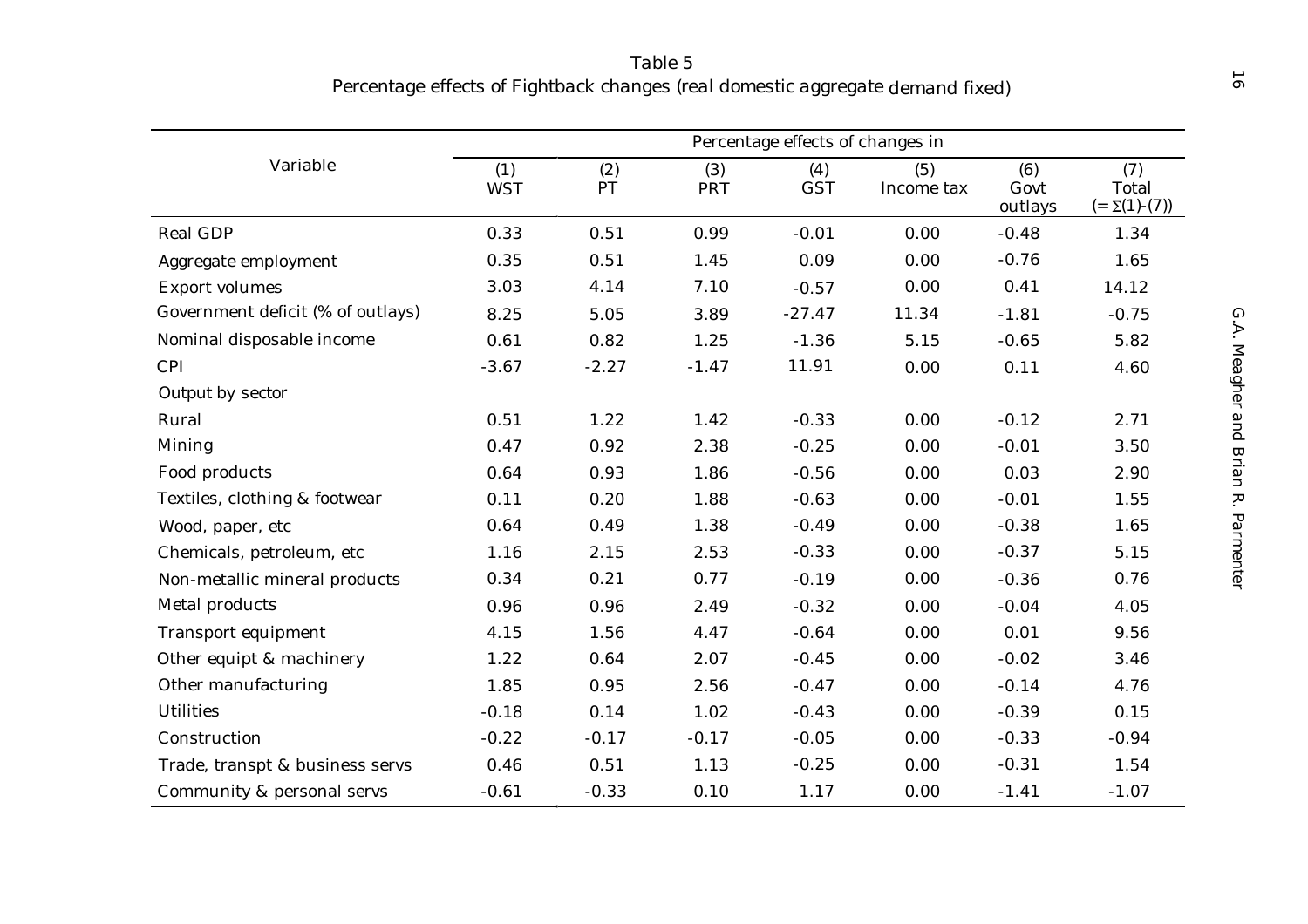Table 5
Percentage effects of Fightback changes (real domestic aggregate demand fixed)

| Variable | Percentage effects of changes in | | | | | | |
|---|---|---|---|---|---|---|---|
| | (1) WST | (2) PT | (3) PRT | (4) GST | (5) Income tax | (6) Govt outlays | (7) Total (=Σ(1)-(7)) |
| Real GDP | 0.33 | 0.51 | 0.99 | -0.01 | 0.00 | -0.48 | 1.34 |
| Aggregate employment | 0.35 | 0.51 | 1.45 | 0.09 | 0.00 | -0.76 | 1.65 |
| Export volumes | 3.03 | 4.14 | 7.10 | -0.57 | 0.00 | 0.41 | 14.12 |
| Government deficit (% of outlays) | 8.25 | 5.05 | 3.89 | -27.47 | 11.34 | -1.81 | -0.75 |
| Nominal disposable income | 0.61 | 0.82 | 1.25 | -1.36 | 5.15 | -0.65 | 5.82 |
| CPI | -3.67 | -2.27 | -1.47 | 11.91 | 0.00 | 0.11 | 4.60 |
| Output by sector | | | | | | | |
| Rural | 0.51 | 1.22 | 1.42 | -0.33 | 0.00 | -0.12 | 2.71 |
| Mining | 0.47 | 0.92 | 2.38 | -0.25 | 0.00 | -0.01 | 3.50 |
| Food products | 0.64 | 0.93 | 1.86 | -0.56 | 0.00 | 0.03 | 2.90 |
| Textiles, clothing & footwear | 0.11 | 0.20 | 1.88 | -0.63 | 0.00 | -0.01 | 1.55 |
| Wood, paper, etc | 0.64 | 0.49 | 1.38 | -0.49 | 0.00 | -0.38 | 1.65 |
| Chemicals, petroleum, etc | 1.16 | 2.15 | 2.53 | -0.33 | 0.00 | -0.37 | 5.15 |
| Non-metallic mineral products | 0.34 | 0.21 | 0.77 | -0.19 | 0.00 | -0.36 | 0.76 |
| Metal products | 0.96 | 0.96 | 2.49 | -0.32 | 0.00 | -0.04 | 4.05 |
| Transport equipment | 4.15 | 1.56 | 4.47 | -0.64 | 0.00 | 0.01 | 9.56 |
| Other equipt & machinery | 1.22 | 0.64 | 2.07 | -0.45 | 0.00 | -0.02 | 3.46 |
| Other manufacturing | 1.85 | 0.95 | 2.56 | -0.47 | 0.00 | -0.14 | 4.76 |
| Utilities | -0.18 | 0.14 | 1.02 | -0.43 | 0.00 | -0.39 | 0.15 |
| Construction | -0.22 | -0.17 | -0.17 | -0.05 | 0.00 | -0.33 | -0.94 |
| Trade, transpt & business servs | 0.46 | 0.51 | 1.13 | -0.25 | 0.00 | -0.31 | 1.54 |
| Community & personal servs | -0.61 | -0.33 | 0.10 | 1.17 | 0.00 | -1.41 | -1.07 |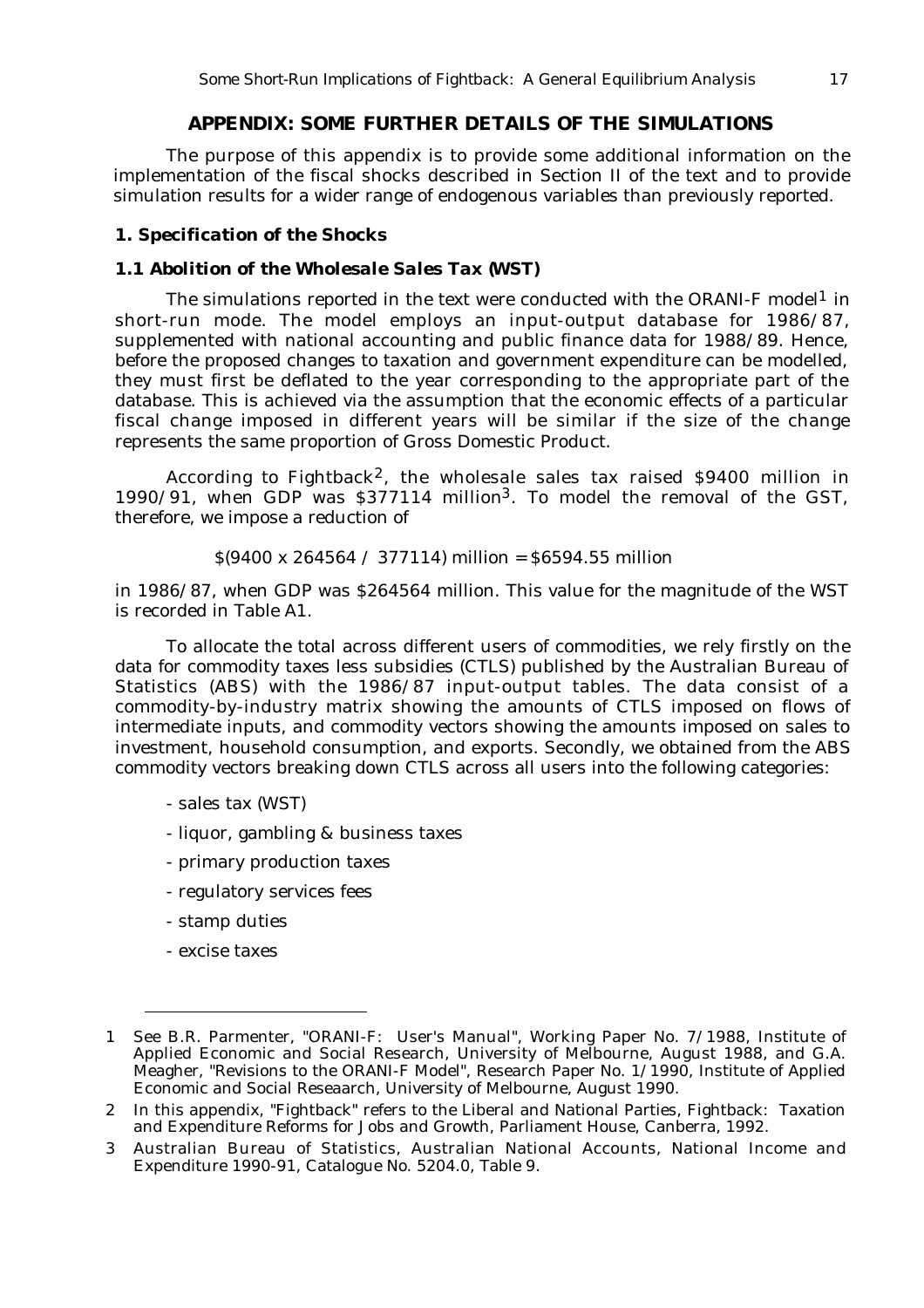## APPENDIX: SOME FURTHER DETAILS OF THE SIMULATIONS

The purpose of this appendix is to provide some additional information on the implementation of the fiscal shocks described in Section II of the text and to provide simulation results for a wider range of endogenous variables than previously reported.

### 1. Specification of the Shocks

#### 1.1 Abolition of the Wholesale Sales Tax (WST)

The simulations reported in the text were conducted with the ORANI-F model[1] in short-run mode. The model employs an input-output database for 1986/87, supplemented with national accounting and public finance data for 1988/89. Hence, before the proposed changes to taxation and government expenditure can be modelled, they must first be deflated to the year corresponding to the appropriate part of the database. This is achieved via the assumption that the economic effects of a particular fiscal change imposed in different years will be similar if the size of the change represents the same proportion of Gross Domestic Product.

According to Fightback[2], the wholesale sales tax raised \$9400 million in 1990/91, when GDP was \$377114 million[3]. To model the removal of the GST, therefore, we impose a reduction of

$$\$(9400 \times 264564 \;/\; 377114) \text{ million} = \$6594.55 \text{ million}$$

in 1986/87, when GDP was \$264564 million. This value for the magnitude of the WST is recorded in Table A1.

To allocate the total across different users of commodities, we rely firstly on the data for commodity taxes less subsidies (CTLS) published by the Australian Bureau of Statistics (ABS) with the 1986/87 input-output tables. The data consist of a commodity-by-industry matrix showing the amounts of CTLS imposed on flows of intermediate inputs, and commodity vectors showing the amounts imposed on sales to investment, household consumption, and exports. Secondly, we obtained from the ABS commodity vectors breaking down CTLS across all users into the following categories:

- sales tax (WST)
- liquor, gambling & business taxes
- primary production taxes
- regulatory services fees
- stamp duties
- excise taxes

---

1 See B.R. Parmenter, "ORANI-F: User's Manual", Working Paper No. 7/1988, Institute of Applied Economic and Social Research, University of Melbourne, August 1988, and G.A. Meagher, "Revisions to the ORANI-F Model", Research Paper No. 1/1990, Institute of Applied Economic and Social Reseaarch, University of Melbourne, August 1990.

2 In this appendix, "Fightback" refers to the Liberal and National Parties, Fightback: Taxation and Expenditure Reforms for Jobs and Growth, Parliament House, Canberra, 1992.

3 Australian Bureau of Statistics, Australian National Accounts, National Income and Expenditure 1990-91, Catalogue No. 5204.0, Table 9.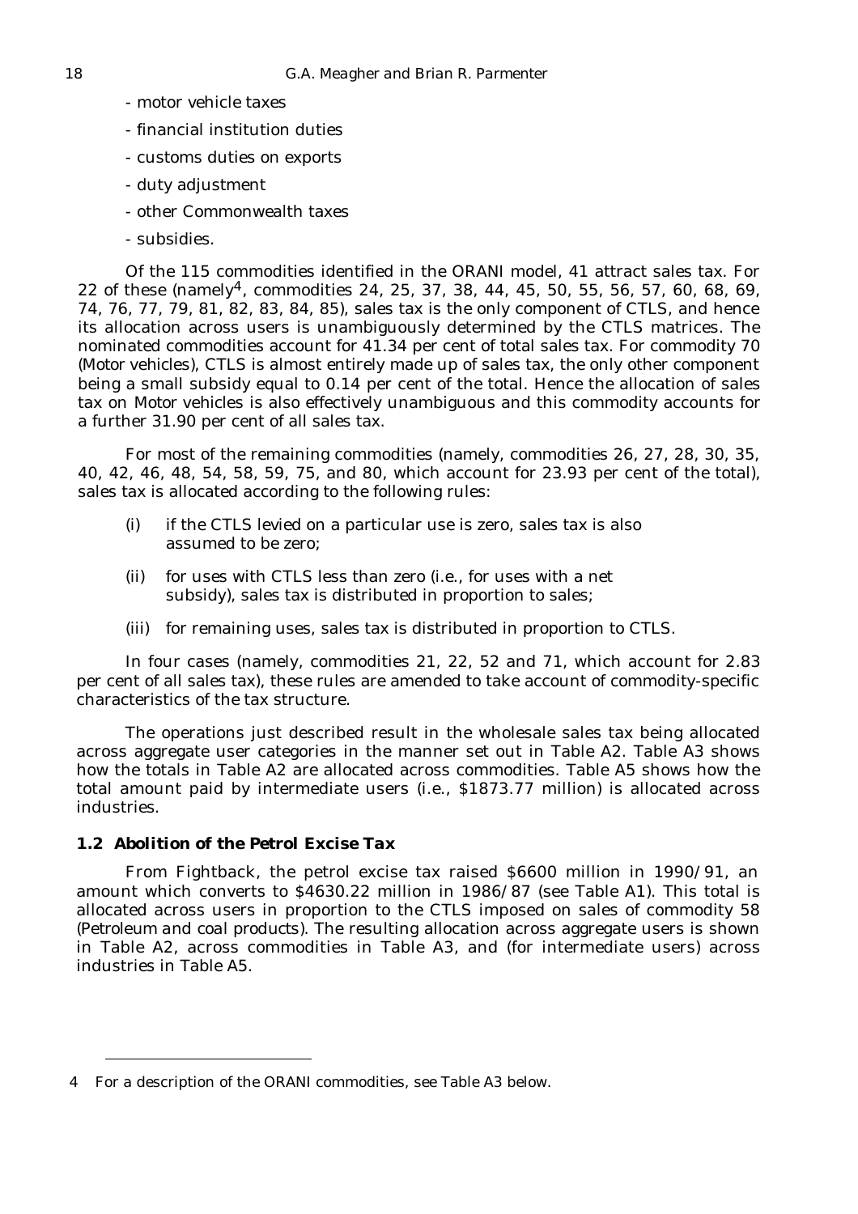- motor vehicle taxes
- financial institution duties
- customs duties on exports
- duty adjustment
- other Commonwealth taxes
- subsidies.

Of the 115 commodities identified in the ORANI model, 41 attract sales tax. For 22 of these (namely[4], commodities 24, 25, 37, 38, 44, 45, 50, 55, 56, 57, 60, 68, 69, 74, 76, 77, 79, 81, 82, 83, 84, 85), sales tax is the only component of CTLS, and hence its allocation across users is unambiguously determined by the CTLS matrices. The nominated commodities account for 41.34 per cent of total sales tax. For commodity 70 (*Motor vehicles*), CTLS is almost entirely made up of sales tax, the only other component being a small subsidy equal to 0.14 per cent of the total. Hence the allocation of sales tax on Motor vehicles is also effectively unambiguous and this commodity accounts for a further 31.90 per cent of all sales tax.

For most of the remaining commodities (namely, commodities 26, 27, 28, 30, 35, 40, 42, 46, 48, 54, 58, 59, 75, and 80, which account for 23.93 per cent of the total), sales tax is allocated according to the following rules:

(i) if the CTLS levied on a particular use is zero, sales tax is also assumed to be zero;

(ii) for uses with CTLS less than zero (i.e., for uses with a net subsidy), sales tax is distributed in proportion to sales;

(iii) for remaining uses, sales tax is distributed in proportion to CTLS.

In four cases (namely, commodities 21, 22, 52 and 71, which account for 2.83 per cent of all sales tax), these rules are amended to take account of commodity-specific characteristics of the tax structure.

The operations just described result in the wholesale sales tax being allocated across aggregate user categories in the manner set out in Table A2. Table A3 shows how the totals in Table A2 are allocated across commodities. Table A5 shows how the total amount paid by intermediate users (i.e., \$1873.77 million) is allocated across industries.

### 1.2 Abolition of the Petrol Excise Tax

From Fightback, the petrol excise tax raised \$6600 million in 1990/91, an amount which converts to \$4630.22 million in 1986/87 (see Table A1). This total is allocated across users in proportion to the CTLS imposed on sales of commodity 58 (*Petroleum and coal products*). The resulting allocation across aggregate users is shown in Table A2, across commodities in Table A3, and (for intermediate users) across industries in Table A5.

---

[4] For a description of the ORANI commodities, see Table A3 below.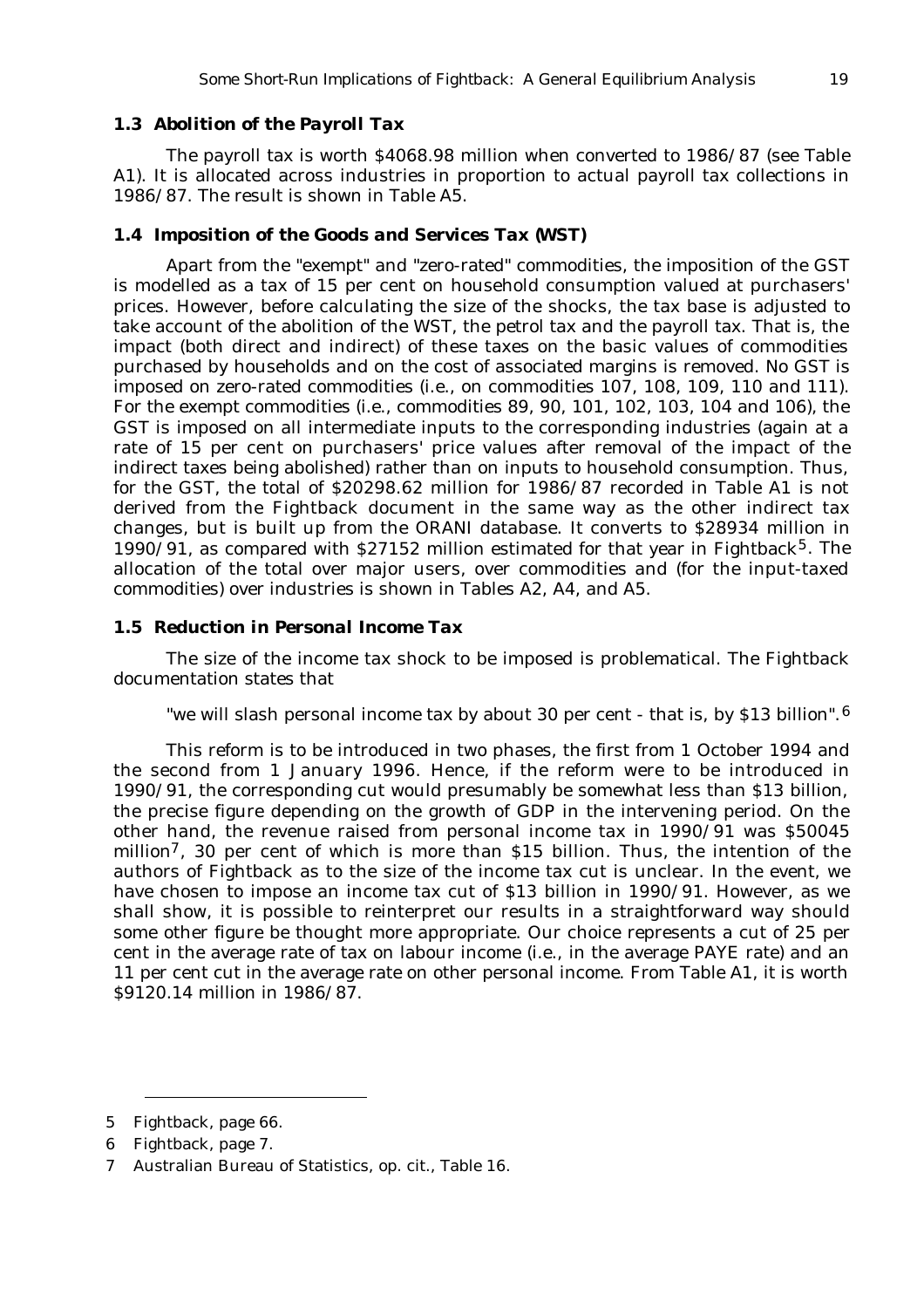### 1.3 Abolition of the Payroll Tax

The payroll tax is worth $4068.98 million when converted to 1986/87 (see Table A1). It is allocated across industries in proportion to actual payroll tax collections in 1986/87. The result is shown in Table A5.

### 1.4 Imposition of the Goods and Services Tax (WST)

Apart from the "exempt" and "zero-rated" commodities, the imposition of the GST is modelled as a tax of 15 per cent on household consumption valued at purchasers' prices. However, before calculating the size of the shocks, the tax base is adjusted to take account of the abolition of the WST, the petrol tax and the payroll tax. That is, the impact (both direct and indirect) of these taxes on the basic values of commodities purchased by households and on the cost of associated margins is removed. No GST is imposed on zero-rated commodities (i.e., on commodities 107, 108, 109, 110 and 111). For the exempt commodities (i.e., commodities 89, 90, 101, 102, 103, 104 and 106), the GST is imposed on all intermediate inputs to the corresponding industries (again at a rate of 15 per cent on purchasers' price values after removal of the impact of the indirect taxes being abolished) rather than on inputs to household consumption. Thus, for the GST, the total of $20298.62 million for 1986/87 recorded in Table A1 is not derived from the Fightback document in the same way as the other indirect tax changes, but is built up from the ORANI database. It converts to $28934 million in 1990/91, as compared with $27152 million estimated for that year in Fightback[5]. The allocation of the total over major users, over commodities and (for the input-taxed commodities) over industries is shown in Tables A2, A4, and A5.

### 1.5 Reduction in Personal Income Tax

The size of the income tax shock to be imposed is problematical. The Fightback documentation states that

> "we will slash personal income tax by about 30 per cent - that is, by $13 billion".[6]

This reform is to be introduced in two phases, the first from 1 October 1994 and the second from 1 January 1996. Hence, if the reform were to be introduced in 1990/91, the corresponding cut would presumably be somewhat less than $13 billion, the precise figure depending on the growth of GDP in the intervening period. On the other hand, the revenue raised from personal income tax in 1990/91 was $50045 million[7], 30 per cent of which is more than $15 billion. Thus, the intention of the authors of Fightback as to the size of the income tax cut is unclear. In the event, we have chosen to impose an income tax cut of $13 billion in 1990/91. However, as we shall show, it is possible to reinterpret our results in a straightforward way should some other figure be thought more appropriate. Our choice represents a cut of 25 per cent in the average rate of tax on labour income (i.e., in the average PAYE rate) and an 11 per cent cut in the average rate on other personal income. From Table A1, it is worth $9120.14 million in 1986/87.

---

5 Fightback, page 66.

6 Fightback, page 7.

7 Australian Bureau of Statistics, op. cit., Table 16.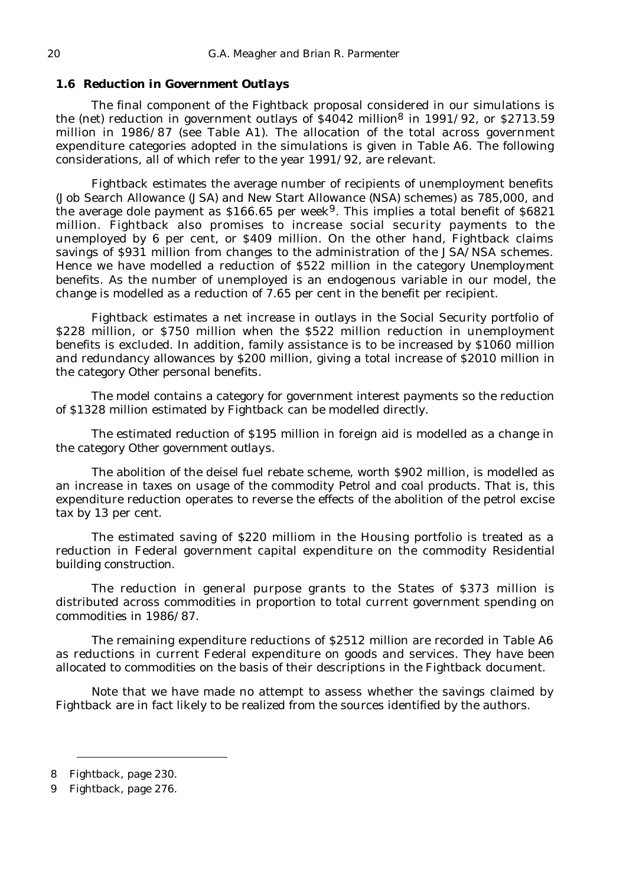### 1.6 Reduction in Government Outlays

The final component of the Fightback proposal considered in our simulations is the (net) reduction in government outlays of $4042 million[8] in 1991/92, or $2713.59 million in 1986/87 (see Table A1). The allocation of the total across government expenditure categories adopted in the simulations is given in Table A6. The following considerations, all of which refer to the year 1991/92, are relevant.

Fightback estimates the average number of recipients of unemployment benefits (Job Search Allowance (JSA) and New Start Allowance (NSA) schemes) as 785,000, and the average dole payment as $166.65 per week[9]. This implies a total benefit of $6821 million. Fightback also promises to increase social security payments to the unemployed by 6 per cent, or $409 million. On the other hand, Fightback claims savings of $931 million from changes to the administration of the JSA/NSA schemes. Hence we have modelled a reduction of $522 million in the category *Unemployment benefits*. As the number of unemployed is an endogenous variable in our model, the change is modelled as a reduction of 7.65 per cent in the benefit per recipient.

Fightback estimates a net increase in outlays in the Social Security portfolio of $228 million, or $750 million when the $522 million reduction in unemployment benefits is excluded. In addition, family assistance is to be increased by $1060 million and redundancy allowances by $200 million, giving a total increase of $2010 million in the category *Other personal benefits*.

The model contains a category for government interest payments so the reduction of $1328 million estimated by Fightback can be modelled directly.

The estimated reduction of $195 million in foreign aid is modelled as a change in the category *Other government outlays*.

The abolition of the deisel fuel rebate scheme, worth $902 million, is modelled as an increase in taxes on usage of the commodity *Petrol and coal products*. That is, this expenditure reduction operates to reverse the effects of the abolition of the petrol excise tax by 13 per cent.

The estimated saving of $220 milliom in the Housing portfolio is treated as a reduction in Federal government capital expenditure on the commodity *Residential building construction*.

The reduction in general purpose grants to the States of $373 million is distributed across commodities in proportion to total current government spending on commodities in 1986/87.

The remaining expenditure reductions of $2512 million are recorded in Table A6 as reductions in current Federal expenditure on goods and services. They have been allocated to commodities on the basis of their descriptions in the Fightback document.

Note that we have made no attempt to assess whether the savings claimed by Fightback are in fact likely to be realized from the sources identified by the authors.

---

8 Fightback, page 230.

9 Fightback, page 276.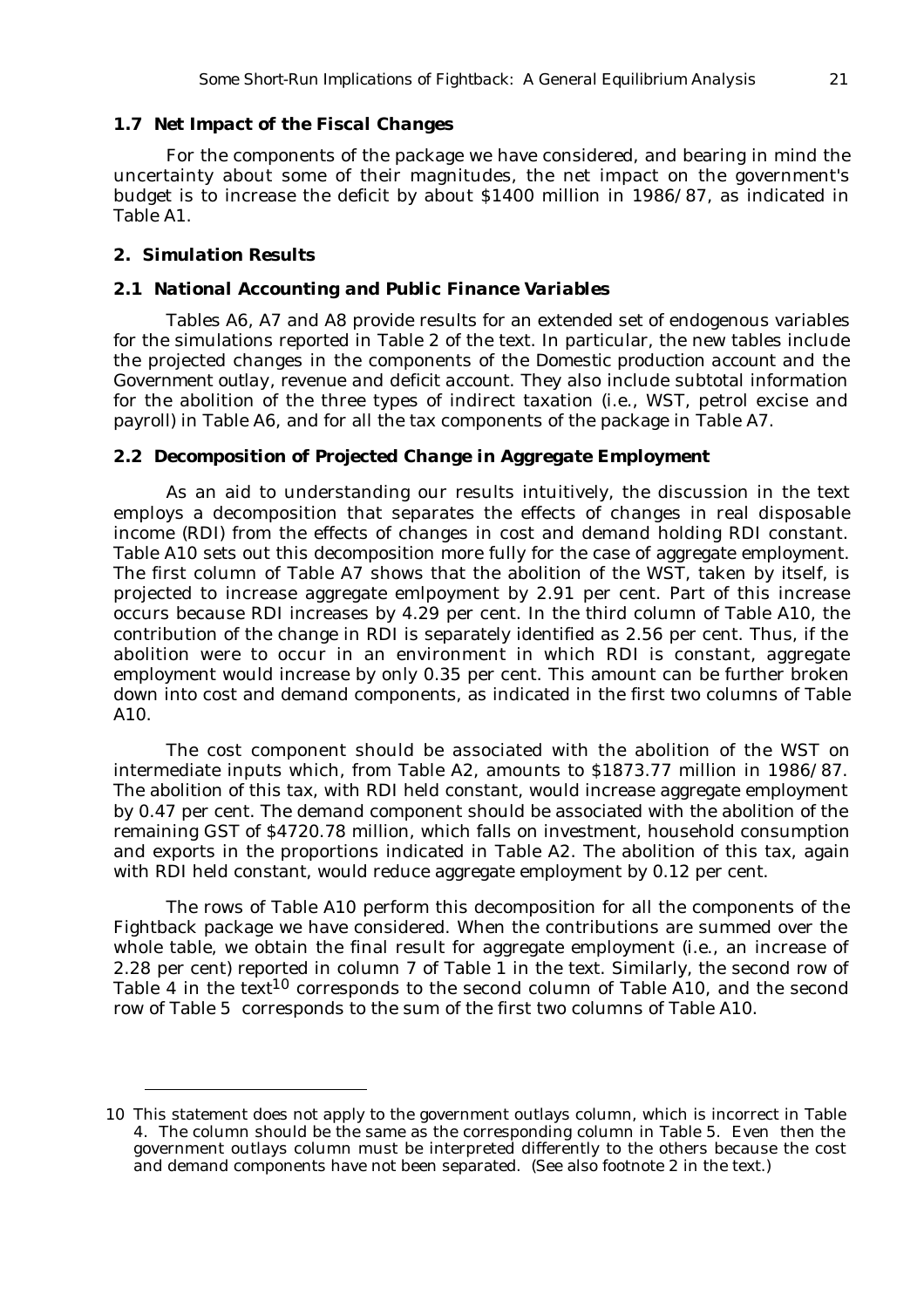### 1.7 Net Impact of the Fiscal Changes

For the components of the package we have considered, and bearing in mind the uncertainty about some of their magnitudes, the net impact on the government's budget is to increase the deficit by about $1400 million in 1986/87, as indicated in Table A1.

## 2. Simulation Results

### 2.1 National Accounting and Public Finance Variables

Tables A6, A7 and A8 provide results for an extended set of endogenous variables for the simulations reported in Table 2 of the text. In particular, the new tables include the projected changes in the components of the Domestic production account and the Government outlay, revenue and deficit account. They also include subtotal information for the abolition of the three types of indirect taxation (i.e., WST, petrol excise and payroll) in Table A6, and for all the tax components of the package in Table A7.

### 2.2 Decomposition of Projected Change in Aggregate Employment

As an aid to understanding our results intuitively, the discussion in the text employs a decomposition that separates the effects of changes in real disposable income (RDI) from the effects of changes in cost and demand holding RDI constant. Table A10 sets out this decomposition more fully for the case of aggregate employment. The first column of Table A7 shows that the abolition of the WST, taken by itself, is projected to increase aggregate emlpoyment by 2.91 per cent. Part of this increase occurs because RDI increases by 4.29 per cent. In the third column of Table A10, the contribution of the change in RDI is separately identified as 2.56 per cent. Thus, if the abolition were to occur in an environment in which RDI is constant, aggregate employment would increase by only 0.35 per cent. This amount can be further broken down into cost and demand components, as indicated in the first two columns of Table A10.

The cost component should be associated with the abolition of the WST on intermediate inputs which, from Table A2, amounts to $1873.77 million in 1986/87. The abolition of this tax, with RDI held constant, would increase aggregate employment by 0.47 per cent. The demand component should be associated with the abolition of the remaining GST of $4720.78 million, which falls on investment, household consumption and exports in the proportions indicated in Table A2. The abolition of this tax, again with RDI held constant, would reduce aggregate employment by 0.12 per cent.

The rows of Table A10 perform this decomposition for all the components of the Fightback package we have considered. When the contributions are summed over the whole table, we obtain the final result for aggregate employment (i.e., an increase of 2.28 per cent) reported in column 7 of Table 1 in the text. Similarly, the second row of Table 4 in the text[10] corresponds to the second column of Table A10, and the second row of Table 5 corresponds to the sum of the first two columns of Table A10.

---

10 This statement does not apply to the government outlays column, which is incorrect in Table 4. The column should be the same as the corresponding column in Table 5. Even then the government outlays column must be interpreted differently to the others because the cost and demand components have not been separated. (See also footnote 2 in the text.)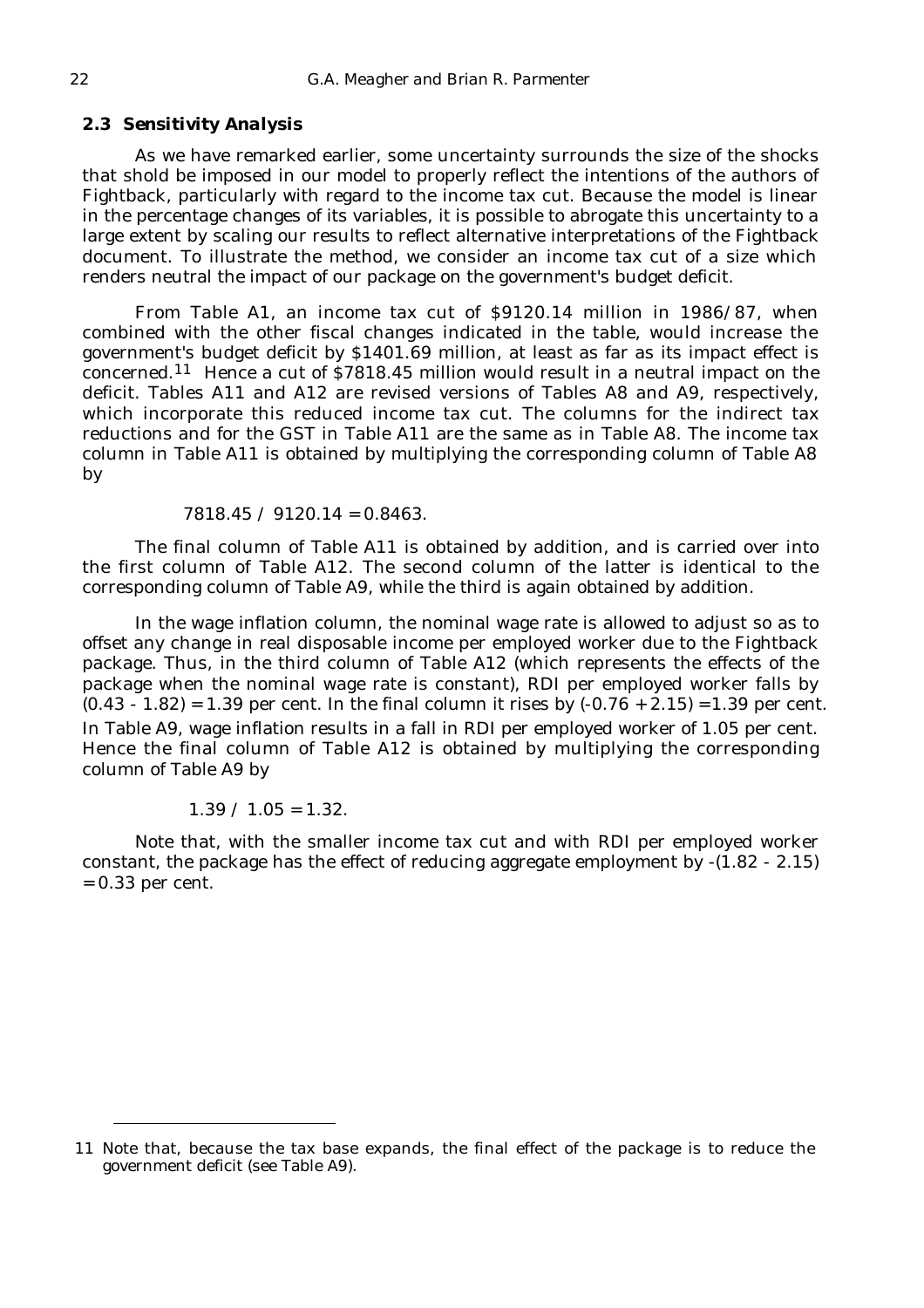### 2.3 Sensitivity Analysis

As we have remarked earlier, some uncertainty surrounds the size of the shocks that shold be imposed in our model to properly reflect the intentions of the authors of Fightback, particularly with regard to the income tax cut. Because the model is linear in the percentage changes of its variables, it is possible to abrogate this uncertainty to a large extent by scaling our results to reflect alternative interpretations of the Fightback document. To illustrate the method, we consider an income tax cut of a size which renders neutral the impact of our package on the government's budget deficit.

From Table A1, an income tax cut of \$9120.14 million in 1986/87, when combined with the other fiscal changes indicated in the table, would increase the government's budget deficit by \$1401.69 million, at least as far as its impact effect is concerned.[11] Hence a cut of \$7818.45 million would result in a neutral impact on the deficit. Tables A11 and A12 are revised versions of Tables A8 and A9, respectively, which incorporate this reduced income tax cut. The columns for the indirect tax reductions and for the GST in Table A11 are the same as in Table A8. The income tax column in Table A11 is obtained by multiplying the corresponding column of Table A8 by

$$7818.45 \;/\; 9120.14 = 0.8463.$$

The final column of Table A11 is obtained by addition, and is carried over into the first column of Table A12. The second column of the latter is identical to the corresponding column of Table A9, while the third is again obtained by addition.

In the wage inflation column, the nominal wage rate is allowed to adjust so as to offset any change in real disposable income per employed worker due to the Fightback package. Thus, in the third column of Table A12 (which represents the effects of the package when the nominal wage rate is constant), RDI per employed worker falls by (0.43 - 1.82) = 1.39 per cent. In the final column it rises by (-0.76 + 2.15) = 1.39 per cent. In Table A9, wage inflation results in a fall in RDI per employed worker of 1.05 per cent. Hence the final column of Table A12 is obtained by multiplying the corresponding column of Table A9 by

$$1.39 \;/\; 1.05 = 1.32.$$

Note that, with the smaller income tax cut and with RDI per employed worker constant, the package has the effect of reducing aggregate employment by -(1.82 - 2.15) = 0.33 per cent.

---

11 Note that, because the tax base expands, the final effect of the package is to reduce the government deficit (see Table A9).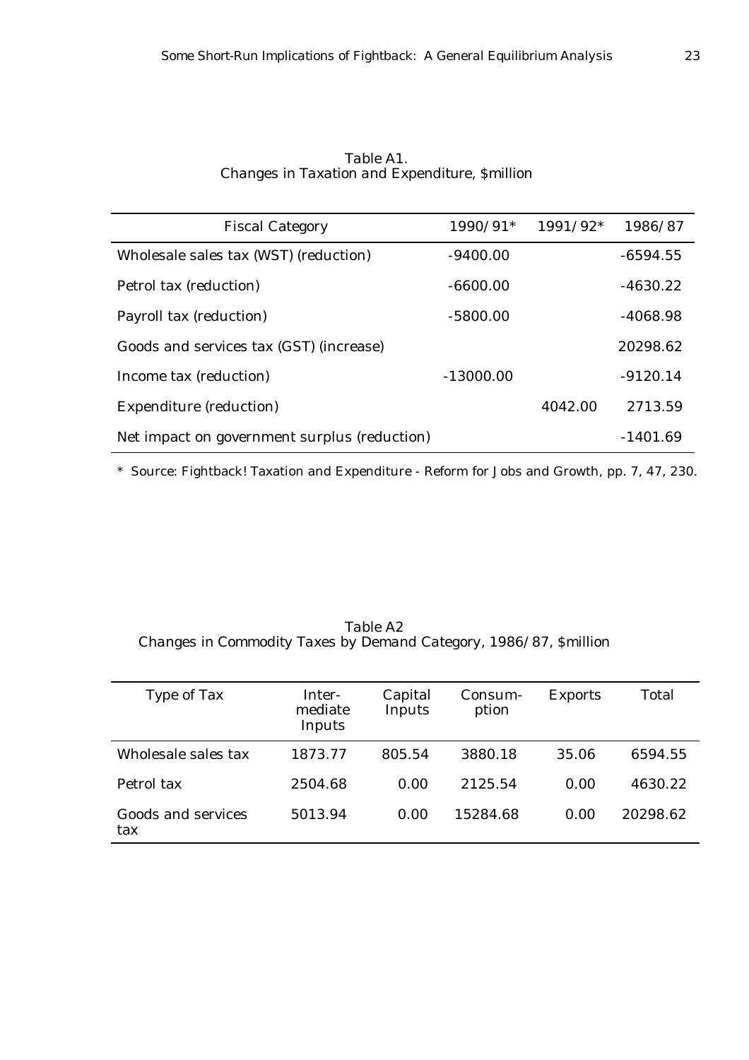Table A1.
Changes in Taxation and Expenditure, $million

| Fiscal Category | 1990/91* | 1991/92* | 1986/87 |
|---|---|---|---|
| Wholesale sales tax (WST) (reduction) | -9400.00 | | -6594.55 |
| Petrol tax (reduction) | -6600.00 | | -4630.22 |
| Payroll tax (reduction) | -5800.00 | | -4068.98 |
| Goods and services tax (GST) (increase) | | | 20298.62 |
| Income tax (reduction) | -13000.00 | | -9120.14 |
| Expenditure (reduction) | | 4042.00 | 2713.59 |
| Net impact on government surplus (reduction) | | | -1401.69 |

\* Source: Fightback! Taxation and Expenditure - Reform for Jobs and Growth, pp. 7, 47, 230.

Table A2
Changes in Commodity Taxes by Demand Category, 1986/87, $million

| Type of Tax | Inter-mediate Inputs | Capital Inputs | Consum-ption | Exports | Total |
|---|---|---|---|---|---|
| Wholesale sales tax | 1873.77 | 805.54 | 3880.18 | 35.06 | 6594.55 |
| Petrol tax | 2504.68 | 0.00 | 2125.54 | 0.00 | 4630.22 |
| Goods and services tax | 5013.94 | 0.00 | 15284.68 | 0.00 | 20298.62 |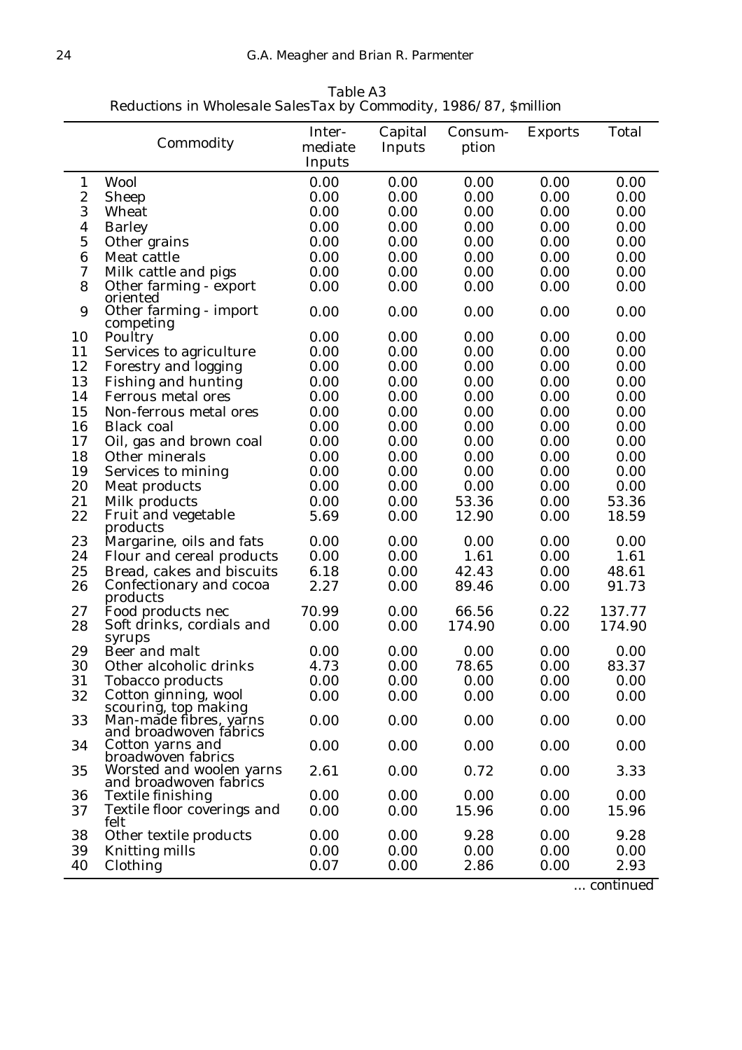Table A3
Reductions in Wholesale SalesTax by Commodity, 1986/87, $million

| | Commodity | Inter-mediate Inputs | Capital Inputs | Consum-ption | Exports | Total |
|---|---|---|---|---|---|---|
| 1 | Wool | 0.00 | 0.00 | 0.00 | 0.00 | 0.00 |
| 2 | Sheep | 0.00 | 0.00 | 0.00 | 0.00 | 0.00 |
| 3 | Wheat | 0.00 | 0.00 | 0.00 | 0.00 | 0.00 |
| 4 | Barley | 0.00 | 0.00 | 0.00 | 0.00 | 0.00 |
| 5 | Other grains | 0.00 | 0.00 | 0.00 | 0.00 | 0.00 |
| 6 | Meat cattle | 0.00 | 0.00 | 0.00 | 0.00 | 0.00 |
| 7 | Milk cattle and pigs | 0.00 | 0.00 | 0.00 | 0.00 | 0.00 |
| 8 | Other farming - export oriented | 0.00 | 0.00 | 0.00 | 0.00 | 0.00 |
| 9 | Other farming - import competing | 0.00 | 0.00 | 0.00 | 0.00 | 0.00 |
| 10 | Poultry | 0.00 | 0.00 | 0.00 | 0.00 | 0.00 |
| 11 | Services to agriculture | 0.00 | 0.00 | 0.00 | 0.00 | 0.00 |
| 12 | Forestry and logging | 0.00 | 0.00 | 0.00 | 0.00 | 0.00 |
| 13 | Fishing and hunting | 0.00 | 0.00 | 0.00 | 0.00 | 0.00 |
| 14 | Ferrous metal ores | 0.00 | 0.00 | 0.00 | 0.00 | 0.00 |
| 15 | Non-ferrous metal ores | 0.00 | 0.00 | 0.00 | 0.00 | 0.00 |
| 16 | Black coal | 0.00 | 0.00 | 0.00 | 0.00 | 0.00 |
| 17 | Oil, gas and brown coal | 0.00 | 0.00 | 0.00 | 0.00 | 0.00 |
| 18 | Other minerals | 0.00 | 0.00 | 0.00 | 0.00 | 0.00 |
| 19 | Services to mining | 0.00 | 0.00 | 0.00 | 0.00 | 0.00 |
| 20 | Meat products | 0.00 | 0.00 | 0.00 | 0.00 | 0.00 |
| 21 | Milk products | 0.00 | 0.00 | 53.36 | 0.00 | 53.36 |
| 22 | Fruit and vegetable products | 5.69 | 0.00 | 12.90 | 0.00 | 18.59 |
| 23 | Margarine, oils and fats | 0.00 | 0.00 | 0.00 | 0.00 | 0.00 |
| 24 | Flour and cereal products | 0.00 | 0.00 | 1.61 | 0.00 | 1.61 |
| 25 | Bread, cakes and biscuits | 6.18 | 0.00 | 42.43 | 0.00 | 48.61 |
| 26 | Confectionary and cocoa products | 2.27 | 0.00 | 89.46 | 0.00 | 91.73 |
| 27 | Food products nec | 70.99 | 0.00 | 66.56 | 0.22 | 137.77 |
| 28 | Soft drinks, cordials and syrups | 0.00 | 0.00 | 174.90 | 0.00 | 174.90 |
| 29 | Beer and malt | 0.00 | 0.00 | 0.00 | 0.00 | 0.00 |
| 30 | Other alcoholic drinks | 4.73 | 0.00 | 78.65 | 0.00 | 83.37 |
| 31 | Tobacco products | 0.00 | 0.00 | 0.00 | 0.00 | 0.00 |
| 32 | Cotton ginning, wool scouring, top making | 0.00 | 0.00 | 0.00 | 0.00 | 0.00 |
| 33 | Man-made fibres, yarns and broadwoven fabrics | 0.00 | 0.00 | 0.00 | 0.00 | 0.00 |
| 34 | Cotton yarns and broadwoven fabrics | 0.00 | 0.00 | 0.00 | 0.00 | 0.00 |
| 35 | Worsted and woolen yarns and broadwoven fabrics | 2.61 | 0.00 | 0.72 | 0.00 | 3.33 |
| 36 | Textile finishing | 0.00 | 0.00 | 0.00 | 0.00 | 0.00 |
| 37 | Textile floor coverings and felt | 0.00 | 0.00 | 15.96 | 0.00 | 15.96 |
| 38 | Other textile products | 0.00 | 0.00 | 9.28 | 0.00 | 9.28 |
| 39 | Knitting mills | 0.00 | 0.00 | 0.00 | 0.00 | 0.00 |
| 40 | Clothing | 0.07 | 0.00 | 2.86 | 0.00 | 2.93 |

... continued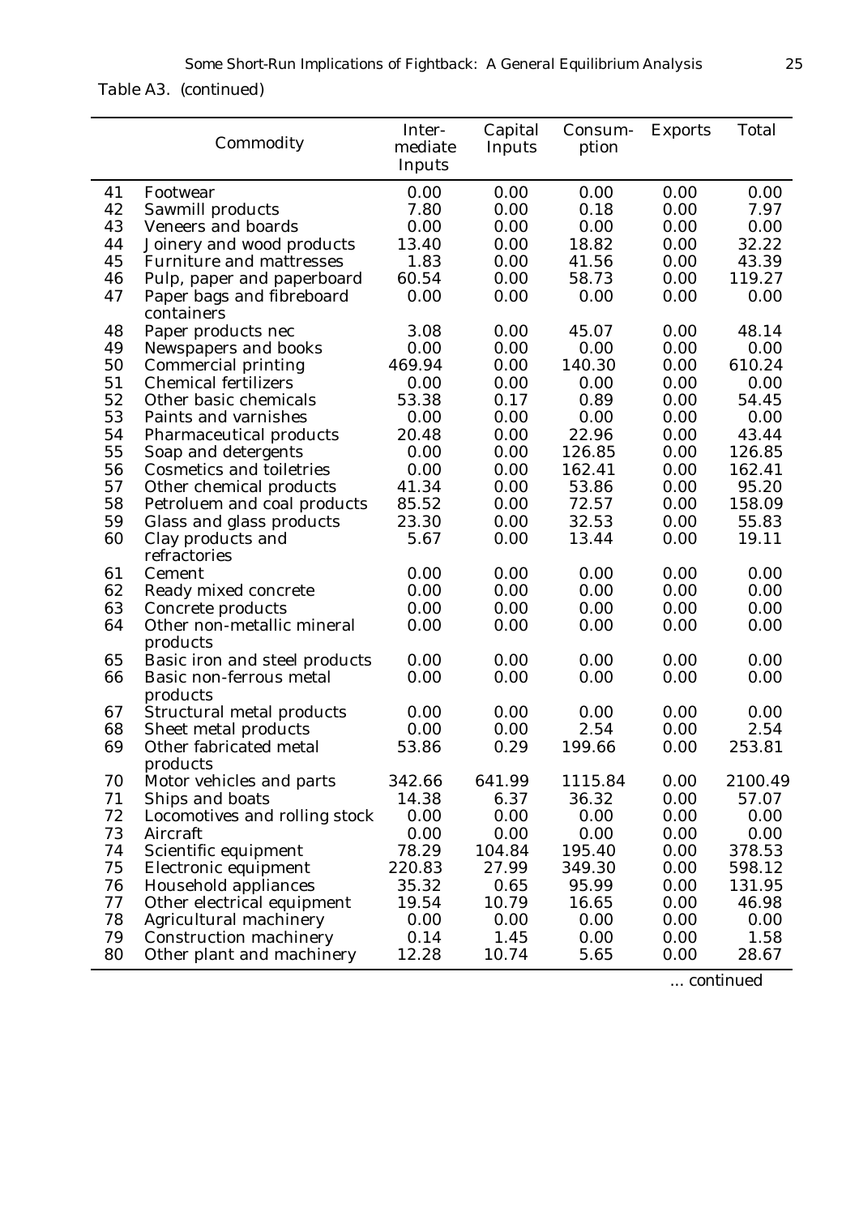Table A3. (continued)

| | Commodity | Inter-mediate Inputs | Capital Inputs | Consum-ption | Exports | Total |
|---|---|---|---|---|---|---|
| 41 | Footwear | 0.00 | 0.00 | 0.00 | 0.00 | 0.00 |
| 42 | Sawmill products | 7.80 | 0.00 | 0.18 | 0.00 | 7.97 |
| 43 | Veneers and boards | 0.00 | 0.00 | 0.00 | 0.00 | 0.00 |
| 44 | Joinery and wood products | 13.40 | 0.00 | 18.82 | 0.00 | 32.22 |
| 45 | Furniture and mattresses | 1.83 | 0.00 | 41.56 | 0.00 | 43.39 |
| 46 | Pulp, paper and paperboard | 60.54 | 0.00 | 58.73 | 0.00 | 119.27 |
| 47 | Paper bags and fibreboard containers | 0.00 | 0.00 | 0.00 | 0.00 | 0.00 |
| 48 | Paper products nec | 3.08 | 0.00 | 45.07 | 0.00 | 48.14 |
| 49 | Newspapers and books | 0.00 | 0.00 | 0.00 | 0.00 | 0.00 |
| 50 | Commercial printing | 469.94 | 0.00 | 140.30 | 0.00 | 610.24 |
| 51 | Chemical fertilizers | 0.00 | 0.00 | 0.00 | 0.00 | 0.00 |
| 52 | Other basic chemicals | 53.38 | 0.17 | 0.89 | 0.00 | 54.45 |
| 53 | Paints and varnishes | 0.00 | 0.00 | 0.00 | 0.00 | 0.00 |
| 54 | Pharmaceutical products | 20.48 | 0.00 | 22.96 | 0.00 | 43.44 |
| 55 | Soap and detergents | 0.00 | 0.00 | 126.85 | 0.00 | 126.85 |
| 56 | Cosmetics and toiletries | 0.00 | 0.00 | 162.41 | 0.00 | 162.41 |
| 57 | Other chemical products | 41.34 | 0.00 | 53.86 | 0.00 | 95.20 |
| 58 | Petroluem and coal products | 85.52 | 0.00 | 72.57 | 0.00 | 158.09 |
| 59 | Glass and glass products | 23.30 | 0.00 | 32.53 | 0.00 | 55.83 |
| 60 | Clay products and refractories | 5.67 | 0.00 | 13.44 | 0.00 | 19.11 |
| 61 | Cement | 0.00 | 0.00 | 0.00 | 0.00 | 0.00 |
| 62 | Ready mixed concrete | 0.00 | 0.00 | 0.00 | 0.00 | 0.00 |
| 63 | Concrete products | 0.00 | 0.00 | 0.00 | 0.00 | 0.00 |
| 64 | Other non-metallic mineral products | 0.00 | 0.00 | 0.00 | 0.00 | 0.00 |
| 65 | Basic iron and steel products | 0.00 | 0.00 | 0.00 | 0.00 | 0.00 |
| 66 | Basic non-ferrous metal products | 0.00 | 0.00 | 0.00 | 0.00 | 0.00 |
| 67 | Structural metal products | 0.00 | 0.00 | 0.00 | 0.00 | 0.00 |
| 68 | Sheet metal products | 0.00 | 0.00 | 2.54 | 0.00 | 2.54 |
| 69 | Other fabricated metal products | 53.86 | 0.29 | 199.66 | 0.00 | 253.81 |
| 70 | Motor vehicles and parts | 342.66 | 641.99 | 1115.84 | 0.00 | 2100.49 |
| 71 | Ships and boats | 14.38 | 6.37 | 36.32 | 0.00 | 57.07 |
| 72 | Locomotives and rolling stock | 0.00 | 0.00 | 0.00 | 0.00 | 0.00 |
| 73 | Aircraft | 0.00 | 0.00 | 0.00 | 0.00 | 0.00 |
| 74 | Scientific equipment | 78.29 | 104.84 | 195.40 | 0.00 | 378.53 |
| 75 | Electronic equipment | 220.83 | 27.99 | 349.30 | 0.00 | 598.12 |
| 76 | Household appliances | 35.32 | 0.65 | 95.99 | 0.00 | 131.95 |
| 77 | Other electrical equipment | 19.54 | 10.79 | 16.65 | 0.00 | 46.98 |
| 78 | Agricultural machinery | 0.00 | 0.00 | 0.00 | 0.00 | 0.00 |
| 79 | Construction machinery | 0.14 | 1.45 | 0.00 | 0.00 | 1.58 |
| 80 | Other plant and machinery | 12.28 | 10.74 | 5.65 | 0.00 | 28.67 |

... continued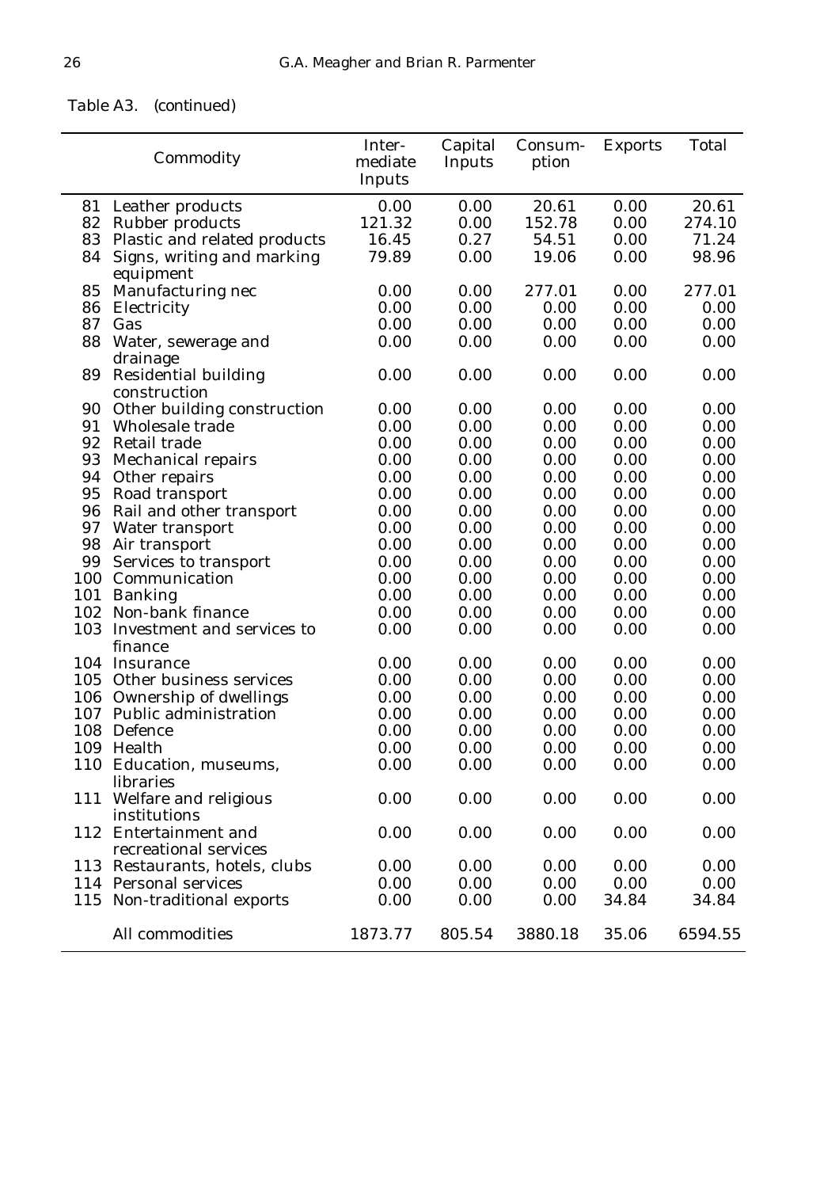Table A3. (continued)

| | Commodity | Inter-mediate Inputs | Capital Inputs | Consum-ption | Exports | Total |
|---|---|---|---|---|---|---|
| 81 | Leather products | 0.00 | 0.00 | 20.61 | 0.00 | 20.61 |
| 82 | Rubber products | 121.32 | 0.00 | 152.78 | 0.00 | 274.10 |
| 83 | Plastic and related products | 16.45 | 0.27 | 54.51 | 0.00 | 71.24 |
| 84 | Signs, writing and marking equipment | 79.89 | 0.00 | 19.06 | 0.00 | 98.96 |
| 85 | Manufacturing nec | 0.00 | 0.00 | 277.01 | 0.00 | 277.01 |
| 86 | Electricity | 0.00 | 0.00 | 0.00 | 0.00 | 0.00 |
| 87 | Gas | 0.00 | 0.00 | 0.00 | 0.00 | 0.00 |
| 88 | Water, sewerage and drainage | 0.00 | 0.00 | 0.00 | 0.00 | 0.00 |
| 89 | Residential building construction | 0.00 | 0.00 | 0.00 | 0.00 | 0.00 |
| 90 | Other building construction | 0.00 | 0.00 | 0.00 | 0.00 | 0.00 |
| 91 | Wholesale trade | 0.00 | 0.00 | 0.00 | 0.00 | 0.00 |
| 92 | Retail trade | 0.00 | 0.00 | 0.00 | 0.00 | 0.00 |
| 93 | Mechanical repairs | 0.00 | 0.00 | 0.00 | 0.00 | 0.00 |
| 94 | Other repairs | 0.00 | 0.00 | 0.00 | 0.00 | 0.00 |
| 95 | Road transport | 0.00 | 0.00 | 0.00 | 0.00 | 0.00 |
| 96 | Rail and other transport | 0.00 | 0.00 | 0.00 | 0.00 | 0.00 |
| 97 | Water transport | 0.00 | 0.00 | 0.00 | 0.00 | 0.00 |
| 98 | Air transport | 0.00 | 0.00 | 0.00 | 0.00 | 0.00 |
| 99 | Services to transport | 0.00 | 0.00 | 0.00 | 0.00 | 0.00 |
| 100 | Communication | 0.00 | 0.00 | 0.00 | 0.00 | 0.00 |
| 101 | Banking | 0.00 | 0.00 | 0.00 | 0.00 | 0.00 |
| 102 | Non-bank finance | 0.00 | 0.00 | 0.00 | 0.00 | 0.00 |
| 103 | Investment and services to finance | 0.00 | 0.00 | 0.00 | 0.00 | 0.00 |
| 104 | Insurance | 0.00 | 0.00 | 0.00 | 0.00 | 0.00 |
| 105 | Other business services | 0.00 | 0.00 | 0.00 | 0.00 | 0.00 |
| 106 | Ownership of dwellings | 0.00 | 0.00 | 0.00 | 0.00 | 0.00 |
| 107 | Public administration | 0.00 | 0.00 | 0.00 | 0.00 | 0.00 |
| 108 | Defence | 0.00 | 0.00 | 0.00 | 0.00 | 0.00 |
| 109 | Health | 0.00 | 0.00 | 0.00 | 0.00 | 0.00 |
| 110 | Education, museums, libraries | 0.00 | 0.00 | 0.00 | 0.00 | 0.00 |
| 111 | Welfare and religious institutions | 0.00 | 0.00 | 0.00 | 0.00 | 0.00 |
| 112 | Entertainment and recreational services | 0.00 | 0.00 | 0.00 | 0.00 | 0.00 |
| 113 | Restaurants, hotels, clubs | 0.00 | 0.00 | 0.00 | 0.00 | 0.00 |
| 114 | Personal services | 0.00 | 0.00 | 0.00 | 0.00 | 0.00 |
| 115 | Non-traditional exports | 0.00 | 0.00 | 0.00 | 34.84 | 34.84 |
| | All commodities | 1873.77 | 805.54 | 3880.18 | 35.06 | 6594.55 |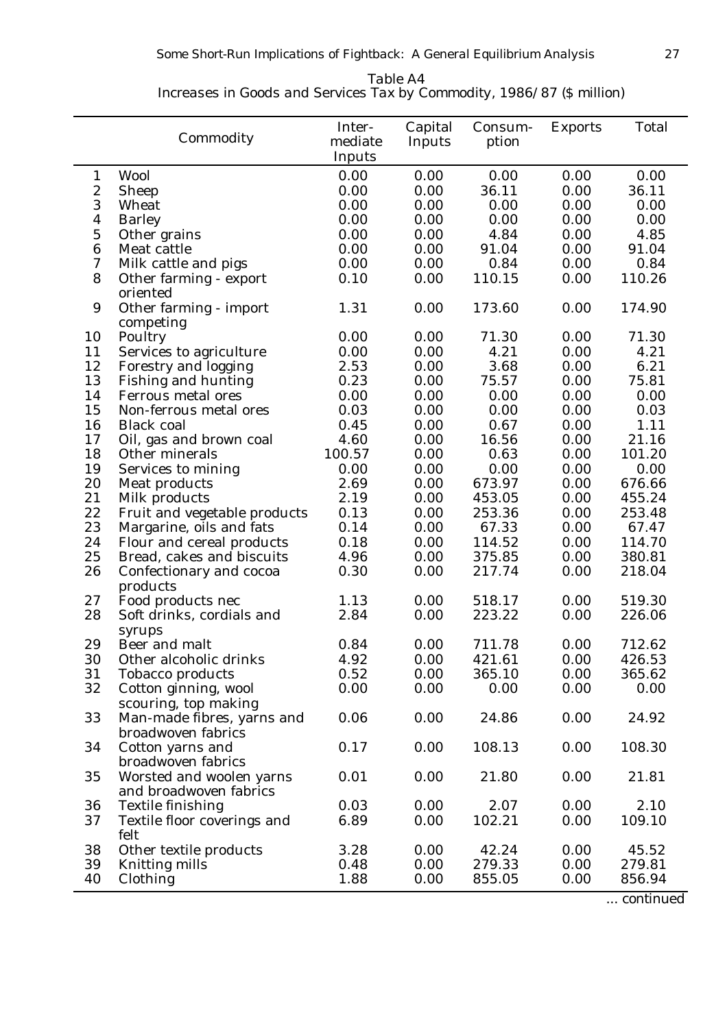Table A4
Increases in Goods and Services Tax by Commodity, 1986/87 ($ million)

| | Commodity | Inter-mediate Inputs | Capital Inputs | Consum-ption | Exports | Total |
|---|---|---|---|---|---|---|
| 1 | Wool | 0.00 | 0.00 | 0.00 | 0.00 | 0.00 |
| 2 | Sheep | 0.00 | 0.00 | 36.11 | 0.00 | 36.11 |
| 3 | Wheat | 0.00 | 0.00 | 0.00 | 0.00 | 0.00 |
| 4 | Barley | 0.00 | 0.00 | 0.00 | 0.00 | 0.00 |
| 5 | Other grains | 0.00 | 0.00 | 4.84 | 0.00 | 4.85 |
| 6 | Meat cattle | 0.00 | 0.00 | 91.04 | 0.00 | 91.04 |
| 7 | Milk cattle and pigs | 0.00 | 0.00 | 0.84 | 0.00 | 0.84 |
| 8 | Other farming - export oriented | 0.10 | 0.00 | 110.15 | 0.00 | 110.26 |
| 9 | Other farming - import competing | 1.31 | 0.00 | 173.60 | 0.00 | 174.90 |
| 10 | Poultry | 0.00 | 0.00 | 71.30 | 0.00 | 71.30 |
| 11 | Services to agriculture | 0.00 | 0.00 | 4.21 | 0.00 | 4.21 |
| 12 | Forestry and logging | 2.53 | 0.00 | 3.68 | 0.00 | 6.21 |
| 13 | Fishing and hunting | 0.23 | 0.00 | 75.57 | 0.00 | 75.81 |
| 14 | Ferrous metal ores | 0.00 | 0.00 | 0.00 | 0.00 | 0.00 |
| 15 | Non-ferrous metal ores | 0.03 | 0.00 | 0.00 | 0.00 | 0.03 |
| 16 | Black coal | 0.45 | 0.00 | 0.67 | 0.00 | 1.11 |
| 17 | Oil, gas and brown coal | 4.60 | 0.00 | 16.56 | 0.00 | 21.16 |
| 18 | Other minerals | 100.57 | 0.00 | 0.63 | 0.00 | 101.20 |
| 19 | Services to mining | 0.00 | 0.00 | 0.00 | 0.00 | 0.00 |
| 20 | Meat products | 2.69 | 0.00 | 673.97 | 0.00 | 676.66 |
| 21 | Milk products | 2.19 | 0.00 | 453.05 | 0.00 | 455.24 |
| 22 | Fruit and vegetable products | 0.13 | 0.00 | 253.36 | 0.00 | 253.48 |
| 23 | Margarine, oils and fats | 0.14 | 0.00 | 67.33 | 0.00 | 67.47 |
| 24 | Flour and cereal products | 0.18 | 0.00 | 114.52 | 0.00 | 114.70 |
| 25 | Bread, cakes and biscuits | 4.96 | 0.00 | 375.85 | 0.00 | 380.81 |
| 26 | Confectionary and cocoa products | 0.30 | 0.00 | 217.74 | 0.00 | 218.04 |
| 27 | Food products nec | 1.13 | 0.00 | 518.17 | 0.00 | 519.30 |
| 28 | Soft drinks, cordials and syrups | 2.84 | 0.00 | 223.22 | 0.00 | 226.06 |
| 29 | Beer and malt | 0.84 | 0.00 | 711.78 | 0.00 | 712.62 |
| 30 | Other alcoholic drinks | 4.92 | 0.00 | 421.61 | 0.00 | 426.53 |
| 31 | Tobacco products | 0.52 | 0.00 | 365.10 | 0.00 | 365.62 |
| 32 | Cotton ginning, wool scouring, top making | 0.00 | 0.00 | 0.00 | 0.00 | 0.00 |
| 33 | Man-made fibres, yarns and broadwoven fabrics | 0.06 | 0.00 | 24.86 | 0.00 | 24.92 |
| 34 | Cotton yarns and broadwoven fabrics | 0.17 | 0.00 | 108.13 | 0.00 | 108.30 |
| 35 | Worsted and woolen yarns and broadwoven fabrics | 0.01 | 0.00 | 21.80 | 0.00 | 21.81 |
| 36 | Textile finishing | 0.03 | 0.00 | 2.07 | 0.00 | 2.10 |
| 37 | Textile floor coverings and felt | 6.89 | 0.00 | 102.21 | 0.00 | 109.10 |
| 38 | Other textile products | 3.28 | 0.00 | 42.24 | 0.00 | 45.52 |
| 39 | Knitting mills | 0.48 | 0.00 | 279.33 | 0.00 | 279.81 |
| 40 | Clothing | 1.88 | 0.00 | 855.05 | 0.00 | 856.94 |

... continued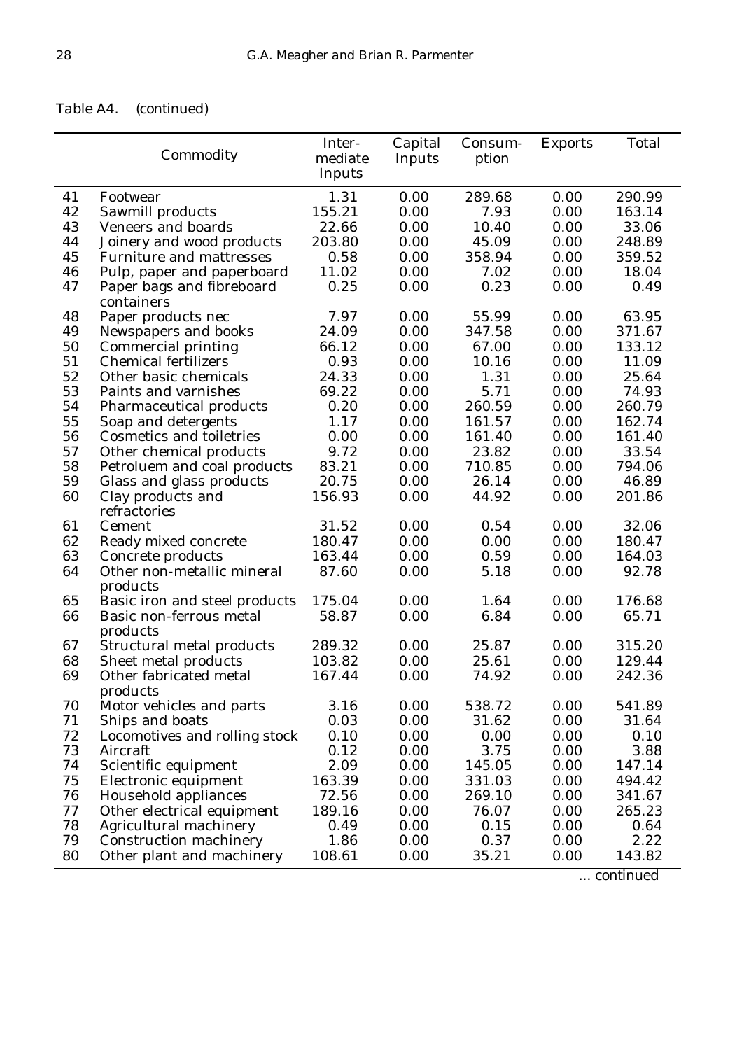Table A4. (continued)

| | Commodity | Inter-mediate Inputs | Capital Inputs | Consum-ption | Exports | Total |
|---|---|---|---|---|---|---|
| 41 | Footwear | 1.31 | 0.00 | 289.68 | 0.00 | 290.99 |
| 42 | Sawmill products | 155.21 | 0.00 | 7.93 | 0.00 | 163.14 |
| 43 | Veneers and boards | 22.66 | 0.00 | 10.40 | 0.00 | 33.06 |
| 44 | Joinery and wood products | 203.80 | 0.00 | 45.09 | 0.00 | 248.89 |
| 45 | Furniture and mattresses | 0.58 | 0.00 | 358.94 | 0.00 | 359.52 |
| 46 | Pulp, paper and paperboard | 11.02 | 0.00 | 7.02 | 0.00 | 18.04 |
| 47 | Paper bags and fibreboard containers | 0.25 | 0.00 | 0.23 | 0.00 | 0.49 |
| 48 | Paper products nec | 7.97 | 0.00 | 55.99 | 0.00 | 63.95 |
| 49 | Newspapers and books | 24.09 | 0.00 | 347.58 | 0.00 | 371.67 |
| 50 | Commercial printing | 66.12 | 0.00 | 67.00 | 0.00 | 133.12 |
| 51 | Chemical fertilizers | 0.93 | 0.00 | 10.16 | 0.00 | 11.09 |
| 52 | Other basic chemicals | 24.33 | 0.00 | 1.31 | 0.00 | 25.64 |
| 53 | Paints and varnishes | 69.22 | 0.00 | 5.71 | 0.00 | 74.93 |
| 54 | Pharmaceutical products | 0.20 | 0.00 | 260.59 | 0.00 | 260.79 |
| 55 | Soap and detergents | 1.17 | 0.00 | 161.57 | 0.00 | 162.74 |
| 56 | Cosmetics and toiletries | 0.00 | 0.00 | 161.40 | 0.00 | 161.40 |
| 57 | Other chemical products | 9.72 | 0.00 | 23.82 | 0.00 | 33.54 |
| 58 | Petroluem and coal products | 83.21 | 0.00 | 710.85 | 0.00 | 794.06 |
| 59 | Glass and glass products | 20.75 | 0.00 | 26.14 | 0.00 | 46.89 |
| 60 | Clay products and refractories | 156.93 | 0.00 | 44.92 | 0.00 | 201.86 |
| 61 | Cement | 31.52 | 0.00 | 0.54 | 0.00 | 32.06 |
| 62 | Ready mixed concrete | 180.47 | 0.00 | 0.00 | 0.00 | 180.47 |
| 63 | Concrete products | 163.44 | 0.00 | 0.59 | 0.00 | 164.03 |
| 64 | Other non-metallic mineral products | 87.60 | 0.00 | 5.18 | 0.00 | 92.78 |
| 65 | Basic iron and steel products | 175.04 | 0.00 | 1.64 | 0.00 | 176.68 |
| 66 | Basic non-ferrous metal products | 58.87 | 0.00 | 6.84 | 0.00 | 65.71 |
| 67 | Structural metal products | 289.32 | 0.00 | 25.87 | 0.00 | 315.20 |
| 68 | Sheet metal products | 103.82 | 0.00 | 25.61 | 0.00 | 129.44 |
| 69 | Other fabricated metal products | 167.44 | 0.00 | 74.92 | 0.00 | 242.36 |
| 70 | Motor vehicles and parts | 3.16 | 0.00 | 538.72 | 0.00 | 541.89 |
| 71 | Ships and boats | 0.03 | 0.00 | 31.62 | 0.00 | 31.64 |
| 72 | Locomotives and rolling stock | 0.10 | 0.00 | 0.00 | 0.00 | 0.10 |
| 73 | Aircraft | 0.12 | 0.00 | 3.75 | 0.00 | 3.88 |
| 74 | Scientific equipment | 2.09 | 0.00 | 145.05 | 0.00 | 147.14 |
| 75 | Electronic equipment | 163.39 | 0.00 | 331.03 | 0.00 | 494.42 |
| 76 | Household appliances | 72.56 | 0.00 | 269.10 | 0.00 | 341.67 |
| 77 | Other electrical equipment | 189.16 | 0.00 | 76.07 | 0.00 | 265.23 |
| 78 | Agricultural machinery | 0.49 | 0.00 | 0.15 | 0.00 | 0.64 |
| 79 | Construction machinery | 1.86 | 0.00 | 0.37 | 0.00 | 2.22 |
| 80 | Other plant and machinery | 108.61 | 0.00 | 35.21 | 0.00 | 143.82 |

... continued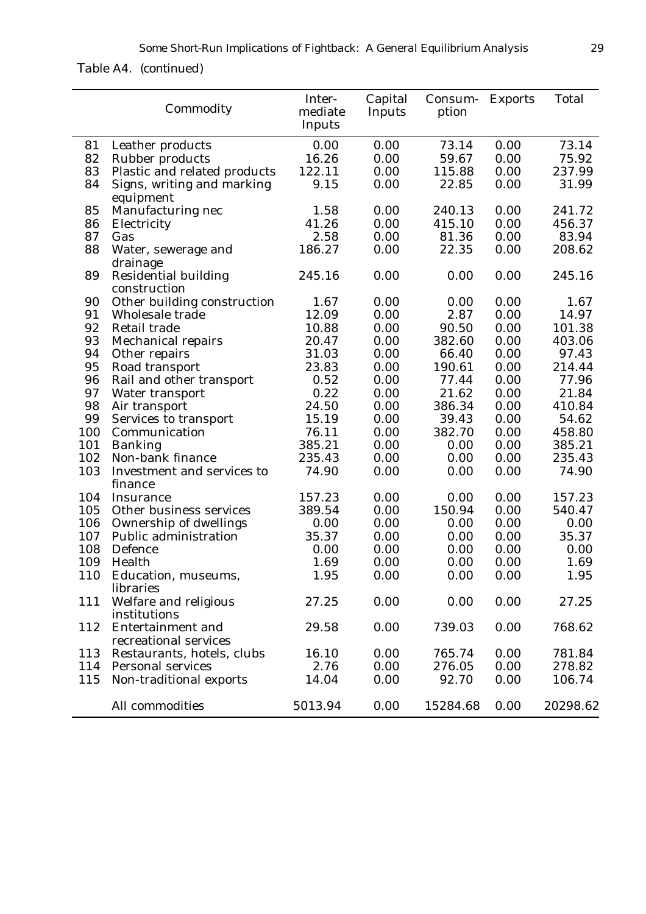Table A4. (continued)

| | Commodity | Inter-mediate Inputs | Capital Inputs | Consum-ption | Exports | Total |
|---|---|---|---|---|---|---|
| 81 | Leather products | 0.00 | 0.00 | 73.14 | 0.00 | 73.14 |
| 82 | Rubber products | 16.26 | 0.00 | 59.67 | 0.00 | 75.92 |
| 83 | Plastic and related products | 122.11 | 0.00 | 115.88 | 0.00 | 237.99 |
| 84 | Signs, writing and marking equipment | 9.15 | 0.00 | 22.85 | 0.00 | 31.99 |
| 85 | Manufacturing nec | 1.58 | 0.00 | 240.13 | 0.00 | 241.72 |
| 86 | Electricity | 41.26 | 0.00 | 415.10 | 0.00 | 456.37 |
| 87 | Gas | 2.58 | 0.00 | 81.36 | 0.00 | 83.94 |
| 88 | Water, sewerage and drainage | 186.27 | 0.00 | 22.35 | 0.00 | 208.62 |
| 89 | Residential building construction | 245.16 | 0.00 | 0.00 | 0.00 | 245.16 |
| 90 | Other building construction | 1.67 | 0.00 | 0.00 | 0.00 | 1.67 |
| 91 | Wholesale trade | 12.09 | 0.00 | 2.87 | 0.00 | 14.97 |
| 92 | Retail trade | 10.88 | 0.00 | 90.50 | 0.00 | 101.38 |
| 93 | Mechanical repairs | 20.47 | 0.00 | 382.60 | 0.00 | 403.06 |
| 94 | Other repairs | 31.03 | 0.00 | 66.40 | 0.00 | 97.43 |
| 95 | Road transport | 23.83 | 0.00 | 190.61 | 0.00 | 214.44 |
| 96 | Rail and other transport | 0.52 | 0.00 | 77.44 | 0.00 | 77.96 |
| 97 | Water transport | 0.22 | 0.00 | 21.62 | 0.00 | 21.84 |
| 98 | Air transport | 24.50 | 0.00 | 386.34 | 0.00 | 410.84 |
| 99 | Services to transport | 15.19 | 0.00 | 39.43 | 0.00 | 54.62 |
| 100 | Communication | 76.11 | 0.00 | 382.70 | 0.00 | 458.80 |
| 101 | Banking | 385.21 | 0.00 | 0.00 | 0.00 | 385.21 |
| 102 | Non-bank finance | 235.43 | 0.00 | 0.00 | 0.00 | 235.43 |
| 103 | Investment and services to finance | 74.90 | 0.00 | 0.00 | 0.00 | 74.90 |
| 104 | Insurance | 157.23 | 0.00 | 0.00 | 0.00 | 157.23 |
| 105 | Other business services | 389.54 | 0.00 | 150.94 | 0.00 | 540.47 |
| 106 | Ownership of dwellings | 0.00 | 0.00 | 0.00 | 0.00 | 0.00 |
| 107 | Public administration | 35.37 | 0.00 | 0.00 | 0.00 | 35.37 |
| 108 | Defence | 0.00 | 0.00 | 0.00 | 0.00 | 0.00 |
| 109 | Health | 1.69 | 0.00 | 0.00 | 0.00 | 1.69 |
| 110 | Education, museums, libraries | 1.95 | 0.00 | 0.00 | 0.00 | 1.95 |
| 111 | Welfare and religious institutions | 27.25 | 0.00 | 0.00 | 0.00 | 27.25 |
| 112 | Entertainment and recreational services | 29.58 | 0.00 | 739.03 | 0.00 | 768.62 |
| 113 | Restaurants, hotels, clubs | 16.10 | 0.00 | 765.74 | 0.00 | 781.84 |
| 114 | Personal services | 2.76 | 0.00 | 276.05 | 0.00 | 278.82 |
| 115 | Non-traditional exports | 14.04 | 0.00 | 92.70 | 0.00 | 106.74 |
| | All commodities | 5013.94 | 0.00 | 15284.68 | 0.00 | 20298.62 |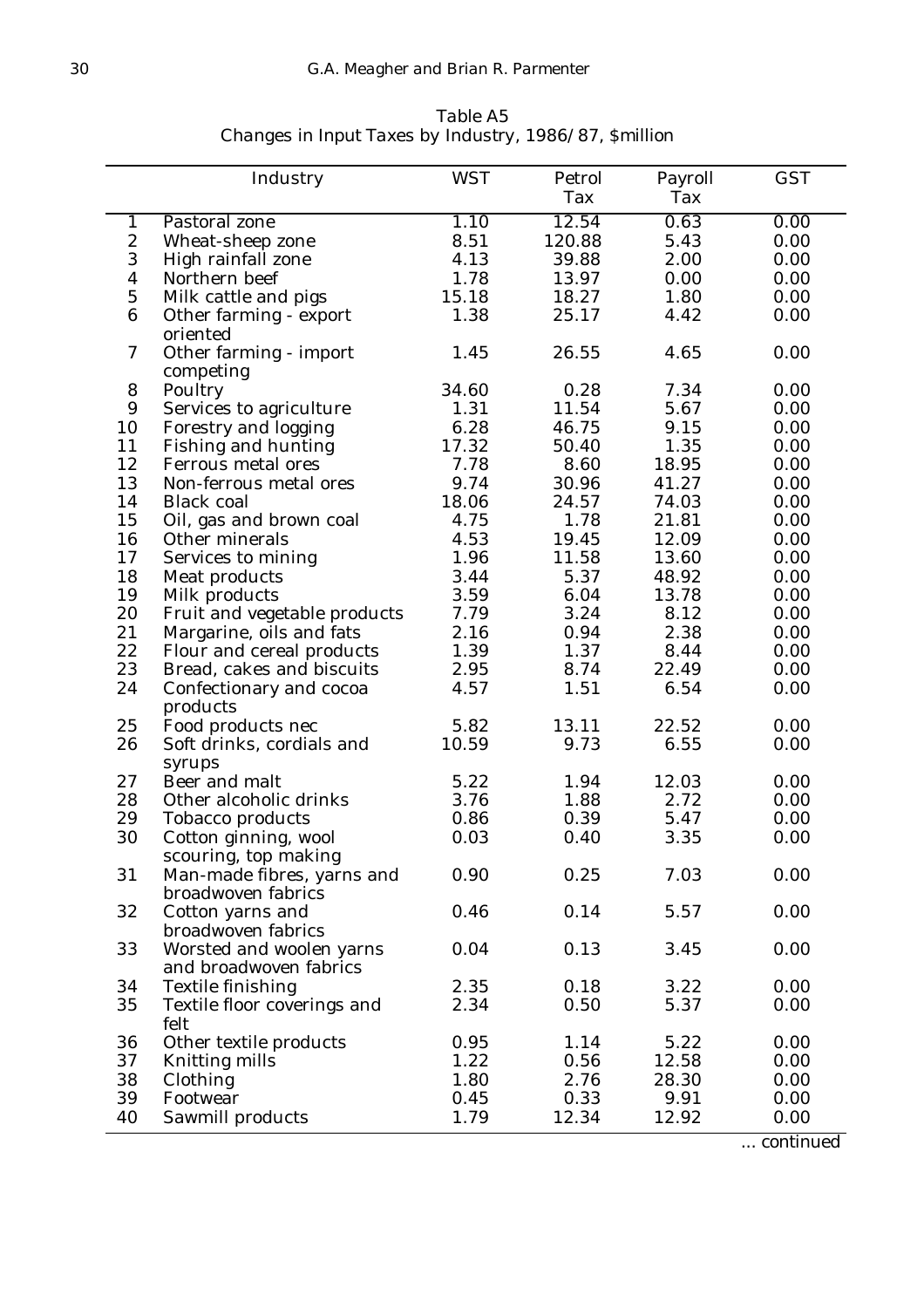Table A5
Changes in Input Taxes by Industry, 1986/87, $million

| | Industry | WST | Petrol Tax | Payroll Tax | GST |
|---|---|---|---|---|---|
| 1 | Pastoral zone | 1.10 | 12.54 | 0.63 | 0.00 |
| 2 | Wheat-sheep zone | 8.51 | 120.88 | 5.43 | 0.00 |
| 3 | High rainfall zone | 4.13 | 39.88 | 2.00 | 0.00 |
| 4 | Northern beef | 1.78 | 13.97 | 0.00 | 0.00 |
| 5 | Milk cattle and pigs | 15.18 | 18.27 | 1.80 | 0.00 |
| 6 | Other farming - export oriented | 1.38 | 25.17 | 4.42 | 0.00 |
| 7 | Other farming - import competing | 1.45 | 26.55 | 4.65 | 0.00 |
| 8 | Poultry | 34.60 | 0.28 | 7.34 | 0.00 |
| 9 | Services to agriculture | 1.31 | 11.54 | 5.67 | 0.00 |
| 10 | Forestry and logging | 6.28 | 46.75 | 9.15 | 0.00 |
| 11 | Fishing and hunting | 17.32 | 50.40 | 1.35 | 0.00 |
| 12 | Ferrous metal ores | 7.78 | 8.60 | 18.95 | 0.00 |
| 13 | Non-ferrous metal ores | 9.74 | 30.96 | 41.27 | 0.00 |
| 14 | Black coal | 18.06 | 24.57 | 74.03 | 0.00 |
| 15 | Oil, gas and brown coal | 4.75 | 1.78 | 21.81 | 0.00 |
| 16 | Other minerals | 4.53 | 19.45 | 12.09 | 0.00 |
| 17 | Services to mining | 1.96 | 11.58 | 13.60 | 0.00 |
| 18 | Meat products | 3.44 | 5.37 | 48.92 | 0.00 |
| 19 | Milk products | 3.59 | 6.04 | 13.78 | 0.00 |
| 20 | Fruit and vegetable products | 7.79 | 3.24 | 8.12 | 0.00 |
| 21 | Margarine, oils and fats | 2.16 | 0.94 | 2.38 | 0.00 |
| 22 | Flour and cereal products | 1.39 | 1.37 | 8.44 | 0.00 |
| 23 | Bread, cakes and biscuits | 2.95 | 8.74 | 22.49 | 0.00 |
| 24 | Confectionary and cocoa products | 4.57 | 1.51 | 6.54 | 0.00 |
| 25 | Food products nec | 5.82 | 13.11 | 22.52 | 0.00 |
| 26 | Soft drinks, cordials and syrups | 10.59 | 9.73 | 6.55 | 0.00 |
| 27 | Beer and malt | 5.22 | 1.94 | 12.03 | 0.00 |
| 28 | Other alcoholic drinks | 3.76 | 1.88 | 2.72 | 0.00 |
| 29 | Tobacco products | 0.86 | 0.39 | 5.47 | 0.00 |
| 30 | Cotton ginning, wool scouring, top making | 0.03 | 0.40 | 3.35 | 0.00 |
| 31 | Man-made fibres, yarns and broadwoven fabrics | 0.90 | 0.25 | 7.03 | 0.00 |
| 32 | Cotton yarns and broadwoven fabrics | 0.46 | 0.14 | 5.57 | 0.00 |
| 33 | Worsted and woolen yarns and broadwoven fabrics | 0.04 | 0.13 | 3.45 | 0.00 |
| 34 | Textile finishing | 2.35 | 0.18 | 3.22 | 0.00 |
| 35 | Textile floor coverings and felt | 2.34 | 0.50 | 5.37 | 0.00 |
| 36 | Other textile products | 0.95 | 1.14 | 5.22 | 0.00 |
| 37 | Knitting mills | 1.22 | 0.56 | 12.58 | 0.00 |
| 38 | Clothing | 1.80 | 2.76 | 28.30 | 0.00 |
| 39 | Footwear | 0.45 | 0.33 | 9.91 | 0.00 |
| 40 | Sawmill products | 1.79 | 12.34 | 12.92 | 0.00 |

... continued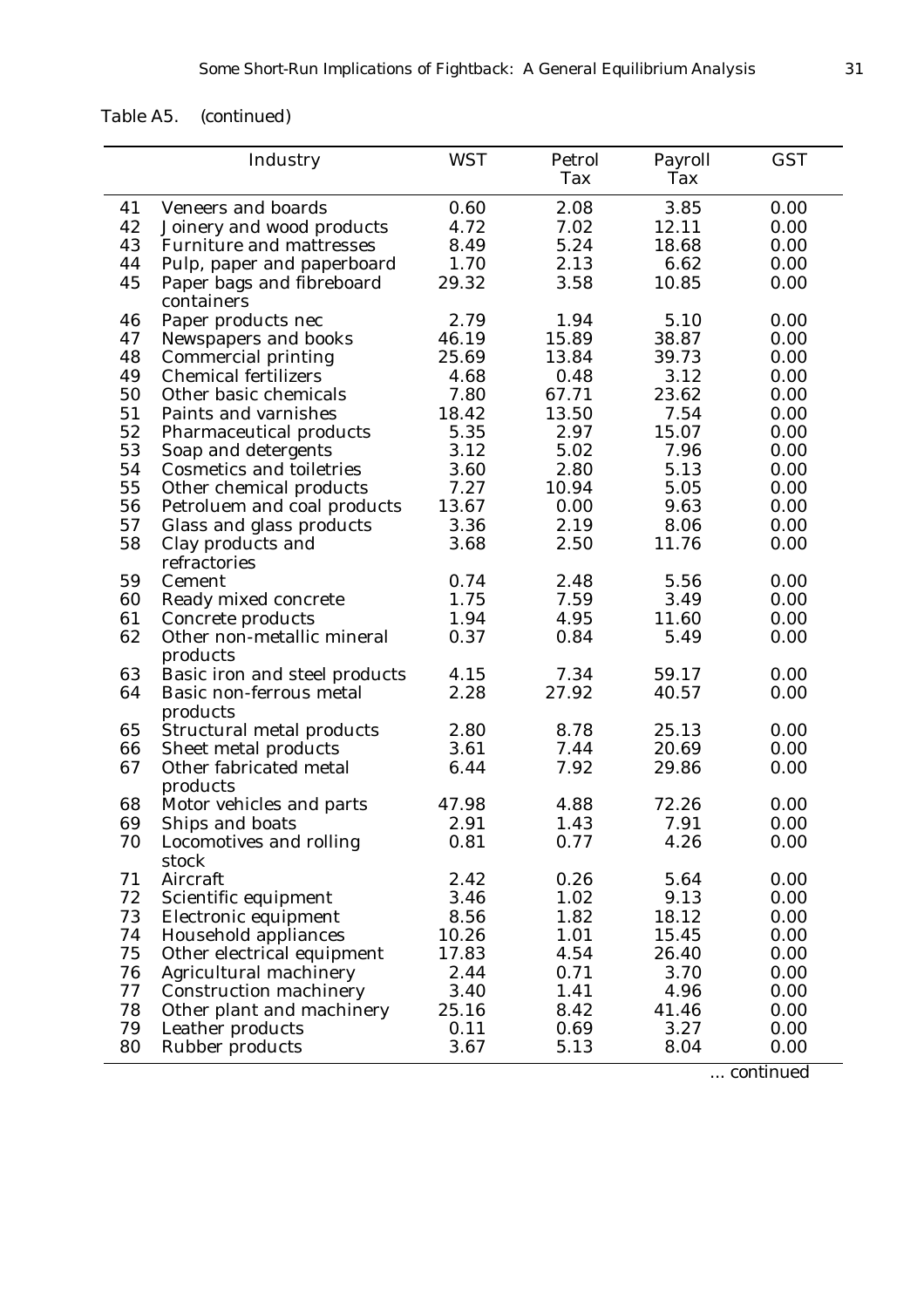Table A5. (continued)

| | Industry | WST | Petrol Tax | Payroll Tax | GST |
|---|---|---|---|---|---|
| 41 | Veneers and boards | 0.60 | 2.08 | 3.85 | 0.00 |
| 42 | Joinery and wood products | 4.72 | 7.02 | 12.11 | 0.00 |
| 43 | Furniture and mattresses | 8.49 | 5.24 | 18.68 | 0.00 |
| 44 | Pulp, paper and paperboard | 1.70 | 2.13 | 6.62 | 0.00 |
| 45 | Paper bags and fibreboard containers | 29.32 | 3.58 | 10.85 | 0.00 |
| 46 | Paper products nec | 2.79 | 1.94 | 5.10 | 0.00 |
| 47 | Newspapers and books | 46.19 | 15.89 | 38.87 | 0.00 |
| 48 | Commercial printing | 25.69 | 13.84 | 39.73 | 0.00 |
| 49 | Chemical fertilizers | 4.68 | 0.48 | 3.12 | 0.00 |
| 50 | Other basic chemicals | 7.80 | 67.71 | 23.62 | 0.00 |
| 51 | Paints and varnishes | 18.42 | 13.50 | 7.54 | 0.00 |
| 52 | Pharmaceutical products | 5.35 | 2.97 | 15.07 | 0.00 |
| 53 | Soap and detergents | 3.12 | 5.02 | 7.96 | 0.00 |
| 54 | Cosmetics and toiletries | 3.60 | 2.80 | 5.13 | 0.00 |
| 55 | Other chemical products | 7.27 | 10.94 | 5.05 | 0.00 |
| 56 | Petroluem and coal products | 13.67 | 0.00 | 9.63 | 0.00 |
| 57 | Glass and glass products | 3.36 | 2.19 | 8.06 | 0.00 |
| 58 | Clay products and refractories | 3.68 | 2.50 | 11.76 | 0.00 |
| 59 | Cement | 0.74 | 2.48 | 5.56 | 0.00 |
| 60 | Ready mixed concrete | 1.75 | 7.59 | 3.49 | 0.00 |
| 61 | Concrete products | 1.94 | 4.95 | 11.60 | 0.00 |
| 62 | Other non-metallic mineral products | 0.37 | 0.84 | 5.49 | 0.00 |
| 63 | Basic iron and steel products | 4.15 | 7.34 | 59.17 | 0.00 |
| 64 | Basic non-ferrous metal products | 2.28 | 27.92 | 40.57 | 0.00 |
| 65 | Structural metal products | 2.80 | 8.78 | 25.13 | 0.00 |
| 66 | Sheet metal products | 3.61 | 7.44 | 20.69 | 0.00 |
| 67 | Other fabricated metal products | 6.44 | 7.92 | 29.86 | 0.00 |
| 68 | Motor vehicles and parts | 47.98 | 4.88 | 72.26 | 0.00 |
| 69 | Ships and boats | 2.91 | 1.43 | 7.91 | 0.00 |
| 70 | Locomotives and rolling stock | 0.81 | 0.77 | 4.26 | 0.00 |
| 71 | Aircraft | 2.42 | 0.26 | 5.64 | 0.00 |
| 72 | Scientific equipment | 3.46 | 1.02 | 9.13 | 0.00 |
| 73 | Electronic equipment | 8.56 | 1.82 | 18.12 | 0.00 |
| 74 | Household appliances | 10.26 | 1.01 | 15.45 | 0.00 |
| 75 | Other electrical equipment | 17.83 | 4.54 | 26.40 | 0.00 |
| 76 | Agricultural machinery | 2.44 | 0.71 | 3.70 | 0.00 |
| 77 | Construction machinery | 3.40 | 1.41 | 4.96 | 0.00 |
| 78 | Other plant and machinery | 25.16 | 8.42 | 41.46 | 0.00 |
| 79 | Leather products | 0.11 | 0.69 | 3.27 | 0.00 |
| 80 | Rubber products | 3.67 | 5.13 | 8.04 | 0.00 |

... continued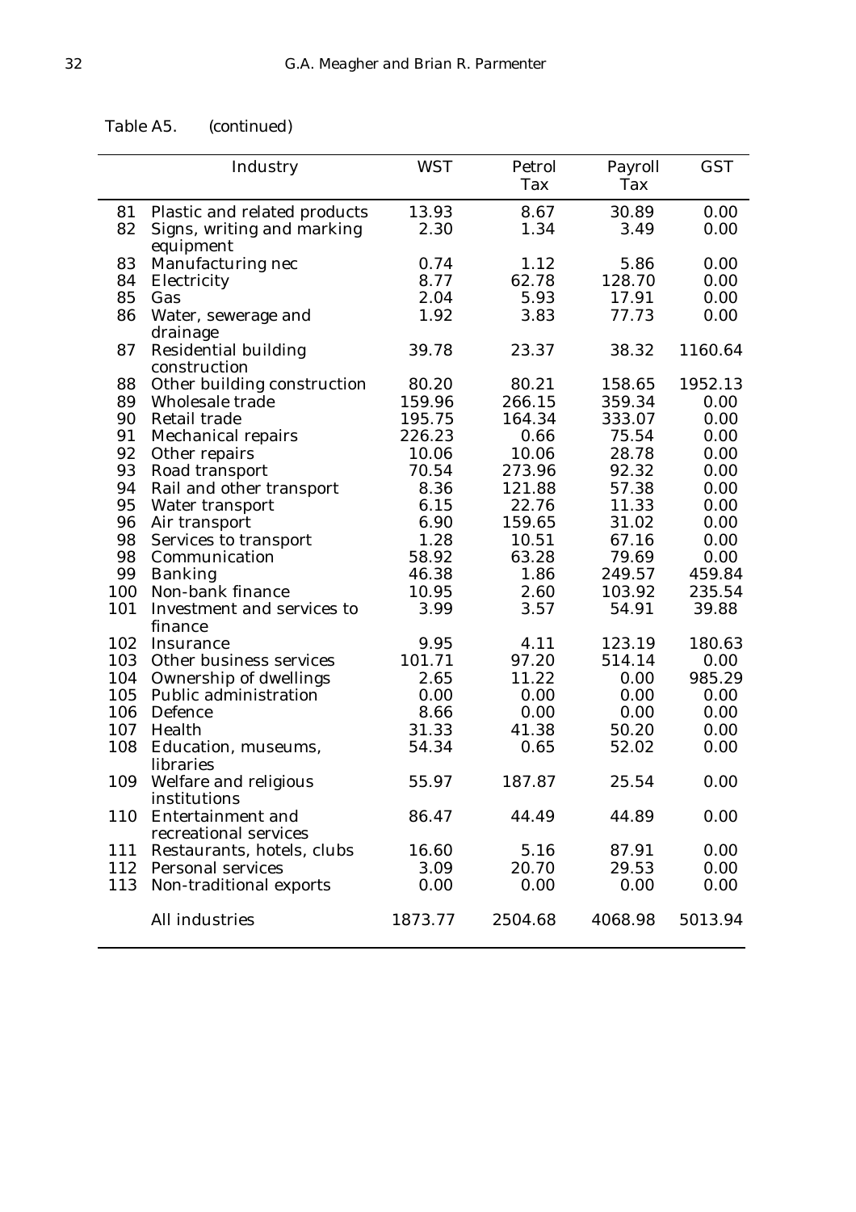Table A5. (continued)

| | Industry | WST | Petrol Tax | Payroll Tax | GST |
|---|---|---|---|---|---|
| 81 | Plastic and related products | 13.93 | 8.67 | 30.89 | 0.00 |
| 82 | Signs, writing and marking equipment | 2.30 | 1.34 | 3.49 | 0.00 |
| 83 | Manufacturing nec | 0.74 | 1.12 | 5.86 | 0.00 |
| 84 | Electricity | 8.77 | 62.78 | 128.70 | 0.00 |
| 85 | Gas | 2.04 | 5.93 | 17.91 | 0.00 |
| 86 | Water, sewerage and drainage | 1.92 | 3.83 | 77.73 | 0.00 |
| 87 | Residential building construction | 39.78 | 23.37 | 38.32 | 1160.64 |
| 88 | Other building construction | 80.20 | 80.21 | 158.65 | 1952.13 |
| 89 | Wholesale trade | 159.96 | 266.15 | 359.34 | 0.00 |
| 90 | Retail trade | 195.75 | 164.34 | 333.07 | 0.00 |
| 91 | Mechanical repairs | 226.23 | 0.66 | 75.54 | 0.00 |
| 92 | Other repairs | 10.06 | 10.06 | 28.78 | 0.00 |
| 93 | Road transport | 70.54 | 273.96 | 92.32 | 0.00 |
| 94 | Rail and other transport | 8.36 | 121.88 | 57.38 | 0.00 |
| 95 | Water transport | 6.15 | 22.76 | 11.33 | 0.00 |
| 96 | Air transport | 6.90 | 159.65 | 31.02 | 0.00 |
| 98 | Services to transport | 1.28 | 10.51 | 67.16 | 0.00 |
| 98 | Communication | 58.92 | 63.28 | 79.69 | 0.00 |
| 99 | Banking | 46.38 | 1.86 | 249.57 | 459.84 |
| 100 | Non-bank finance | 10.95 | 2.60 | 103.92 | 235.54 |
| 101 | Investment and services to finance | 3.99 | 3.57 | 54.91 | 39.88 |
| 102 | Insurance | 9.95 | 4.11 | 123.19 | 180.63 |
| 103 | Other business services | 101.71 | 97.20 | 514.14 | 0.00 |
| 104 | Ownership of dwellings | 2.65 | 11.22 | 0.00 | 985.29 |
| 105 | Public administration | 0.00 | 0.00 | 0.00 | 0.00 |
| 106 | Defence | 8.66 | 0.00 | 0.00 | 0.00 |
| 107 | Health | 31.33 | 41.38 | 50.20 | 0.00 |
| 108 | Education, museums, libraries | 54.34 | 0.65 | 52.02 | 0.00 |
| 109 | Welfare and religious institutions | 55.97 | 187.87 | 25.54 | 0.00 |
| 110 | Entertainment and recreational services | 86.47 | 44.49 | 44.89 | 0.00 |
| 111 | Restaurants, hotels, clubs | 16.60 | 5.16 | 87.91 | 0.00 |
| 112 | Personal services | 3.09 | 20.70 | 29.53 | 0.00 |
| 113 | Non-traditional exports | 0.00 | 0.00 | 0.00 | 0.00 |
| | All industries | 1873.77 | 2504.68 | 4068.98 | 5013.94 |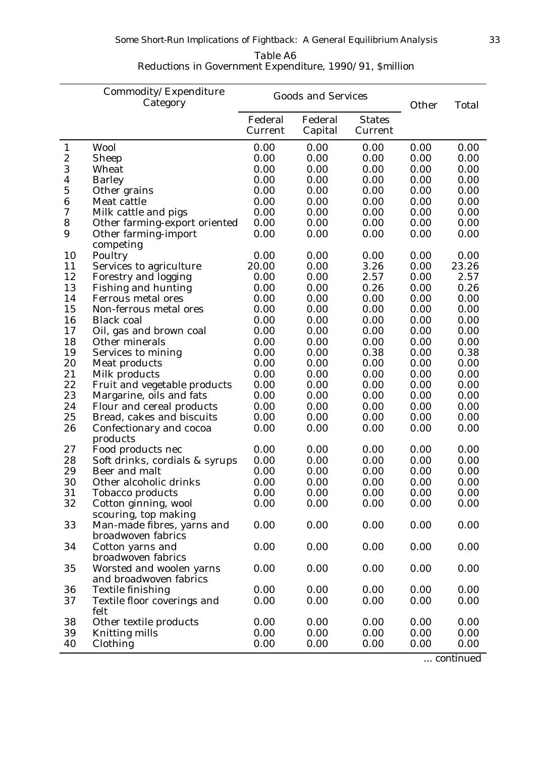Table A6
Reductions in Government Expenditure, 1990/91, $million

| | Commodity/Expenditure Category | Goods and Services | | | Other | Total |
|---|---|---|---|---|---|---|
| | | Federal Current | Federal Capital | States Current | | |
| 1 | Wool | 0.00 | 0.00 | 0.00 | 0.00 | 0.00 |
| 2 | Sheep | 0.00 | 0.00 | 0.00 | 0.00 | 0.00 |
| 3 | Wheat | 0.00 | 0.00 | 0.00 | 0.00 | 0.00 |
| 4 | Barley | 0.00 | 0.00 | 0.00 | 0.00 | 0.00 |
| 5 | Other grains | 0.00 | 0.00 | 0.00 | 0.00 | 0.00 |
| 6 | Meat cattle | 0.00 | 0.00 | 0.00 | 0.00 | 0.00 |
| 7 | Milk cattle and pigs | 0.00 | 0.00 | 0.00 | 0.00 | 0.00 |
| 8 | Other farming-export oriented | 0.00 | 0.00 | 0.00 | 0.00 | 0.00 |
| 9 | Other farming-import competing | 0.00 | 0.00 | 0.00 | 0.00 | 0.00 |
| 10 | Poultry | 0.00 | 0.00 | 0.00 | 0.00 | 0.00 |
| 11 | Services to agriculture | 20.00 | 0.00 | 3.26 | 0.00 | 23.26 |
| 12 | Forestry and logging | 0.00 | 0.00 | 2.57 | 0.00 | 2.57 |
| 13 | Fishing and hunting | 0.00 | 0.00 | 0.26 | 0.00 | 0.26 |
| 14 | Ferrous metal ores | 0.00 | 0.00 | 0.00 | 0.00 | 0.00 |
| 15 | Non-ferrous metal ores | 0.00 | 0.00 | 0.00 | 0.00 | 0.00 |
| 16 | Black coal | 0.00 | 0.00 | 0.00 | 0.00 | 0.00 |
| 17 | Oil, gas and brown coal | 0.00 | 0.00 | 0.00 | 0.00 | 0.00 |
| 18 | Other minerals | 0.00 | 0.00 | 0.00 | 0.00 | 0.00 |
| 19 | Services to mining | 0.00 | 0.00 | 0.38 | 0.00 | 0.38 |
| 20 | Meat products | 0.00 | 0.00 | 0.00 | 0.00 | 0.00 |
| 21 | Milk products | 0.00 | 0.00 | 0.00 | 0.00 | 0.00 |
| 22 | Fruit and vegetable products | 0.00 | 0.00 | 0.00 | 0.00 | 0.00 |
| 23 | Margarine, oils and fats | 0.00 | 0.00 | 0.00 | 0.00 | 0.00 |
| 24 | Flour and cereal products | 0.00 | 0.00 | 0.00 | 0.00 | 0.00 |
| 25 | Bread, cakes and biscuits | 0.00 | 0.00 | 0.00 | 0.00 | 0.00 |
| 26 | Confectionary and cocoa products | 0.00 | 0.00 | 0.00 | 0.00 | 0.00 |
| 27 | Food products nec | 0.00 | 0.00 | 0.00 | 0.00 | 0.00 |
| 28 | Soft drinks, cordials & syrups | 0.00 | 0.00 | 0.00 | 0.00 | 0.00 |
| 29 | Beer and malt | 0.00 | 0.00 | 0.00 | 0.00 | 0.00 |
| 30 | Other alcoholic drinks | 0.00 | 0.00 | 0.00 | 0.00 | 0.00 |
| 31 | Tobacco products | 0.00 | 0.00 | 0.00 | 0.00 | 0.00 |
| 32 | Cotton ginning, wool scouring, top making | 0.00 | 0.00 | 0.00 | 0.00 | 0.00 |
| 33 | Man-made fibres, yarns and broadwoven fabrics | 0.00 | 0.00 | 0.00 | 0.00 | 0.00 |
| 34 | Cotton yarns and broadwoven fabrics | 0.00 | 0.00 | 0.00 | 0.00 | 0.00 |
| 35 | Worsted and woolen yarns and broadwoven fabrics | 0.00 | 0.00 | 0.00 | 0.00 | 0.00 |
| 36 | Textile finishing | 0.00 | 0.00 | 0.00 | 0.00 | 0.00 |
| 37 | Textile floor coverings and felt | 0.00 | 0.00 | 0.00 | 0.00 | 0.00 |
| 38 | Other textile products | 0.00 | 0.00 | 0.00 | 0.00 | 0.00 |
| 39 | Knitting mills | 0.00 | 0.00 | 0.00 | 0.00 | 0.00 |
| 40 | Clothing | 0.00 | 0.00 | 0.00 | 0.00 | 0.00 |

... continued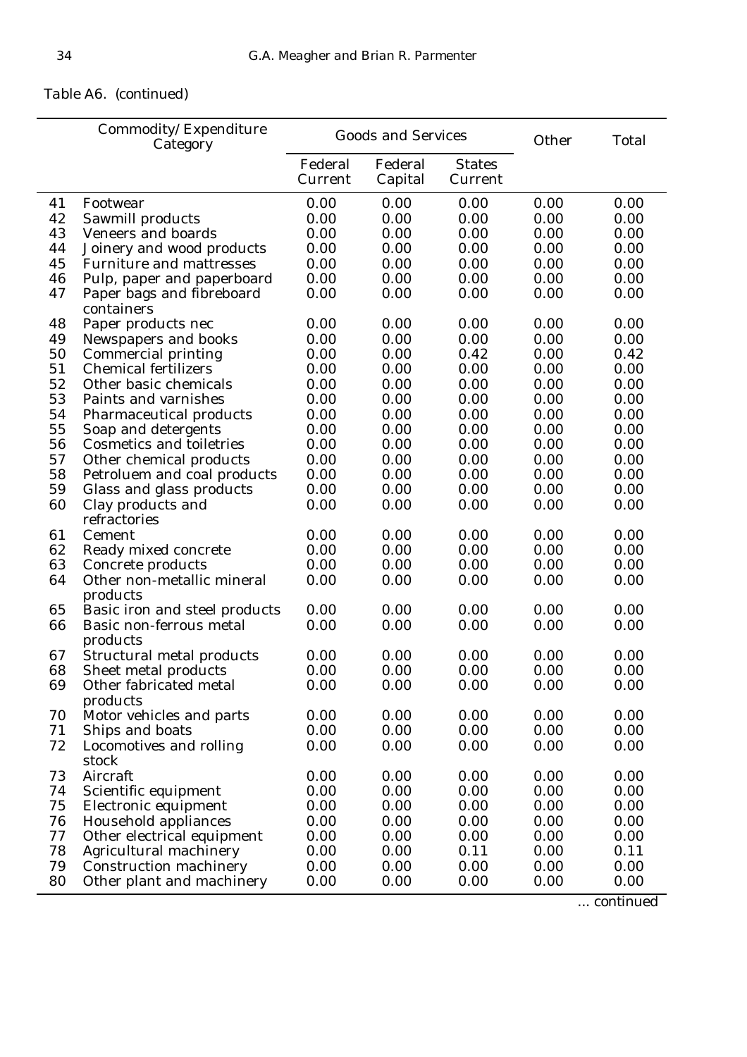Table A6. (continued)

| | Commodity/Expenditure Category | Goods and Services | | | Other | Total |
|---|---|---|---|---|---|---|
| | | Federal Current | Federal Capital | States Current | | |
| 41 | Footwear | 0.00 | 0.00 | 0.00 | 0.00 | 0.00 |
| 42 | Sawmill products | 0.00 | 0.00 | 0.00 | 0.00 | 0.00 |
| 43 | Veneers and boards | 0.00 | 0.00 | 0.00 | 0.00 | 0.00 |
| 44 | Joinery and wood products | 0.00 | 0.00 | 0.00 | 0.00 | 0.00 |
| 45 | Furniture and mattresses | 0.00 | 0.00 | 0.00 | 0.00 | 0.00 |
| 46 | Pulp, paper and paperboard | 0.00 | 0.00 | 0.00 | 0.00 | 0.00 |
| 47 | Paper bags and fibreboard containers | 0.00 | 0.00 | 0.00 | 0.00 | 0.00 |
| 48 | Paper products nec | 0.00 | 0.00 | 0.00 | 0.00 | 0.00 |
| 49 | Newspapers and books | 0.00 | 0.00 | 0.00 | 0.00 | 0.00 |
| 50 | Commercial printing | 0.00 | 0.00 | 0.42 | 0.00 | 0.42 |
| 51 | Chemical fertilizers | 0.00 | 0.00 | 0.00 | 0.00 | 0.00 |
| 52 | Other basic chemicals | 0.00 | 0.00 | 0.00 | 0.00 | 0.00 |
| 53 | Paints and varnishes | 0.00 | 0.00 | 0.00 | 0.00 | 0.00 |
| 54 | Pharmaceutical products | 0.00 | 0.00 | 0.00 | 0.00 | 0.00 |
| 55 | Soap and detergents | 0.00 | 0.00 | 0.00 | 0.00 | 0.00 |
| 56 | Cosmetics and toiletries | 0.00 | 0.00 | 0.00 | 0.00 | 0.00 |
| 57 | Other chemical products | 0.00 | 0.00 | 0.00 | 0.00 | 0.00 |
| 58 | Petroluem and coal products | 0.00 | 0.00 | 0.00 | 0.00 | 0.00 |
| 59 | Glass and glass products | 0.00 | 0.00 | 0.00 | 0.00 | 0.00 |
| 60 | Clay products and refractories | 0.00 | 0.00 | 0.00 | 0.00 | 0.00 |
| 61 | Cement | 0.00 | 0.00 | 0.00 | 0.00 | 0.00 |
| 62 | Ready mixed concrete | 0.00 | 0.00 | 0.00 | 0.00 | 0.00 |
| 63 | Concrete products | 0.00 | 0.00 | 0.00 | 0.00 | 0.00 |
| 64 | Other non-metallic mineral products | 0.00 | 0.00 | 0.00 | 0.00 | 0.00 |
| 65 | Basic iron and steel products | 0.00 | 0.00 | 0.00 | 0.00 | 0.00 |
| 66 | Basic non-ferrous metal products | 0.00 | 0.00 | 0.00 | 0.00 | 0.00 |
| 67 | Structural metal products | 0.00 | 0.00 | 0.00 | 0.00 | 0.00 |
| 68 | Sheet metal products | 0.00 | 0.00 | 0.00 | 0.00 | 0.00 |
| 69 | Other fabricated metal products | 0.00 | 0.00 | 0.00 | 0.00 | 0.00 |
| 70 | Motor vehicles and parts | 0.00 | 0.00 | 0.00 | 0.00 | 0.00 |
| 71 | Ships and boats | 0.00 | 0.00 | 0.00 | 0.00 | 0.00 |
| 72 | Locomotives and rolling stock | 0.00 | 0.00 | 0.00 | 0.00 | 0.00 |
| 73 | Aircraft | 0.00 | 0.00 | 0.00 | 0.00 | 0.00 |
| 74 | Scientific equipment | 0.00 | 0.00 | 0.00 | 0.00 | 0.00 |
| 75 | Electronic equipment | 0.00 | 0.00 | 0.00 | 0.00 | 0.00 |
| 76 | Household appliances | 0.00 | 0.00 | 0.00 | 0.00 | 0.00 |
| 77 | Other electrical equipment | 0.00 | 0.00 | 0.00 | 0.00 | 0.00 |
| 78 | Agricultural machinery | 0.00 | 0.00 | 0.11 | 0.00 | 0.11 |
| 79 | Construction machinery | 0.00 | 0.00 | 0.00 | 0.00 | 0.00 |
| 80 | Other plant and machinery | 0.00 | 0.00 | 0.00 | 0.00 | 0.00 |

... continued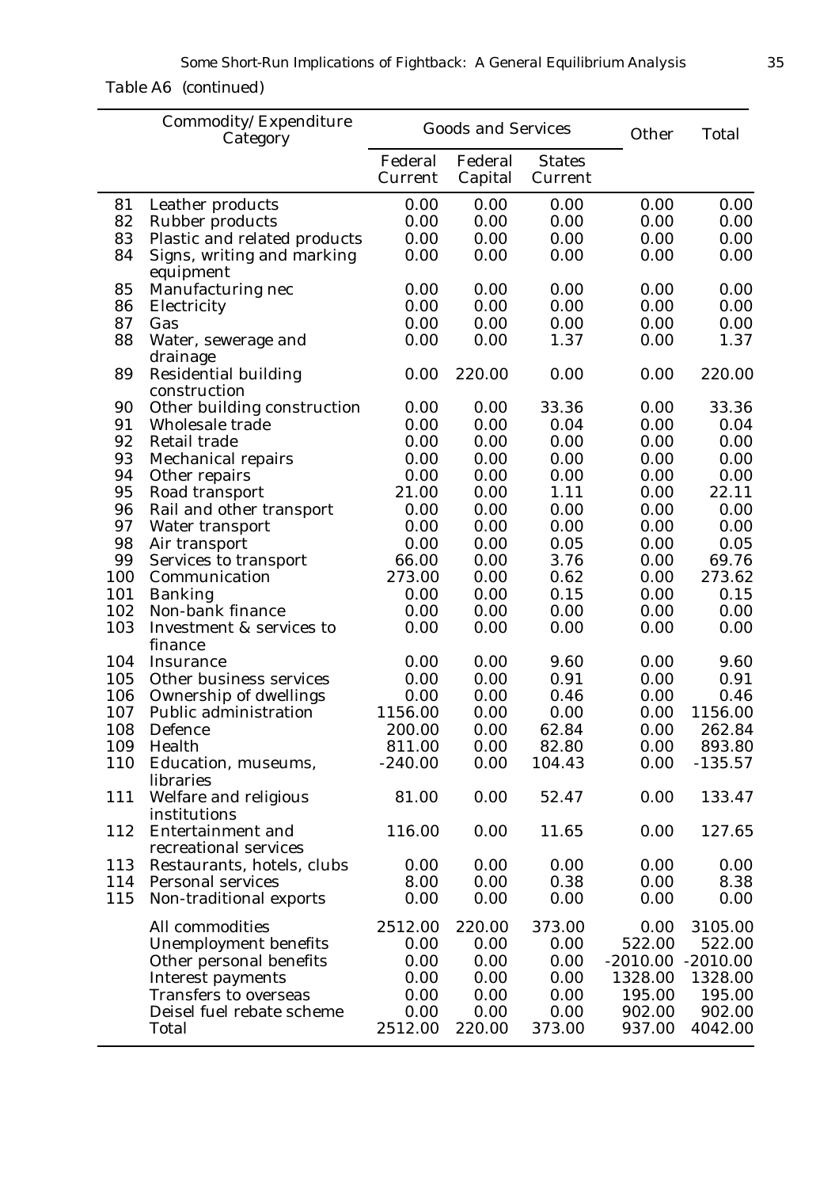Table A6 (continued)

| | Commodity/Expenditure Category | Goods and Services | | | Other | Total |
|---|---|---|---|---|---|---|
| | | Federal Current | Federal Capital | States Current | | |
| 81 | Leather products | 0.00 | 0.00 | 0.00 | 0.00 | 0.00 |
| 82 | Rubber products | 0.00 | 0.00 | 0.00 | 0.00 | 0.00 |
| 83 | Plastic and related products | 0.00 | 0.00 | 0.00 | 0.00 | 0.00 |
| 84 | Signs, writing and marking equipment | 0.00 | 0.00 | 0.00 | 0.00 | 0.00 |
| 85 | Manufacturing nec | 0.00 | 0.00 | 0.00 | 0.00 | 0.00 |
| 86 | Electricity | 0.00 | 0.00 | 0.00 | 0.00 | 0.00 |
| 87 | Gas | 0.00 | 0.00 | 0.00 | 0.00 | 0.00 |
| 88 | Water, sewerage and drainage | 0.00 | 0.00 | 1.37 | 0.00 | 1.37 |
| 89 | Residential building construction | 0.00 | 220.00 | 0.00 | 0.00 | 220.00 |
| 90 | Other building construction | 0.00 | 0.00 | 33.36 | 0.00 | 33.36 |
| 91 | Wholesale trade | 0.00 | 0.00 | 0.04 | 0.00 | 0.04 |
| 92 | Retail trade | 0.00 | 0.00 | 0.00 | 0.00 | 0.00 |
| 93 | Mechanical repairs | 0.00 | 0.00 | 0.00 | 0.00 | 0.00 |
| 94 | Other repairs | 0.00 | 0.00 | 0.00 | 0.00 | 0.00 |
| 95 | Road transport | 21.00 | 0.00 | 1.11 | 0.00 | 22.11 |
| 96 | Rail and other transport | 0.00 | 0.00 | 0.00 | 0.00 | 0.00 |
| 97 | Water transport | 0.00 | 0.00 | 0.00 | 0.00 | 0.00 |
| 98 | Air transport | 0.00 | 0.00 | 0.05 | 0.00 | 0.05 |
| 99 | Services to transport | 66.00 | 0.00 | 3.76 | 0.00 | 69.76 |
| 100 | Communication | 273.00 | 0.00 | 0.62 | 0.00 | 273.62 |
| 101 | Banking | 0.00 | 0.00 | 0.15 | 0.00 | 0.15 |
| 102 | Non-bank finance | 0.00 | 0.00 | 0.00 | 0.00 | 0.00 |
| 103 | Investment & services to finance | 0.00 | 0.00 | 0.00 | 0.00 | 0.00 |
| 104 | Insurance | 0.00 | 0.00 | 9.60 | 0.00 | 9.60 |
| 105 | Other business services | 0.00 | 0.00 | 0.91 | 0.00 | 0.91 |
| 106 | Ownership of dwellings | 0.00 | 0.00 | 0.46 | 0.00 | 0.46 |
| 107 | Public administration | 1156.00 | 0.00 | 0.00 | 0.00 | 1156.00 |
| 108 | Defence | 200.00 | 0.00 | 62.84 | 0.00 | 262.84 |
| 109 | Health | 811.00 | 0.00 | 82.80 | 0.00 | 893.80 |
| 110 | Education, museums, libraries | -240.00 | 0.00 | 104.43 | 0.00 | -135.57 |
| 111 | Welfare and religious institutions | 81.00 | 0.00 | 52.47 | 0.00 | 133.47 |
| 112 | Entertainment and recreational services | 116.00 | 0.00 | 11.65 | 0.00 | 127.65 |
| 113 | Restaurants, hotels, clubs | 0.00 | 0.00 | 0.00 | 0.00 | 0.00 |
| 114 | Personal services | 8.00 | 0.00 | 0.38 | 0.00 | 8.38 |
| 115 | Non-traditional exports | 0.00 | 0.00 | 0.00 | 0.00 | 0.00 |
| | All commodities | 2512.00 | 220.00 | 373.00 | 0.00 | 3105.00 |
| | Unemployment benefits | 0.00 | 0.00 | 0.00 | 522.00 | 522.00 |
| | Other personal benefits | 0.00 | 0.00 | 0.00 | -2010.00 | -2010.00 |
| | Interest payments | 0.00 | 0.00 | 0.00 | 1328.00 | 1328.00 |
| | Transfers to overseas | 0.00 | 0.00 | 0.00 | 195.00 | 195.00 |
| | Deisel fuel rebate scheme | 0.00 | 0.00 | 0.00 | 902.00 | 902.00 |
| | Total | 2512.00 | 220.00 | 373.00 | 937.00 | 4042.00 |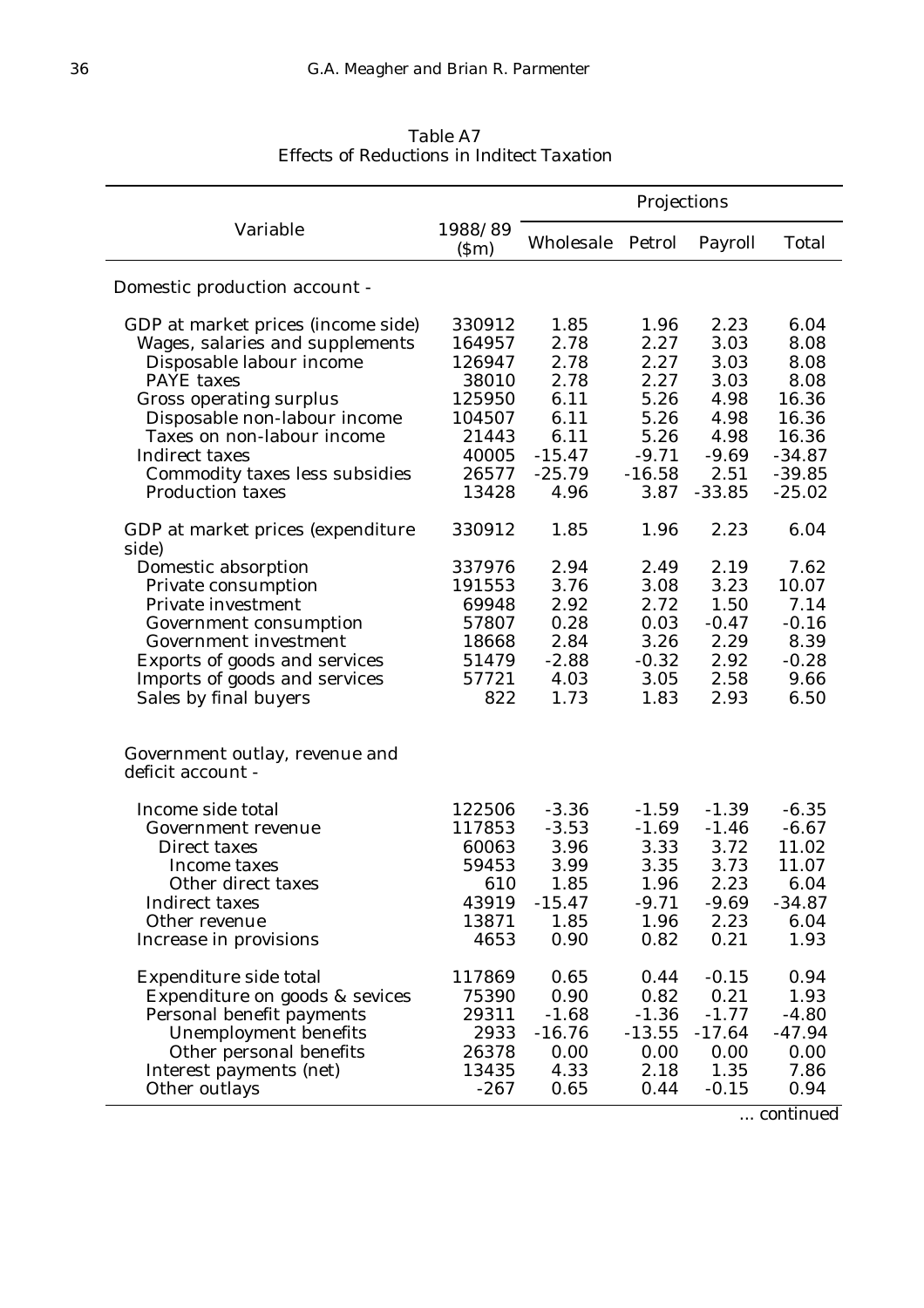Table A7
Effects of Reductions in Indirect Taxation

| Variable | 1988/89 ($m) | Projections | | | |
|---|---|---|---|---|---|
| | | Wholesale | Petrol | Payroll | Total |
| Domestic production account - | | | | | |
| GDP at market prices (income side) | 330912 | 1.85 | 1.96 | 2.23 | 6.04 |
| Wages, salaries and supplements | 164957 | 2.78 | 2.27 | 3.03 | 8.08 |
| Disposable labour income | 126947 | 2.78 | 2.27 | 3.03 | 8.08 |
| PAYE taxes | 38010 | 2.78 | 2.27 | 3.03 | 8.08 |
| Gross operating surplus | 125950 | 6.11 | 5.26 | 4.98 | 16.36 |
| Disposable non-labour income | 104507 | 6.11 | 5.26 | 4.98 | 16.36 |
| Taxes on non-labour income | 21443 | 6.11 | 5.26 | 4.98 | 16.36 |
| Indirect taxes | 40005 | -15.47 | -9.71 | -9.69 | -34.87 |
| Commodity taxes less subsidies | 26577 | -25.79 | -16.58 | 2.51 | -39.85 |
| Production taxes | 13428 | 4.96 | 3.87 | -33.85 | -25.02 |
| GDP at market prices (expenditure side) | 330912 | 1.85 | 1.96 | 2.23 | 6.04 |
| Domestic absorption | 337976 | 2.94 | 2.49 | 2.19 | 7.62 |
| Private consumption | 191553 | 3.76 | 3.08 | 3.23 | 10.07 |
| Private investment | 69948 | 2.92 | 2.72 | 1.50 | 7.14 |
| Government consumption | 57807 | 0.28 | 0.03 | -0.47 | -0.16 |
| Government investment | 18668 | 2.84 | 3.26 | 2.29 | 8.39 |
| Exports of goods and services | 51479 | -2.88 | -0.32 | 2.92 | -0.28 |
| Imports of goods and services | 57721 | 4.03 | 3.05 | 2.58 | 9.66 |
| Sales by final buyers | 822 | 1.73 | 1.83 | 2.93 | 6.50 |
| Government outlay, revenue and deficit account - | | | | | |
| Income side total | 122506 | -3.36 | -1.59 | -1.39 | -6.35 |
| Government revenue | 117853 | -3.53 | -1.69 | -1.46 | -6.67 |
| Direct taxes | 60063 | 3.96 | 3.33 | 3.72 | 11.02 |
| Income taxes | 59453 | 3.99 | 3.35 | 3.73 | 11.07 |
| Other direct taxes | 610 | 1.85 | 1.96 | 2.23 | 6.04 |
| Indirect taxes | 43919 | -15.47 | -9.71 | -9.69 | -34.87 |
| Other revenue | 13871 | 1.85 | 1.96 | 2.23 | 6.04 |
| Increase in provisions | 4653 | 0.90 | 0.82 | 0.21 | 1.93 |
| Expenditure side total | 117869 | 0.65 | 0.44 | -0.15 | 0.94 |
| Expenditure on goods & sevices | 75390 | 0.90 | 0.82 | 0.21 | 1.93 |
| Personal benefit payments | 29311 | -1.68 | -1.36 | -1.77 | -4.80 |
| Unemployment benefits | 2933 | -16.76 | -13.55 | -17.64 | -47.94 |
| Other personal benefits | 26378 | 0.00 | 0.00 | 0.00 | 0.00 |
| Interest payments (net) | 13435 | 4.33 | 2.18 | 1.35 | 7.86 |
| Other outlays | -267 | 0.65 | 0.44 | -0.15 | 0.94 |

... continued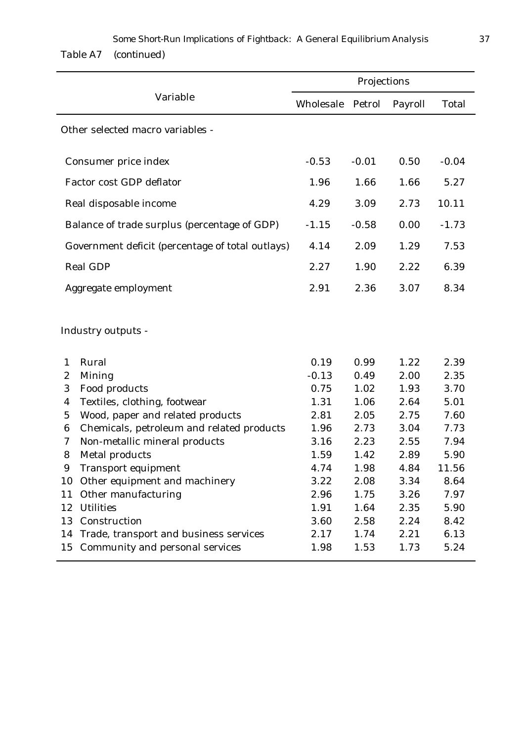Table A7 (continued)

| Variable | Projections | | | |
|---|---|---|---|---|
| | Wholesale | Petrol | Payroll | Total |
| Other selected macro variables - | | | | |
| Consumer price index | -0.53 | -0.01 | 0.50 | -0.04 |
| Factor cost GDP deflator | 1.96 | 1.66 | 1.66 | 5.27 |
| Real disposable income | 4.29 | 3.09 | 2.73 | 10.11 |
| Balance of trade surplus (percentage of GDP) | -1.15 | -0.58 | 0.00 | -1.73 |
| Government deficit (percentage of total outlays) | 4.14 | 2.09 | 1.29 | 7.53 |
| Real GDP | 2.27 | 1.90 | 2.22 | 6.39 |
| Aggregate employment | 2.91 | 2.36 | 3.07 | 8.34 |
| Industry outputs - | | | | |
| 1 Rural | 0.19 | 0.99 | 1.22 | 2.39 |
| 2 Mining | -0.13 | 0.49 | 2.00 | 2.35 |
| 3 Food products | 0.75 | 1.02 | 1.93 | 3.70 |
| 4 Textiles, clothing, footwear | 1.31 | 1.06 | 2.64 | 5.01 |
| 5 Wood, paper and related products | 2.81 | 2.05 | 2.75 | 7.60 |
| 6 Chemicals, petroleum and related products | 1.96 | 2.73 | 3.04 | 7.73 |
| 7 Non-metallic mineral products | 3.16 | 2.23 | 2.55 | 7.94 |
| 8 Metal products | 1.59 | 1.42 | 2.89 | 5.90 |
| 9 Transport equipment | 4.74 | 1.98 | 4.84 | 11.56 |
| 10 Other equipment and machinery | 3.22 | 2.08 | 3.34 | 8.64 |
| 11 Other manufacturing | 2.96 | 1.75 | 3.26 | 7.97 |
| 12 Utilities | 1.91 | 1.64 | 2.35 | 5.90 |
| 13 Construction | 3.60 | 2.58 | 2.24 | 8.42 |
| 14 Trade, transport and business services | 2.17 | 1.74 | 2.21 | 6.13 |
| 15 Community and personal services | 1.98 | 1.53 | 1.73 | 5.24 |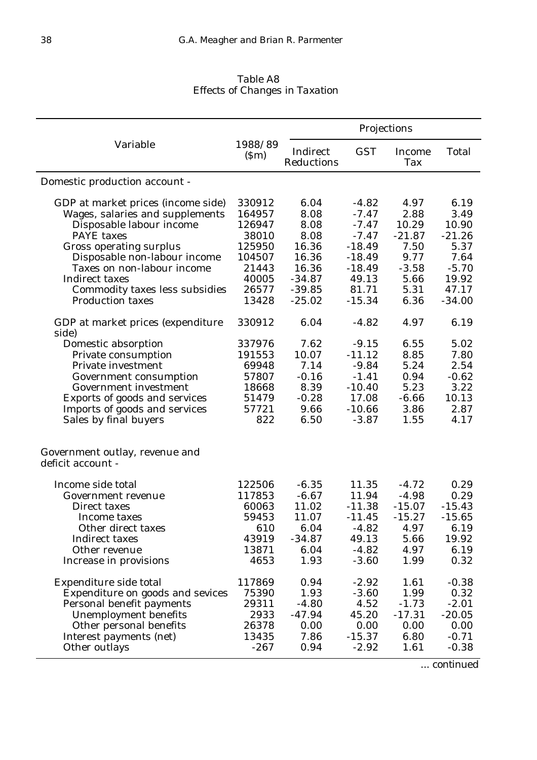Table A8
Effects of Changes in Taxation

| Variable | 1988/89 ($m) | Projections | | | |
|---|---|---|---|---|---|
| | | Indirect Reductions | GST | Income Tax | Total |
| Domestic production account - | | | | | |
| GDP at market prices (income side) | 330912 | 6.04 | -4.82 | 4.97 | 6.19 |
| Wages, salaries and supplements | 164957 | 8.08 | -7.47 | 2.88 | 3.49 |
| Disposable labour income | 126947 | 8.08 | -7.47 | 10.29 | 10.90 |
| PAYE taxes | 38010 | 8.08 | -7.47 | -21.87 | -21.26 |
| Gross operating surplus | 125950 | 16.36 | -18.49 | 7.50 | 5.37 |
| Disposable non-labour income | 104507 | 16.36 | -18.49 | 9.77 | 7.64 |
| Taxes on non-labour income | 21443 | 16.36 | -18.49 | -3.58 | -5.70 |
| Indirect taxes | 40005 | -34.87 | 49.13 | 5.66 | 19.92 |
| Commodity taxes less subsidies | 26577 | -39.85 | 81.71 | 5.31 | 47.17 |
| Production taxes | 13428 | -25.02 | -15.34 | 6.36 | -34.00 |
| GDP at market prices (expenditure side) | 330912 | 6.04 | -4.82 | 4.97 | 6.19 |
| Domestic absorption | 337976 | 7.62 | -9.15 | 6.55 | 5.02 |
| Private consumption | 191553 | 10.07 | -11.12 | 8.85 | 7.80 |
| Private investment | 69948 | 7.14 | -9.84 | 5.24 | 2.54 |
| Government consumption | 57807 | -0.16 | -1.41 | 0.94 | -0.62 |
| Government investment | 18668 | 8.39 | -10.40 | 5.23 | 3.22 |
| Exports of goods and services | 51479 | -0.28 | 17.08 | -6.66 | 10.13 |
| Imports of goods and services | 57721 | 9.66 | -10.66 | 3.86 | 2.87 |
| Sales by final buyers | 822 | 6.50 | -3.87 | 1.55 | 4.17 |
| Government outlay, revenue and deficit account - | | | | | |
| Income side total | 122506 | -6.35 | 11.35 | -4.72 | 0.29 |
| Government revenue | 117853 | -6.67 | 11.94 | -4.98 | 0.29 |
| Direct taxes | 60063 | 11.02 | -11.38 | -15.07 | -15.43 |
| Income taxes | 59453 | 11.07 | -11.45 | -15.27 | -15.65 |
| Other direct taxes | 610 | 6.04 | -4.82 | 4.97 | 6.19 |
| Indirect taxes | 43919 | -34.87 | 49.13 | 5.66 | 19.92 |
| Other revenue | 13871 | 6.04 | -4.82 | 4.97 | 6.19 |
| Increase in provisions | 4653 | 1.93 | -3.60 | 1.99 | 0.32 |
| Expenditure side total | 117869 | 0.94 | -2.92 | 1.61 | -0.38 |
| Expenditure on goods and sevices | 75390 | 1.93 | -3.60 | 1.99 | 0.32 |
| Personal benefit payments | 29311 | -4.80 | 4.52 | -1.73 | -2.01 |
| Unemployment benefits | 2933 | -47.94 | 45.20 | -17.31 | -20.05 |
| Other personal benefits | 26378 | 0.00 | 0.00 | 0.00 | 0.00 |
| Interest payments (net) | 13435 | 7.86 | -15.37 | 6.80 | -0.71 |
| Other outlays | -267 | 0.94 | -2.92 | 1.61 | -0.38 |

... continued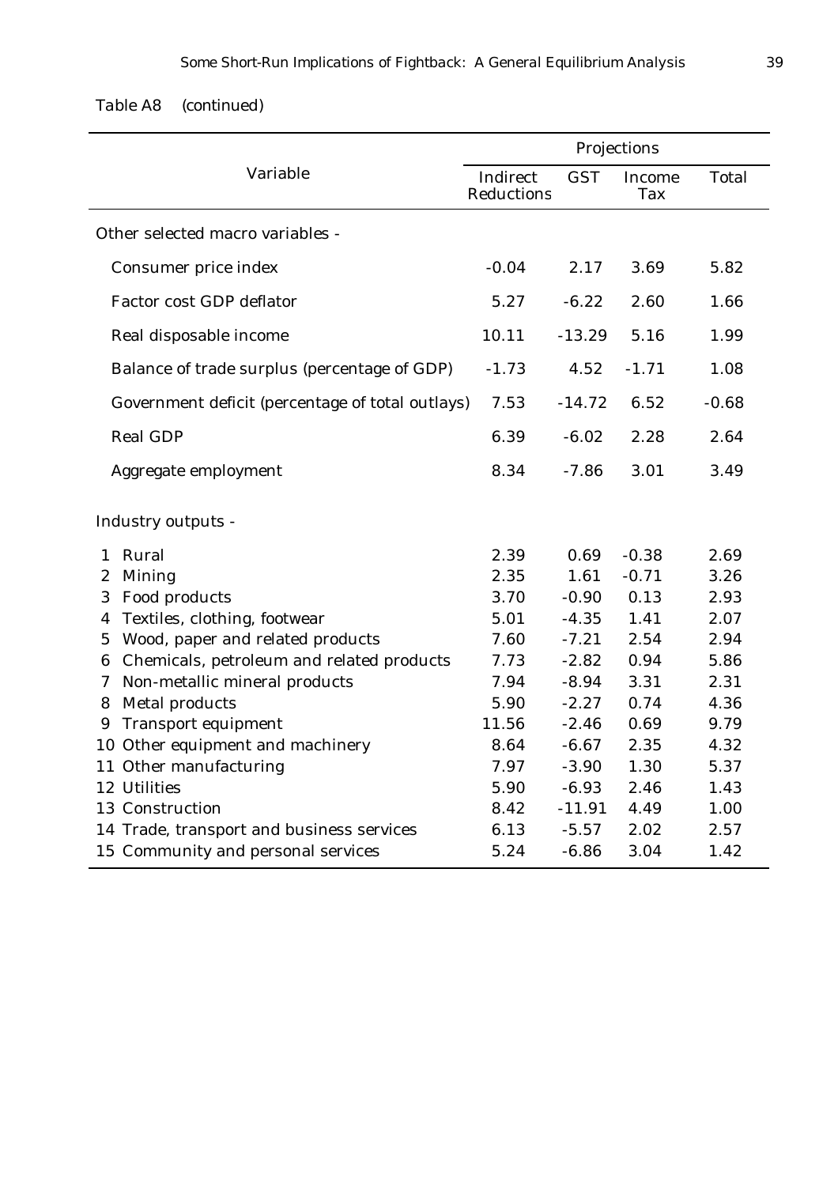Table A8 (continued)

| Variable | Projections | | | |
|---|---|---|---|---|
| | Indirect Reductions | GST | Income Tax | Total |
| Other selected macro variables - | | | | |
| Consumer price index | -0.04 | 2.17 | 3.69 | 5.82 |
| Factor cost GDP deflator | 5.27 | -6.22 | 2.60 | 1.66 |
| Real disposable income | 10.11 | -13.29 | 5.16 | 1.99 |
| Balance of trade surplus (percentage of GDP) | -1.73 | 4.52 | -1.71 | 1.08 |
| Government deficit (percentage of total outlays) | 7.53 | -14.72 | 6.52 | -0.68 |
| Real GDP | 6.39 | -6.02 | 2.28 | 2.64 |
| Aggregate employment | 8.34 | -7.86 | 3.01 | 3.49 |
| Industry outputs - | | | | |
| 1 Rural | 2.39 | 0.69 | -0.38 | 2.69 |
| 2 Mining | 2.35 | 1.61 | -0.71 | 3.26 |
| 3 Food products | 3.70 | -0.90 | 0.13 | 2.93 |
| 4 Textiles, clothing, footwear | 5.01 | -4.35 | 1.41 | 2.07 |
| 5 Wood, paper and related products | 7.60 | -7.21 | 2.54 | 2.94 |
| 6 Chemicals, petroleum and related products | 7.73 | -2.82 | 0.94 | 5.86 |
| 7 Non-metallic mineral products | 7.94 | -8.94 | 3.31 | 2.31 |
| 8 Metal products | 5.90 | -2.27 | 0.74 | 4.36 |
| 9 Transport equipment | 11.56 | -2.46 | 0.69 | 9.79 |
| 10 Other equipment and machinery | 8.64 | -6.67 | 2.35 | 4.32 |
| 11 Other manufacturing | 7.97 | -3.90 | 1.30 | 5.37 |
| 12 Utilities | 5.90 | -6.93 | 2.46 | 1.43 |
| 13 Construction | 8.42 | -11.91 | 4.49 | 1.00 |
| 14 Trade, transport and business services | 6.13 | -5.57 | 2.02 | 2.57 |
| 15 Community and personal services | 5.24 | -6.86 | 3.04 | 1.42 |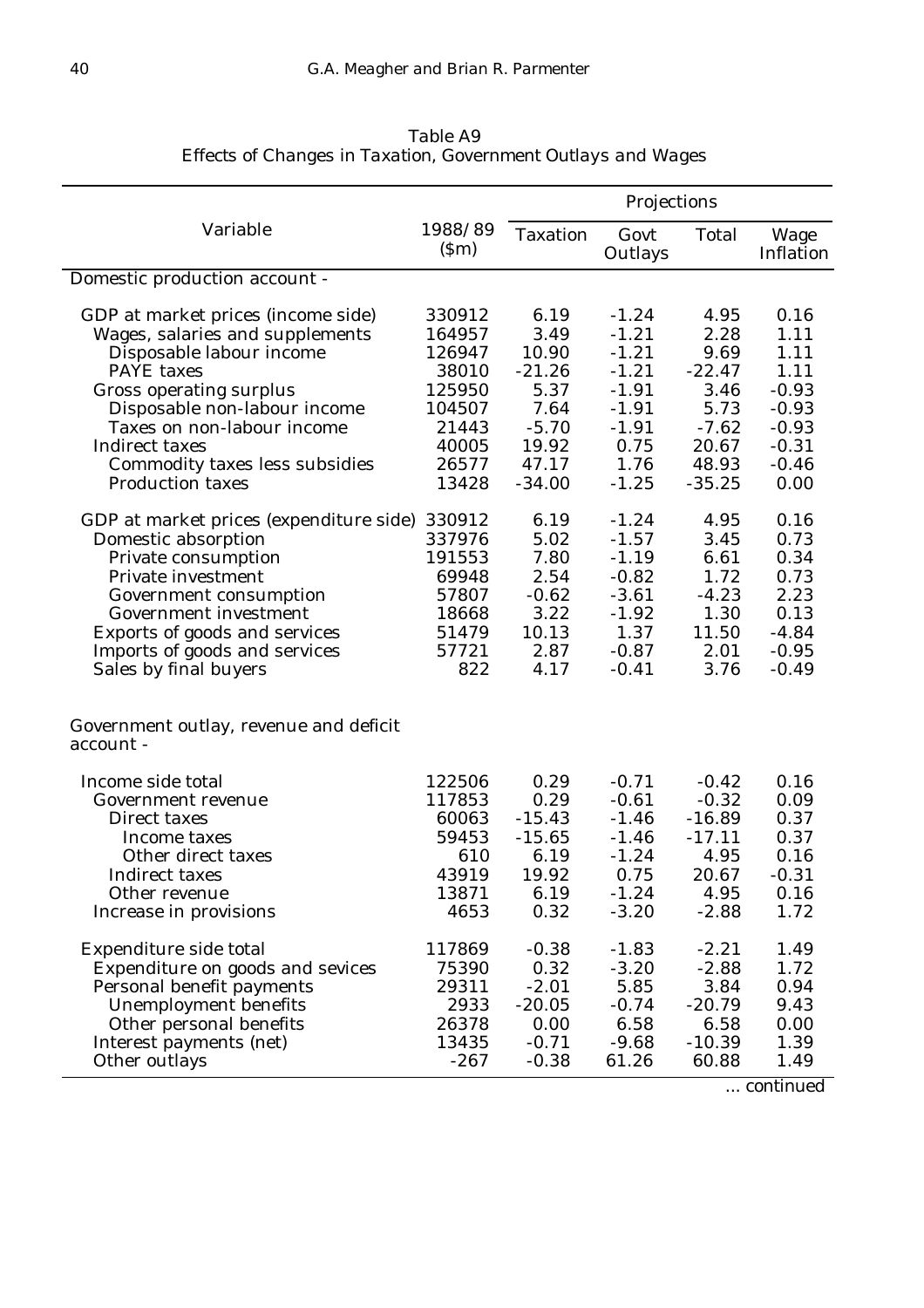Table A9
Effects of Changes in Taxation, Government Outlays and Wages

| Variable | 1988/89 ($m) | Projections | | | |
|---|---|---|---|---|---|
| | | Taxation | Govt Outlays | Total | Wage Inflation |
| Domestic production account - | | | | | |
| GDP at market prices (income side) | 330912 | 6.19 | -1.24 | 4.95 | 0.16 |
| Wages, salaries and supplements | 164957 | 3.49 | -1.21 | 2.28 | 1.11 |
| Disposable labour income | 126947 | 10.90 | -1.21 | 9.69 | 1.11 |
| PAYE taxes | 38010 | -21.26 | -1.21 | -22.47 | 1.11 |
| Gross operating surplus | 125950 | 5.37 | -1.91 | 3.46 | -0.93 |
| Disposable non-labour income | 104507 | 7.64 | -1.91 | 5.73 | -0.93 |
| Taxes on non-labour income | 21443 | -5.70 | -1.91 | -7.62 | -0.93 |
| Indirect taxes | 40005 | 19.92 | 0.75 | 20.67 | -0.31 |
| Commodity taxes less subsidies | 26577 | 47.17 | 1.76 | 48.93 | -0.46 |
| Production taxes | 13428 | -34.00 | -1.25 | -35.25 | 0.00 |
| GDP at market prices (expenditure side) | 330912 | 6.19 | -1.24 | 4.95 | 0.16 |
| Domestic absorption | 337976 | 5.02 | -1.57 | 3.45 | 0.73 |
| Private consumption | 191553 | 7.80 | -1.19 | 6.61 | 0.34 |
| Private investment | 69948 | 2.54 | -0.82 | 1.72 | 0.73 |
| Government consumption | 57807 | -0.62 | -3.61 | -4.23 | 2.23 |
| Government investment | 18668 | 3.22 | -1.92 | 1.30 | 0.13 |
| Exports of goods and services | 51479 | 10.13 | 1.37 | 11.50 | -4.84 |
| Imports of goods and services | 57721 | 2.87 | -0.87 | 2.01 | -0.95 |
| Sales by final buyers | 822 | 4.17 | -0.41 | 3.76 | -0.49 |
| Government outlay, revenue and deficit account - | | | | | |
| Income side total | 122506 | 0.29 | -0.71 | -0.42 | 0.16 |
| Government revenue | 117853 | 0.29 | -0.61 | -0.32 | 0.09 |
| Direct taxes | 60063 | -15.43 | -1.46 | -16.89 | 0.37 |
| Income taxes | 59453 | -15.65 | -1.46 | -17.11 | 0.37 |
| Other direct taxes | 610 | 6.19 | -1.24 | 4.95 | 0.16 |
| Indirect taxes | 43919 | 19.92 | 0.75 | 20.67 | -0.31 |
| Other revenue | 13871 | 6.19 | -1.24 | 4.95 | 0.16 |
| Increase in provisions | 4653 | 0.32 | -3.20 | -2.88 | 1.72 |
| Expenditure side total | 117869 | -0.38 | -1.83 | -2.21 | 1.49 |
| Expenditure on goods and sevices | 75390 | 0.32 | -3.20 | -2.88 | 1.72 |
| Personal benefit payments | 29311 | -2.01 | 5.85 | 3.84 | 0.94 |
| Unemployment benefits | 2933 | -20.05 | -0.74 | -20.79 | 9.43 |
| Other personal benefits | 26378 | 0.00 | 6.58 | 6.58 | 0.00 |
| Interest payments (net) | 13435 | -0.71 | -9.68 | -10.39 | 1.39 |
| Other outlays | -267 | -0.38 | 61.26 | 60.88 | 1.49 |

... continued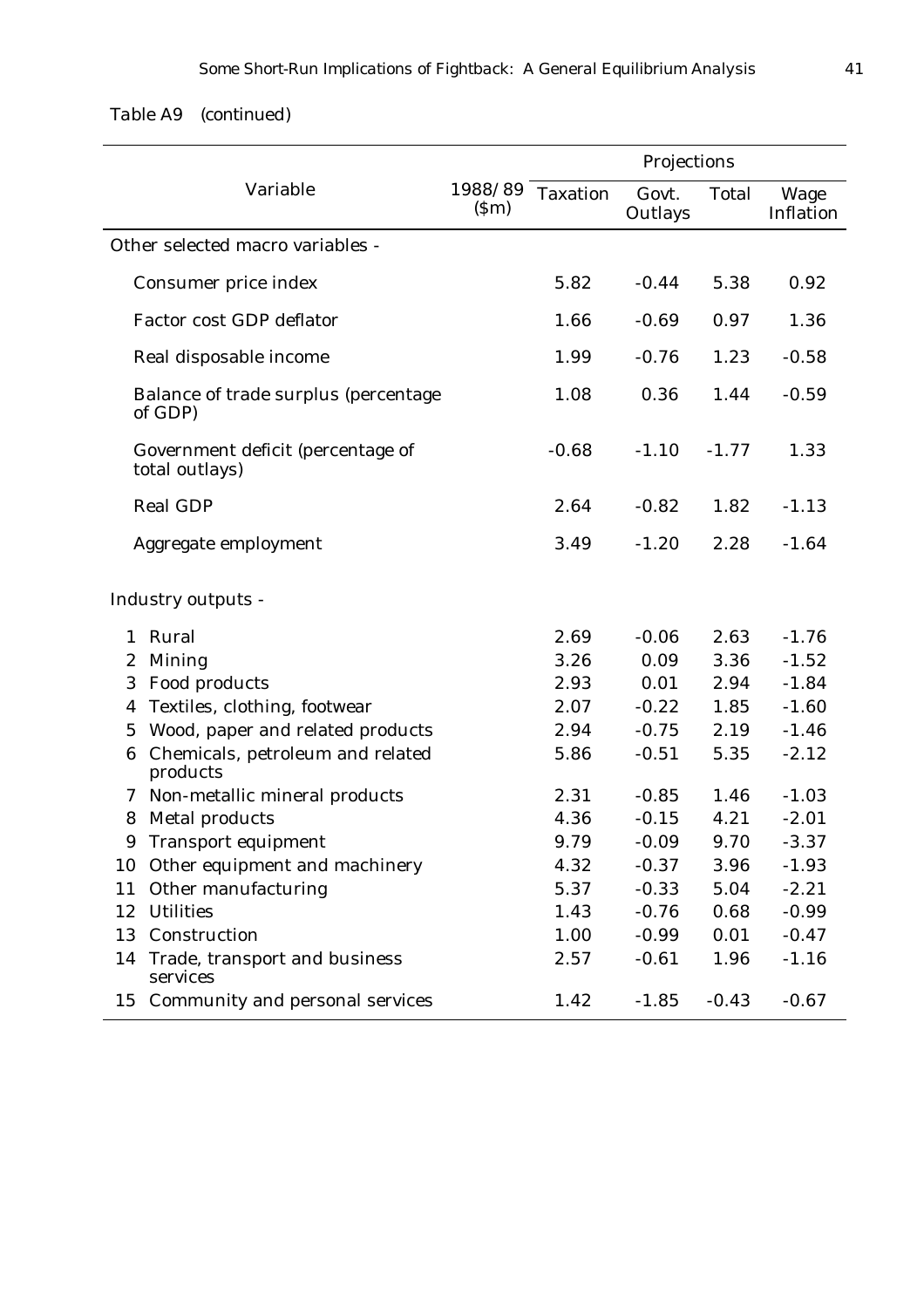Table A9 (continued)

| Variable | 1988/89 ($m) | Projections | | | |
|---|---|---|---|---|---|
| | | Taxation | Govt. Outlays | Total | Wage Inflation |
| Other selected macro variables - | | | | | |
| Consumer price index | | 5.82 | -0.44 | 5.38 | 0.92 |
| Factor cost GDP deflator | | 1.66 | -0.69 | 0.97 | 1.36 |
| Real disposable income | | 1.99 | -0.76 | 1.23 | -0.58 |
| Balance of trade surplus (percentage of GDP) | | 1.08 | 0.36 | 1.44 | -0.59 |
| Government deficit (percentage of total outlays) | | -0.68 | -1.10 | -1.77 | 1.33 |
| Real GDP | | 2.64 | -0.82 | 1.82 | -1.13 |
| Aggregate employment | | 3.49 | -1.20 | 2.28 | -1.64 |
| Industry outputs - | | | | | |
| 1 Rural | | 2.69 | -0.06 | 2.63 | -1.76 |
| 2 Mining | | 3.26 | 0.09 | 3.36 | -1.52 |
| 3 Food products | | 2.93 | 0.01 | 2.94 | -1.84 |
| 4 Textiles, clothing, footwear | | 2.07 | -0.22 | 1.85 | -1.60 |
| 5 Wood, paper and related products | | 2.94 | -0.75 | 2.19 | -1.46 |
| 6 Chemicals, petroleum and related products | | 5.86 | -0.51 | 5.35 | -2.12 |
| 7 Non-metallic mineral products | | 2.31 | -0.85 | 1.46 | -1.03 |
| 8 Metal products | | 4.36 | -0.15 | 4.21 | -2.01 |
| 9 Transport equipment | | 9.79 | -0.09 | 9.70 | -3.37 |
| 10 Other equipment and machinery | | 4.32 | -0.37 | 3.96 | -1.93 |
| 11 Other manufacturing | | 5.37 | -0.33 | 5.04 | -2.21 |
| 12 Utilities | | 1.43 | -0.76 | 0.68 | -0.99 |
| 13 Construction | | 1.00 | -0.99 | 0.01 | -0.47 |
| 14 Trade, transport and business services | | 2.57 | -0.61 | 1.96 | -1.16 |
| 15 Community and personal services | | 1.42 | -1.85 | -0.43 | -0.67 |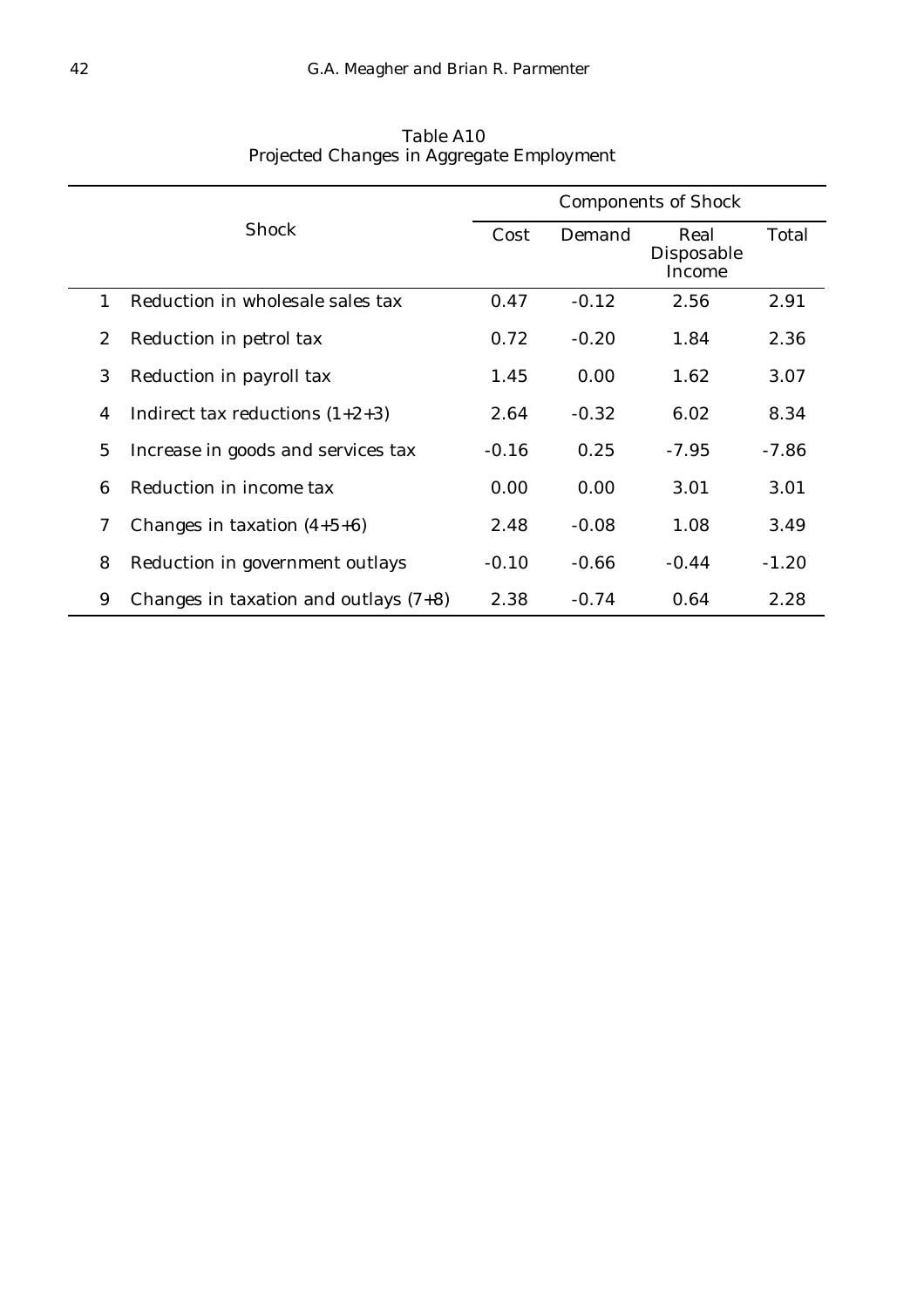Table A10
Projected Changes in Aggregate Employment

| | Shock | Components of Shock | | | |
|---|---|---|---|---|---|
| | | Cost | Demand | Real Disposable Income | Total |
| 1 | Reduction in wholesale sales tax | 0.47 | -0.12 | 2.56 | 2.91 |
| 2 | Reduction in petrol tax | 0.72 | -0.20 | 1.84 | 2.36 |
| 3 | Reduction in payroll tax | 1.45 | 0.00 | 1.62 | 3.07 |
| 4 | Indirect tax reductions (1+2+3) | 2.64 | -0.32 | 6.02 | 8.34 |
| 5 | Increase in goods and services tax | -0.16 | 0.25 | -7.95 | -7.86 |
| 6 | Reduction in income tax | 0.00 | 0.00 | 3.01 | 3.01 |
| 7 | Changes in taxation (4+5+6) | 2.48 | -0.08 | 1.08 | 3.49 |
| 8 | Reduction in government outlays | -0.10 | -0.66 | -0.44 | -1.20 |
| 9 | Changes in taxation and outlays (7+8) | 2.38 | -0.74 | 0.64 | 2.28 |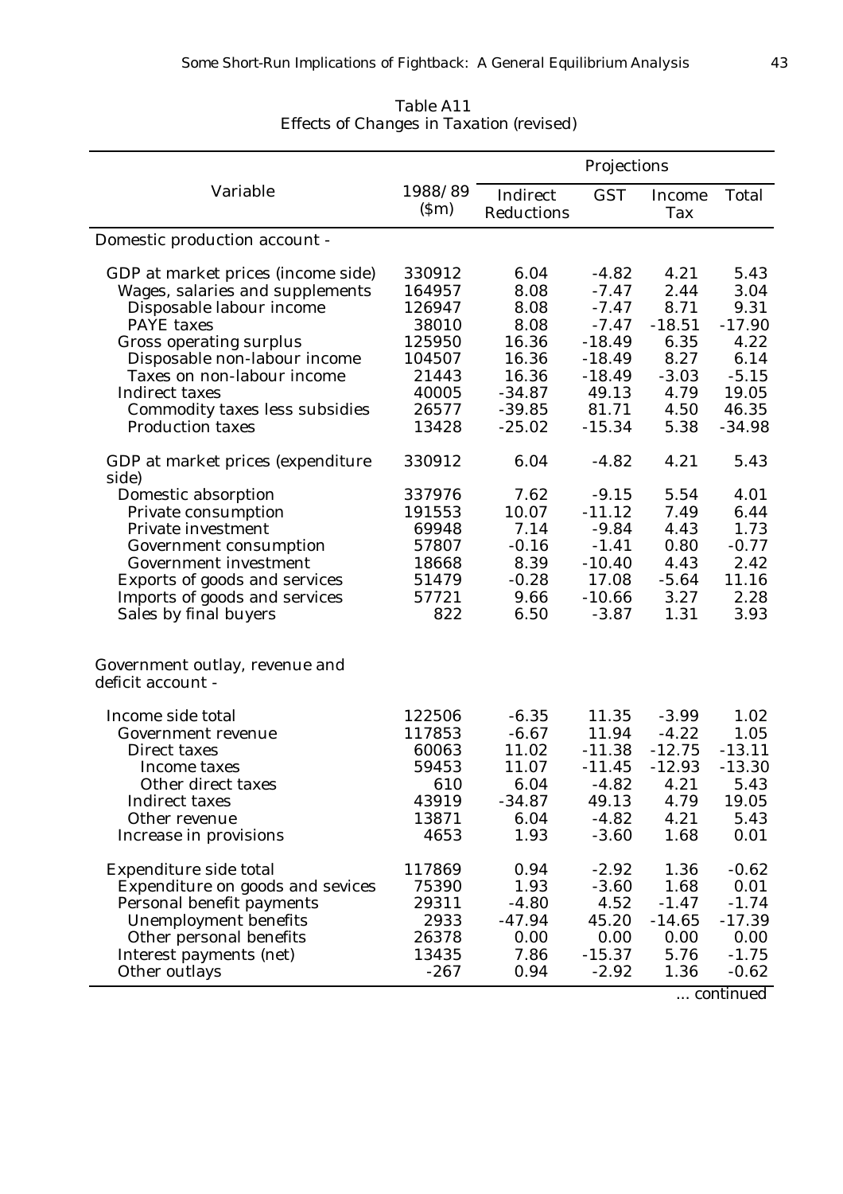Table A11
Effects of Changes in Taxation (revised)

| Variable | 1988/89 ($m) | Projections | | | |
|---|---|---|---|---|---|
| | | Indirect Reductions | GST | Income Tax | Total |
| Domestic production account - | | | | | |
| GDP at market prices (income side) | 330912 | 6.04 | -4.82 | 4.21 | 5.43 |
| Wages, salaries and supplements | 164957 | 8.08 | -7.47 | 2.44 | 3.04 |
| Disposable labour income | 126947 | 8.08 | -7.47 | 8.71 | 9.31 |
| PAYE taxes | 38010 | 8.08 | -7.47 | -18.51 | -17.90 |
| Gross operating surplus | 125950 | 16.36 | -18.49 | 6.35 | 4.22 |
| Disposable non-labour income | 104507 | 16.36 | -18.49 | 8.27 | 6.14 |
| Taxes on non-labour income | 21443 | 16.36 | -18.49 | -3.03 | -5.15 |
| Indirect taxes | 40005 | -34.87 | 49.13 | 4.79 | 19.05 |
| Commodity taxes less subsidies | 26577 | -39.85 | 81.71 | 4.50 | 46.35 |
| Production taxes | 13428 | -25.02 | -15.34 | 5.38 | -34.98 |
| GDP at market prices (expenditure side) | 330912 | 6.04 | -4.82 | 4.21 | 5.43 |
| Domestic absorption | 337976 | 7.62 | -9.15 | 5.54 | 4.01 |
| Private consumption | 191553 | 10.07 | -11.12 | 7.49 | 6.44 |
| Private investment | 69948 | 7.14 | -9.84 | 4.43 | 1.73 |
| Government consumption | 57807 | -0.16 | -1.41 | 0.80 | -0.77 |
| Government investment | 18668 | 8.39 | -10.40 | 4.43 | 2.42 |
| Exports of goods and services | 51479 | -0.28 | 17.08 | -5.64 | 11.16 |
| Imports of goods and services | 57721 | 9.66 | -10.66 | 3.27 | 2.28 |
| Sales by final buyers | 822 | 6.50 | -3.87 | 1.31 | 3.93 |
| Government outlay, revenue and deficit account - | | | | | |
| Income side total | 122506 | -6.35 | 11.35 | -3.99 | 1.02 |
| Government revenue | 117853 | -6.67 | 11.94 | -4.22 | 1.05 |
| Direct taxes | 60063 | 11.02 | -11.38 | -12.75 | -13.11 |
| Income taxes | 59453 | 11.07 | -11.45 | -12.93 | -13.30 |
| Other direct taxes | 610 | 6.04 | -4.82 | 4.21 | 5.43 |
| Indirect taxes | 43919 | -34.87 | 49.13 | 4.79 | 19.05 |
| Other revenue | 13871 | 6.04 | -4.82 | 4.21 | 5.43 |
| Increase in provisions | 4653 | 1.93 | -3.60 | 1.68 | 0.01 |
| Expenditure side total | 117869 | 0.94 | -2.92 | 1.36 | -0.62 |
| Expenditure on goods and sevices | 75390 | 1.93 | -3.60 | 1.68 | 0.01 |
| Personal benefit payments | 29311 | -4.80 | 4.52 | -1.47 | -1.74 |
| Unemployment benefits | 2933 | -47.94 | 45.20 | -14.65 | -17.39 |
| Other personal benefits | 26378 | 0.00 | 0.00 | 0.00 | 0.00 |
| Interest payments (net) | 13435 | 7.86 | -15.37 | 5.76 | -1.75 |
| Other outlays | -267 | 0.94 | -2.92 | 1.36 | -0.62 |

... continued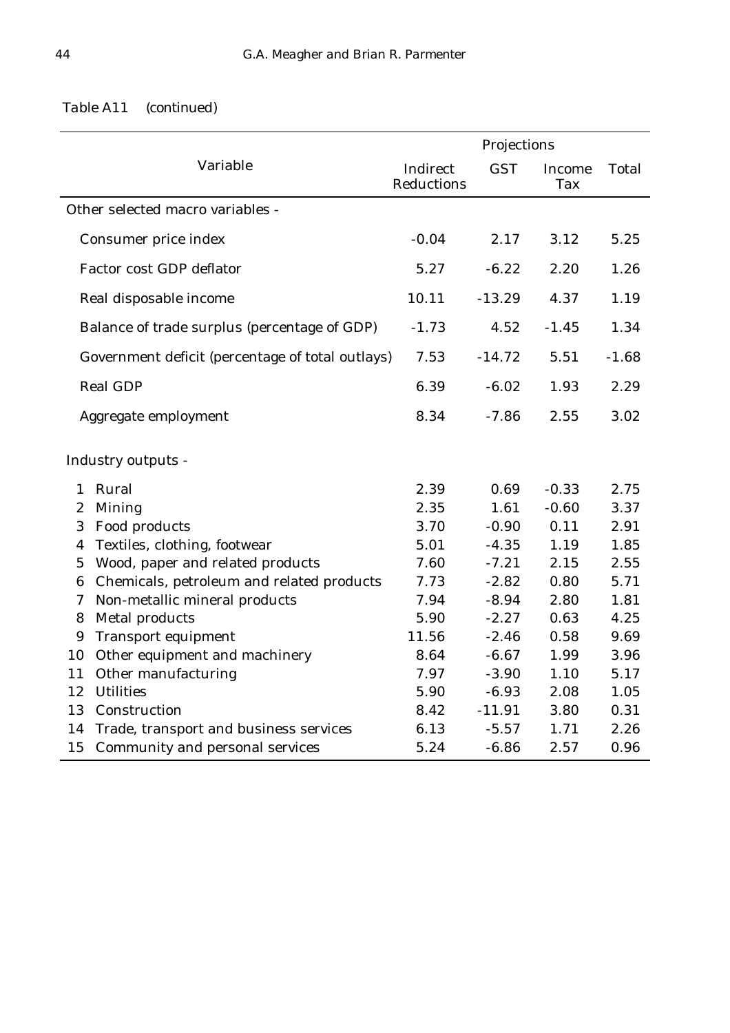Table A11 (continued)

| Variable | Projections | | | |
|---|---|---|---|---|
| | Indirect Reductions | GST | Income Tax | Total |
| Other selected macro variables - | | | | |
| Consumer price index | -0.04 | 2.17 | 3.12 | 5.25 |
| Factor cost GDP deflator | 5.27 | -6.22 | 2.20 | 1.26 |
| Real disposable income | 10.11 | -13.29 | 4.37 | 1.19 |
| Balance of trade surplus (percentage of GDP) | -1.73 | 4.52 | -1.45 | 1.34 |
| Government deficit (percentage of total outlays) | 7.53 | -14.72 | 5.51 | -1.68 |
| Real GDP | 6.39 | -6.02 | 1.93 | 2.29 |
| Aggregate employment | 8.34 | -7.86 | 2.55 | 3.02 |
| Industry outputs - | | | | |
| 1 Rural | 2.39 | 0.69 | -0.33 | 2.75 |
| 2 Mining | 2.35 | 1.61 | -0.60 | 3.37 |
| 3 Food products | 3.70 | -0.90 | 0.11 | 2.91 |
| 4 Textiles, clothing, footwear | 5.01 | -4.35 | 1.19 | 1.85 |
| 5 Wood, paper and related products | 7.60 | -7.21 | 2.15 | 2.55 |
| 6 Chemicals, petroleum and related products | 7.73 | -2.82 | 0.80 | 5.71 |
| 7 Non-metallic mineral products | 7.94 | -8.94 | 2.80 | 1.81 |
| 8 Metal products | 5.90 | -2.27 | 0.63 | 4.25 |
| 9 Transport equipment | 11.56 | -2.46 | 0.58 | 9.69 |
| 10 Other equipment and machinery | 8.64 | -6.67 | 1.99 | 3.96 |
| 11 Other manufacturing | 7.97 | -3.90 | 1.10 | 5.17 |
| 12 Utilities | 5.90 | -6.93 | 2.08 | 1.05 |
| 13 Construction | 8.42 | -11.91 | 3.80 | 0.31 |
| 14 Trade, transport and business services | 6.13 | -5.57 | 1.71 | 2.26 |
| 15 Community and personal services | 5.24 | -6.86 | 2.57 | 0.96 |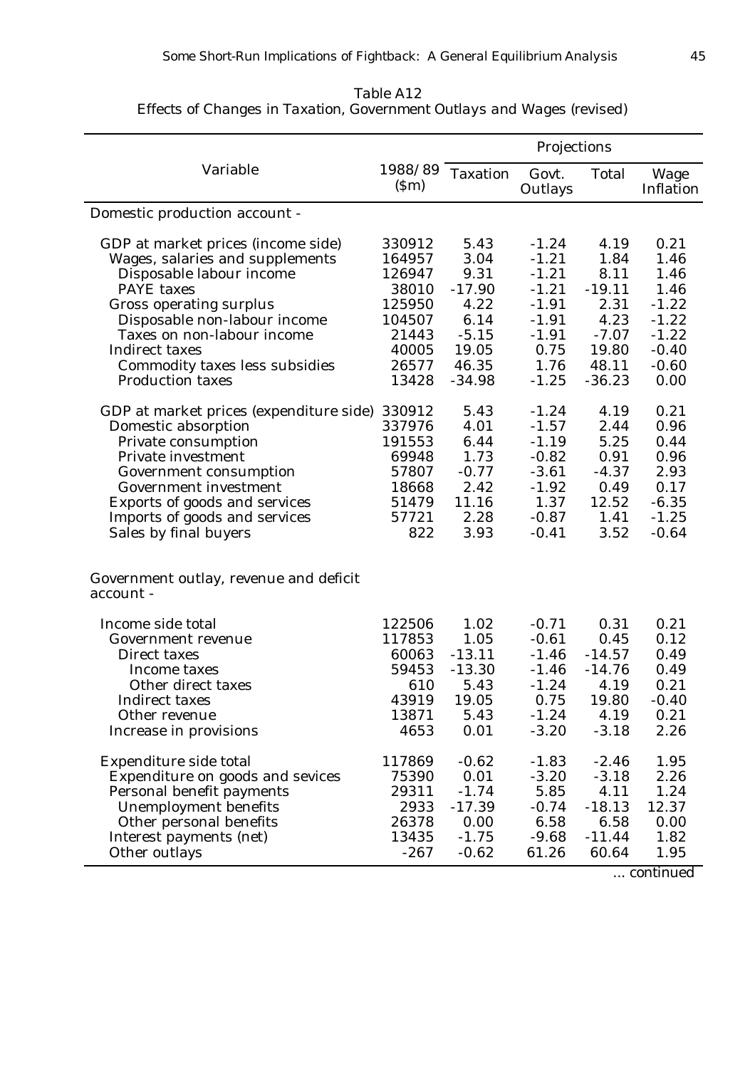Table A12
Effects of Changes in Taxation, Government Outlays and Wages (revised)

| Variable | 1988/89 ($m) | Projections | | | |
|---|---|---|---|---|---|
| | | Taxation | Govt. Outlays | Total | Wage Inflation |
| Domestic production account - | | | | | |
| GDP at market prices (income side) | 330912 | 5.43 | -1.24 | 4.19 | 0.21 |
| Wages, salaries and supplements | 164957 | 3.04 | -1.21 | 1.84 | 1.46 |
| Disposable labour income | 126947 | 9.31 | -1.21 | 8.11 | 1.46 |
| PAYE taxes | 38010 | -17.90 | -1.21 | -19.11 | 1.46 |
| Gross operating surplus | 125950 | 4.22 | -1.91 | 2.31 | -1.22 |
| Disposable non-labour income | 104507 | 6.14 | -1.91 | 4.23 | -1.22 |
| Taxes on non-labour income | 21443 | -5.15 | -1.91 | -7.07 | -1.22 |
| Indirect taxes | 40005 | 19.05 | 0.75 | 19.80 | -0.40 |
| Commodity taxes less subsidies | 26577 | 46.35 | 1.76 | 48.11 | -0.60 |
| Production taxes | 13428 | -34.98 | -1.25 | -36.23 | 0.00 |
| GDP at market prices (expenditure side) | 330912 | 5.43 | -1.24 | 4.19 | 0.21 |
| Domestic absorption | 337976 | 4.01 | -1.57 | 2.44 | 0.96 |
| Private consumption | 191553 | 6.44 | -1.19 | 5.25 | 0.44 |
| Private investment | 69948 | 1.73 | -0.82 | 0.91 | 0.96 |
| Government consumption | 57807 | -0.77 | -3.61 | -4.37 | 2.93 |
| Government investment | 18668 | 2.42 | -1.92 | 0.49 | 0.17 |
| Exports of goods and services | 51479 | 11.16 | 1.37 | 12.52 | -6.35 |
| Imports of goods and services | 57721 | 2.28 | -0.87 | 1.41 | -1.25 |
| Sales by final buyers | 822 | 3.93 | -0.41 | 3.52 | -0.64 |
| Government outlay, revenue and deficit account - | | | | | |
| Income side total | 122506 | 1.02 | -0.71 | 0.31 | 0.21 |
| Government revenue | 117853 | 1.05 | -0.61 | 0.45 | 0.12 |
| Direct taxes | 60063 | -13.11 | -1.46 | -14.57 | 0.49 |
| Income taxes | 59453 | -13.30 | -1.46 | -14.76 | 0.49 |
| Other direct taxes | 610 | 5.43 | -1.24 | 4.19 | 0.21 |
| Indirect taxes | 43919 | 19.05 | 0.75 | 19.80 | -0.40 |
| Other revenue | 13871 | 5.43 | -1.24 | 4.19 | 0.21 |
| Increase in provisions | 4653 | 0.01 | -3.20 | -3.18 | 2.26 |
| Expenditure side total | 117869 | -0.62 | -1.83 | -2.46 | 1.95 |
| Expenditure on goods and sevices | 75390 | 0.01 | -3.20 | -3.18 | 2.26 |
| Personal benefit payments | 29311 | -1.74 | 5.85 | 4.11 | 1.24 |
| Unemployment benefits | 2933 | -17.39 | -0.74 | -18.13 | 12.37 |
| Other personal benefits | 26378 | 0.00 | 6.58 | 6.58 | 0.00 |
| Interest payments (net) | 13435 | -1.75 | -9.68 | -11.44 | 1.82 |
| Other outlays | -267 | -0.62 | 61.26 | 60.64 | 1.95 |

... continued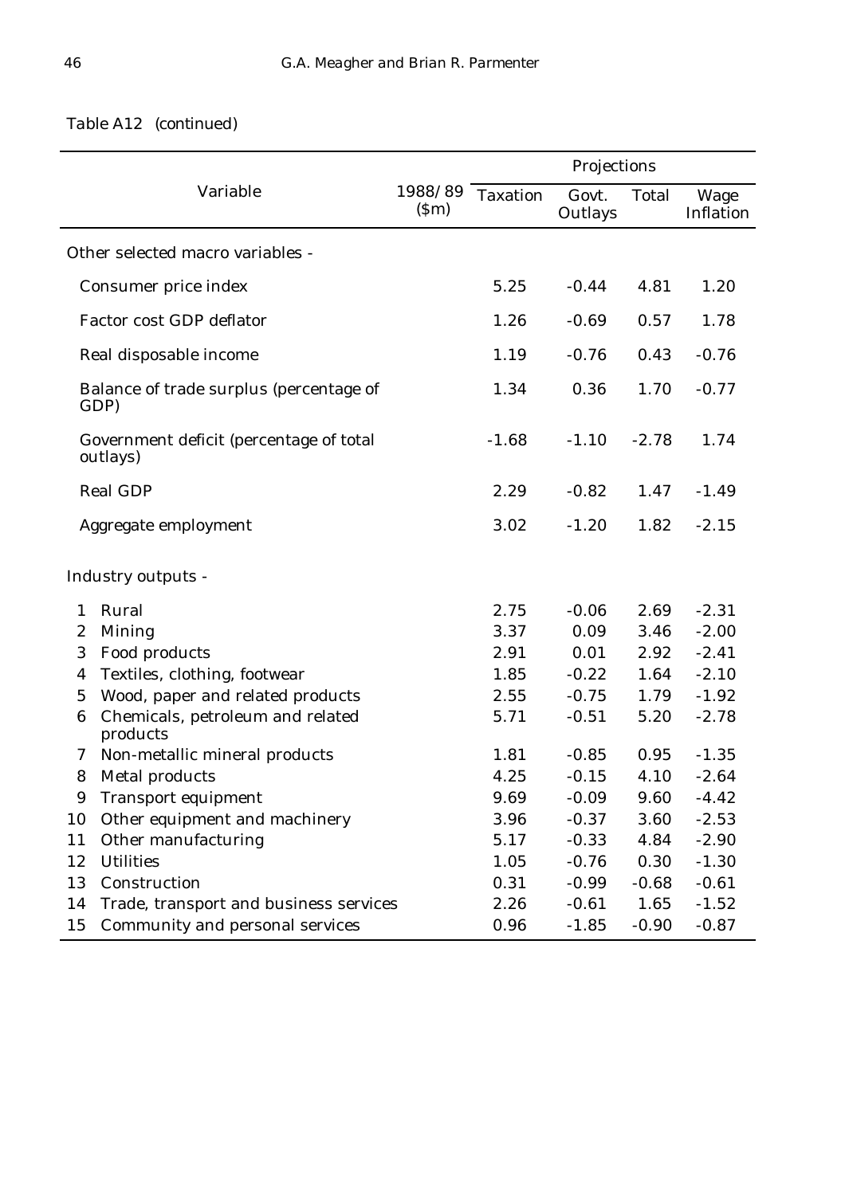Table A12 (continued)

| Variable | 1988/89 ($m) | Projections | | | |
|---|---|---|---|---|---|
| | | Taxation | Govt. Outlays | Total | Wage Inflation |
| Other selected macro variables - | | | | | |
| Consumer price index | | 5.25 | -0.44 | 4.81 | 1.20 |
| Factor cost GDP deflator | | 1.26 | -0.69 | 0.57 | 1.78 |
| Real disposable income | | 1.19 | -0.76 | 0.43 | -0.76 |
| Balance of trade surplus (percentage of GDP) | | 1.34 | 0.36 | 1.70 | -0.77 |
| Government deficit (percentage of total outlays) | | -1.68 | -1.10 | -2.78 | 1.74 |
| Real GDP | | 2.29 | -0.82 | 1.47 | -1.49 |
| Aggregate employment | | 3.02 | -1.20 | 1.82 | -2.15 |
| Industry outputs - | | | | | |
| 1 Rural | | 2.75 | -0.06 | 2.69 | -2.31 |
| 2 Mining | | 3.37 | 0.09 | 3.46 | -2.00 |
| 3 Food products | | 2.91 | 0.01 | 2.92 | -2.41 |
| 4 Textiles, clothing, footwear | | 1.85 | -0.22 | 1.64 | -2.10 |
| 5 Wood, paper and related products | | 2.55 | -0.75 | 1.79 | -1.92 |
| 6 Chemicals, petroleum and related products | | 5.71 | -0.51 | 5.20 | -2.78 |
| 7 Non-metallic mineral products | | 1.81 | -0.85 | 0.95 | -1.35 |
| 8 Metal products | | 4.25 | -0.15 | 4.10 | -2.64 |
| 9 Transport equipment | | 9.69 | -0.09 | 9.60 | -4.42 |
| 10 Other equipment and machinery | | 3.96 | -0.37 | 3.60 | -2.53 |
| 11 Other manufacturing | | 5.17 | -0.33 | 4.84 | -2.90 |
| 12 Utilities | | 1.05 | -0.76 | 0.30 | -1.30 |
| 13 Construction | | 0.31 | -0.99 | -0.68 | -0.61 |
| 14 Trade, transport and business services | | 2.26 | -0.61 | 1.65 | -1.52 |
| 15 Community and personal services | | 0.96 | -1.85 | -0.90 | -0.87 |